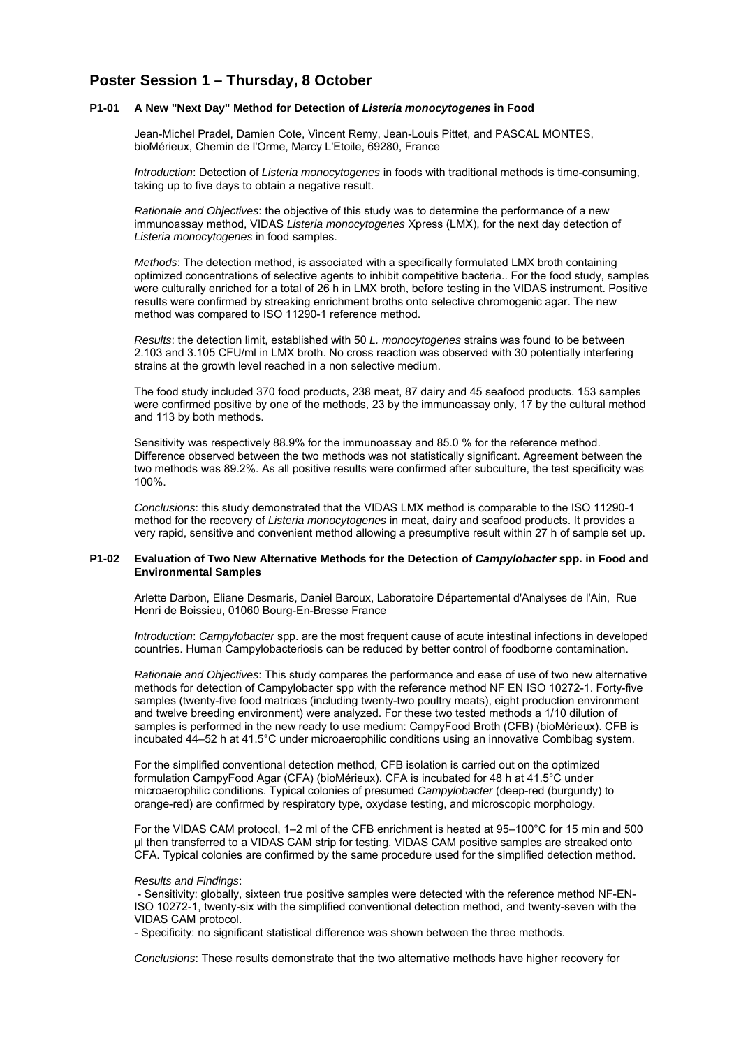# Poster Session 1 – Thursday, 8 October

### P1-01 A New "Next Day" Method for Detection of *Listeria monocytogenes* in Food

Jean-Michel Pradel, Damien Cote, Vincent Remy, Jean-Louis Pittet, and PASCAL MONTES, bioMérieux, Chemin de l'Orme, Marcy L'Etoile, 69280, France

*Introduction*: Detection of *Listeria monocytogenes* in foods with traditional methods is time-consuming, taking up to five days to obtain a negative result.

*Rationale and Objectives*: the objective of this study was to determine the performance of a new immunoassay method, VIDAS *Listeria monocytogenes* Xpress (LMX), for the next day detection of *Listeria monocytogenes* in food samples.

*Methods*: The detection method, is associated with a specifically formulated LMX broth containing optimized concentrations of selective agents to inhibit competitive bacteria.. For the food study, samples were culturally enriched for a total of 26 h in LMX broth, before testing in the VIDAS instrument. Positive results were confirmed by streaking enrichment broths onto selective chromogenic agar. The new method was compared to ISO 11290-1 reference method.

*Results*: the detection limit, established with 50 *L. monocytogenes* strains was found to be between 2.103 and 3.105 CFU/ml in LMX broth. No cross reaction was observed with 30 potentially interfering strains at the growth level reached in a non selective medium.

The food study included 370 food products, 238 meat, 87 dairy and 45 seafood products. 153 samples were confirmed positive by one of the methods, 23 by the immunoassay only, 17 by the cultural method and 113 by both methods.

Sensitivity was respectively 88.9% for the immunoassay and 85.0 % for the reference method. Difference observed between the two methods was not statistically significant. Agreement between the two methods was 89.2%. As all positive results were confirmed after subculture, the test specificity was 100%.

*Conclusions*: this study demonstrated that the VIDAS LMX method is comparable to the ISO 11290-1 method for the recovery of *Listeria monocytogenes* in meat, dairy and seafood products. It provides a very rapid, sensitive and convenient method allowing a presumptive result within 27 h of sample set up.

### P1-02 Evaluation of Two New Alternative Methods for the Detection of *Campylobacter* spp. in Food and Environmental Samples

Arlette Darbon, Eliane Desmaris, Daniel Baroux, Laboratoire Départemental d'Analyses de l'Ain, Rue Henri de Boissieu, 01060 Bourg-En-Bresse France

*Introduction*: *Campylobacter* spp. are the most frequent cause of acute intestinal infections in developed countries. Human Campylobacteriosis can be reduced by better control of foodborne contamination.

*Rationale and Objectives*: This study compares the performance and ease of use of two new alternative methods for detection of Campylobacter spp with the reference method NF EN ISO 10272-1. Forty-five samples (twenty-five food matrices (including twenty-two poultry meats), eight production environment and twelve breeding environment) were analyzed. For these two tested methods a 1/10 dilution of samples is performed in the new ready to use medium: CampyFood Broth (CFB) (bioMérieux). CFB is incubated 44–52 h at 41.5°C under microaerophilic conditions using an innovative Combibag system.

For the simplified conventional detection method, CFB isolation is carried out on the optimized formulation CampyFood Agar (CFA) (bioMérieux). CFA is incubated for 48 h at 41.5°C under microaerophilic conditions. Typical colonies of presumed *Campylobacter* (deep-red (burgundy) to orange-red) are confirmed by respiratory type, oxydase testing, and microscopic morphology.

For the VIDAS CAM protocol, 1–2 ml of the CFB enrichment is heated at 95–100°C for 15 min and 500 µl then transferred to a VIDAS CAM strip for testing. VIDAS CAM positive samples are streaked onto CFA. Typical colonies are confirmed by the same procedure used for the simplified detection method.

*Results and Findings*:

- Sensitivity: globally, sixteen true positive samples were detected with the reference method NF-EN-ISO 10272-1, twenty-six with the simplified conventional detection method, and twenty-seven with the VIDAS CAM protocol.
- Specificity: no significant statistical difference was shown between the three methods.

*Conclusions*: These results demonstrate that the two alternative methods have higher recovery for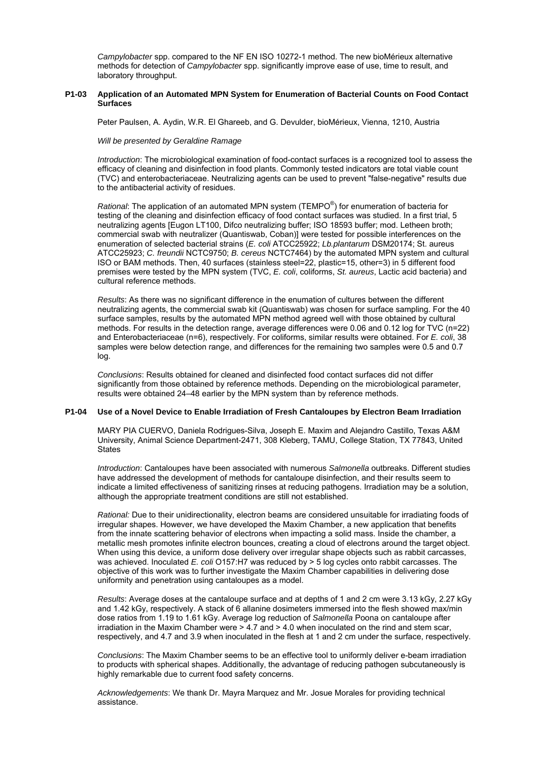*Campylobacter* spp. compared to the NF EN ISO 10272-1 method. The new bioMérieux alternative methods for detection of *Campylobacter* spp. significantly improve ease of use, time to result, and laboratory throughput.

### P1-03 Application of an Automated MPN System for Enumeration of Bacterial Counts on Food Contact Surfaces

Peter Paulsen, A. Aydin, W.R. El Ghareeb, and G. Devulder, bioMérieux, Vienna, 1210, Austria

*Will be presented by Geraldine Ramage*

*Introduction*: The microbiological examination of food-contact surfaces is a recognized tool to assess the efficacy of cleaning and disinfection in food plants. Commonly tested indicators are total viable count (TVC) and enterobacteriaceae. Neutralizing agents can be used to prevent "false-negative" results due to the antibacterial activity of residues.

*Rational*: The application of an automated MPN system (TEMPO®) for enumeration of bacteria for testing of the cleaning and disinfection efficacy of food contact surfaces was studied. In a first trial, 5 neutralizing agents [Eugon LT100, Difco neutralizing buffer; ISO 18593 buffer; mod. Letheen broth; commercial swab with neutralizer (Quantiswab, Coban)] were tested for possible interferences on the enumeration of selected bacterial strains (*E. coli* ATCC25922; *Lb.plantarum* DSM20174; St. aureus ATCC25923; *C. freundii* NCTC9750; *B. cereus* NCTC7464) by the automated MPN system and cultural ISO or BAM methods. Then, 40 surfaces (stainless steel=22, plastic=15, other=3) in 5 different food premises were tested by the MPN system (TVC, *E. coli*, coliforms, *St. aureus*, Lactic acid bacteria) and cultural reference methods.

*Results*: As there was no significant difference in the enumation of cultures between the different neutralizing agents, the commercial swab kit (Quantiswab) was chosen for surface sampling. For the 40 surface samples, results by the automated MPN method agreed well with those obtained by cultural methods. For results in the detection range, average differences were 0.06 and 0.12 log for TVC (n=22) and Enterobacteriaceae (n=6), respectively. For coliforms, similar results were obtained. For *E. coli*, 38 samples were below detection range, and differences for the remaining two samples were 0.5 and 0.7 log.

*Conclusions*: Results obtained for cleaned and disinfected food contact surfaces did not differ significantly from those obtained by reference methods. Depending on the microbiological parameter, results were obtained 24–48 earlier by the MPN system than by reference methods.

### P1-04 Use of a Novel Device to Enable Irradiation of Fresh Cantaloupes by Electron Beam Irradiation

MARY PIA CUERVO, Daniela Rodrigues-Silva, Joseph E. Maxim and Alejandro Castillo, Texas A&M University, Animal Science Department-2471, 308 Kleberg, TAMU, College Station, TX 77843, United States

*Introduction*: Cantaloupes have been associated with numerous *Salmonella* outbreaks. Different studies have addressed the development of methods for cantaloupe disinfection, and their results seem to indicate a limited effectiveness of sanitizing rinses at reducing pathogens. Irradiation may be a solution, although the appropriate treatment conditions are still not established.

*Rational:* Due to their unidirectionality, electron beams are considered unsuitable for irradiating foods of irregular shapes. However, we have developed the Maxim Chamber, a new application that benefits from the innate scattering behavior of electrons when impacting a solid mass. Inside the chamber, a metallic mesh promotes infinite electron bounces, creating a cloud of electrons around the target object. When using this device, a uniform dose delivery over irregular shape objects such as rabbit carcasses, was achieved. Inoculated *E. coli* O157:H7 was reduced by > 5 log cycles onto rabbit carcasses. The objective of this work was to further investigate the Maxim Chamber capabilities in delivering dose uniformity and penetration using cantaloupes as a model.

*Results*: Average doses at the cantaloupe surface and at depths of 1 and 2 cm were 3.13 kGy, 2.27 kGy and 1.42 kGy, respectively. A stack of 6 allanine dosimeters immersed into the flesh showed max/min dose ratios from 1.19 to 1.61 kGy. Average log reduction of *Salmonella* Poona on cantaloupe after irradiation in the Maxim Chamber were > 4.7 and > 4.0 when inoculated on the rind and stem scar, respectively, and 4.7 and 3.9 when inoculated in the flesh at 1 and 2 cm under the surface, respectively.

*Conclusions*: The Maxim Chamber seems to be an effective tool to uniformly deliver e-beam irradiation to products with spherical shapes. Additionally, the advantage of reducing pathogen subcutaneously is highly remarkable due to current food safety concerns.

*Acknowledgements*: We thank Dr. Mayra Marquez and Mr. Josue Morales for providing technical assistance.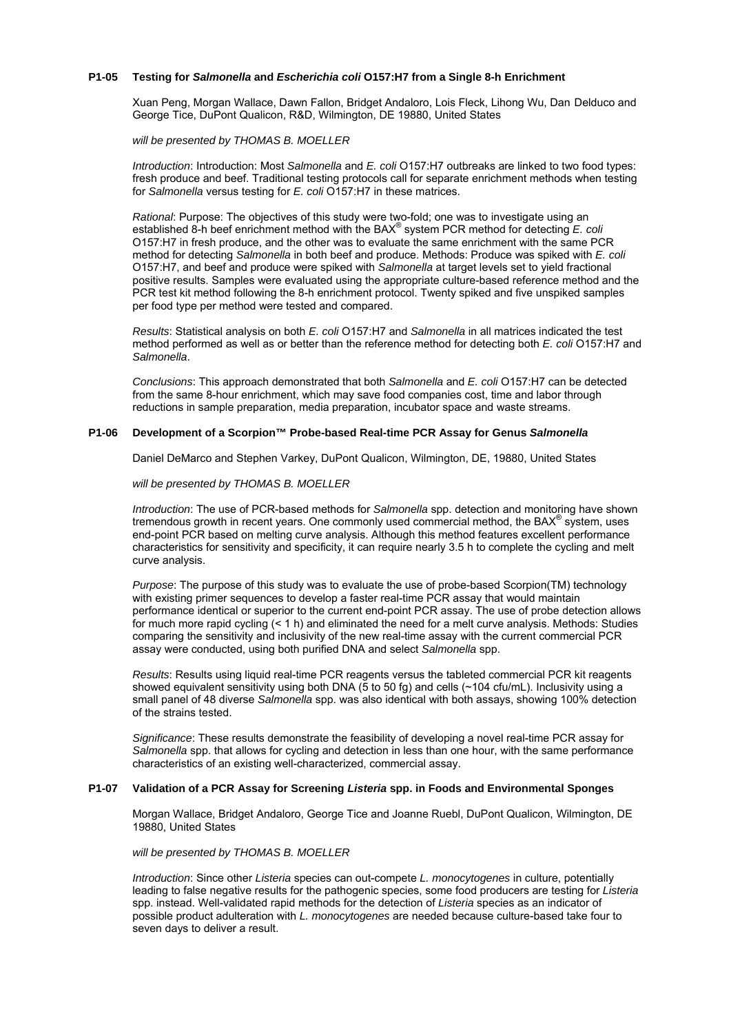### P1-05 Testing for *Salmonella* and *Escherichia coli* O157:H7 from a Single 8-h Enrichment

Xuan Peng, Morgan Wallace, Dawn Fallon, Bridget Andaloro, Lois Fleck, Lihong Wu, Dan Delduco and George Tice, DuPont Qualicon, R&D, Wilmington, DE 19880, United States

*will be presented by THOMAS B. MOELLER*

*Introduction*: Introduction: Most *Salmonella* and *E. coli* O157:H7 outbreaks are linked to two food types: fresh produce and beef. Traditional testing protocols call for separate enrichment methods when testing for *Salmonella* versus testing for *E. coli* O157:H7 in these matrices.

*Rational*: Purpose: The objectives of this study were two-fold; one was to investigate using an established 8-h beef enrichment method with the BAX® system PCR method for detecting *E. coli* O157:H7 in fresh produce, and the other was to evaluate the same enrichment with the same PCR method for detecting *Salmonella* in both beef and produce. Methods: Produce was spiked with *E. coli* O157:H7, and beef and produce were spiked with *Salmonella* at target levels set to yield fractional positive results. Samples were evaluated using the appropriate culture-based reference method and the PCR test kit method following the 8-h enrichment protocol. Twenty spiked and five unspiked samples per food type per method were tested and compared.

*Results*: Statistical analysis on both *E. coli* O157:H7 and *Salmonella* in all matrices indicated the test method performed as well as or better than the reference method for detecting both *E. coli* O157:H7 and *Salmonella*.

*Conclusions*: This approach demonstrated that both *Salmonella* and *E. coli* O157:H7 can be detected from the same 8-hour enrichment, which may save food companies cost, time and labor through reductions in sample preparation, media preparation, incubator space and waste streams.

### P1-06 Development of a Scorpion™ Probe-based Real-time PCR Assay for Genus *Salmonella*

Daniel DeMarco and Stephen Varkey, DuPont Qualicon, Wilmington, DE, 19880, United States

*will be presented by THOMAS B. MOELLER*

*Introduction*: The use of PCR-based methods for *Salmonella* spp. detection and monitoring have shown tremendous growth in recent years. One commonly used commercial method, the BAX® system, uses end-point PCR based on melting curve analysis. Although this method features excellent performance characteristics for sensitivity and specificity, it can require nearly 3.5 h to complete the cycling and melt curve analysis.

*Purpose*: The purpose of this study was to evaluate the use of probe-based Scorpion(TM) technology with existing primer sequences to develop a faster real-time PCR assay that would maintain performance identical or superior to the current end-point PCR assay. The use of probe detection allows for much more rapid cycling (< 1 h) and eliminated the need for a melt curve analysis. Methods: Studies comparing the sensitivity and inclusivity of the new real-time assay with the current commercial PCR assay were conducted, using both purified DNA and select *Salmonella* spp.

*Results*: Results using liquid real-time PCR reagents versus the tableted commercial PCR kit reagents showed equivalent sensitivity using both DNA (5 to 50 fg) and cells (~104 cfu/mL). Inclusivity using a small panel of 48 diverse *Salmonella* spp. was also identical with both assays, showing 100% detection of the strains tested.

*Significance*: These results demonstrate the feasibility of developing a novel real-time PCR assay for *Salmonella* spp. that allows for cycling and detection in less than one hour, with the same performance characteristics of an existing well-characterized, commercial assay.

### P1-07 Validation of a PCR Assay for Screening *Listeria* spp. in Foods and Environmental Sponges

Morgan Wallace, Bridget Andaloro, George Tice and Joanne Ruebl, DuPont Qualicon, Wilmington, DE 19880, United States

*will be presented by THOMAS B. MOELLER*

*Introduction*: Since other *Listeria* species can out-compete *L. monocytogenes* in culture, potentially leading to false negative results for the pathogenic species, some food producers are testing for *Listeria* spp. instead. Well-validated rapid methods for the detection of *Listeria* species as an indicator of possible product adulteration with *L. monocytogenes* are needed because culture-based take four to seven days to deliver a result.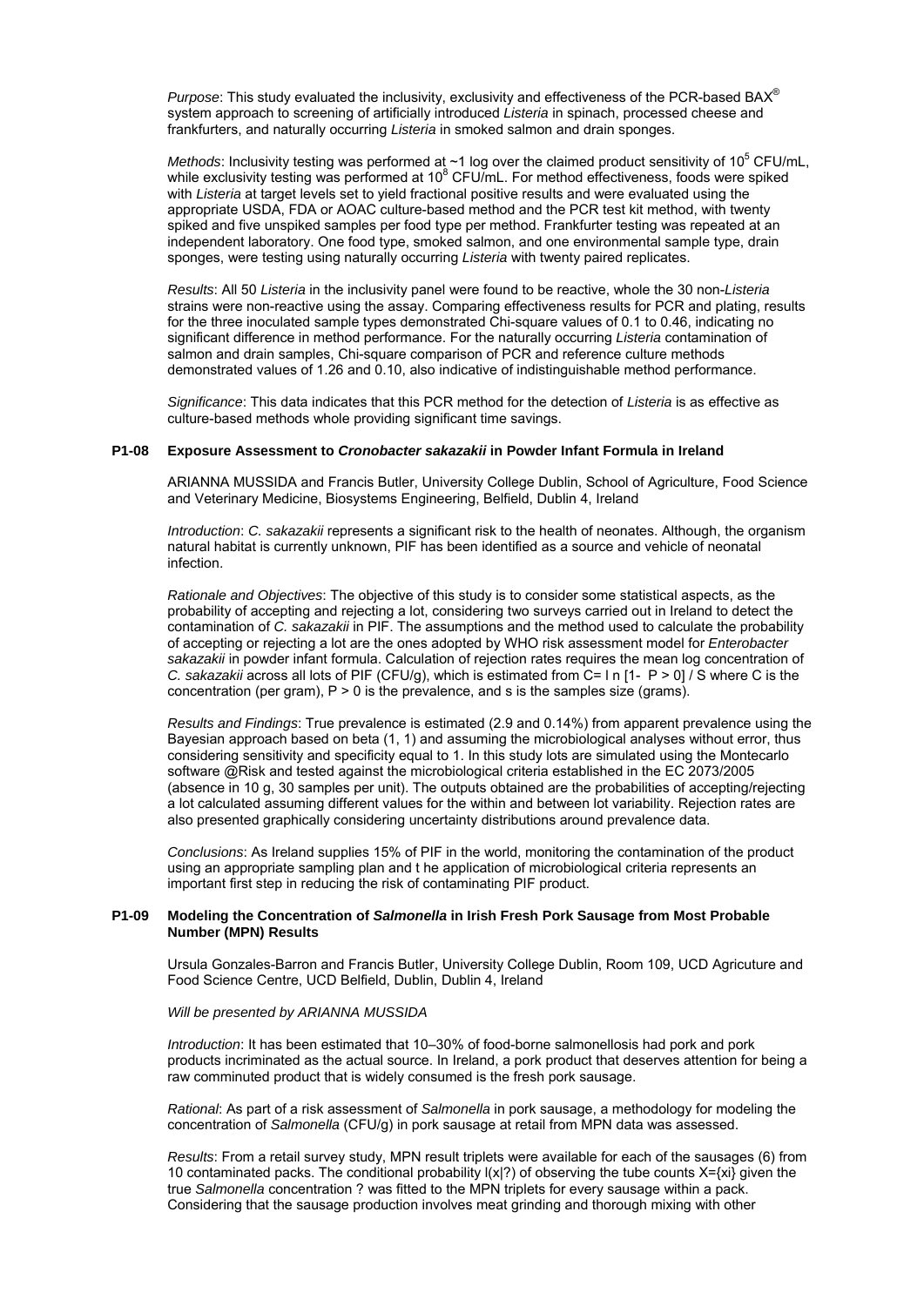*Purpose*: This study evaluated the inclusivity, exclusivity and effectiveness of the PCR-based BAX® system approach to screening of artificially introduced *Listeria* in spinach, processed cheese and frankfurters, and naturally occurring *Listeria* in smoked salmon and drain sponges.

*Methods*: Inclusivity testing was performed at ~1 log over the claimed product sensitivity of $10^5$ CFU/mL, while exclusivity testing was performed at $10^8$ CFU/mL. For method effectiveness, foods were spiked with *Listeria* at target levels set to yield fractional positive results and were evaluated using the appropriate USDA, FDA or AOAC culture-based method and the PCR test kit method, with twenty spiked and five unspiked samples per food type per method. Frankfurter testing was repeated at an independent laboratory. One food type, smoked salmon, and one environmental sample type, drain sponges, were testing using naturally occurring *Listeria* with twenty paired replicates.

*Results*: All 50 *Listeria* in the inclusivity panel were found to be reactive, whole the 30 non-*Listeria* strains were non-reactive using the assay. Comparing effectiveness results for PCR and plating, results for the three inoculated sample types demonstrated Chi-square values of 0.1 to 0.46, indicating no significant difference in method performance. For the naturally occurring *Listeria* contamination of salmon and drain samples, Chi-square comparison of PCR and reference culture methods demonstrated values of 1.26 and 0.10, also indicative of indistinguishable method performance.

*Significance*: This data indicates that this PCR method for the detection of *Listeria* is as effective as culture-based methods whole providing significant time savings.

### P1-08 Exposure Assessment to *Cronobacter sakazakii* in Powder Infant Formula in Ireland

ARIANNA MUSSIDA and Francis Butler, University College Dublin, School of Agriculture, Food Science and Veterinary Medicine, Biosystems Engineering, Belfield, Dublin 4, Ireland

*Introduction*: *C. sakazakii* represents a significant risk to the health of neonates. Although, the organism natural habitat is currently unknown, PIF has been identified as a source and vehicle of neonatal infection.

*Rationale and Objectives*: The objective of this study is to consider some statistical aspects, as the probability of accepting and rejecting a lot, considering two surveys carried out in Ireland to detect the contamination of *C. sakazakii* in PIF. The assumptions and the method used to calculate the probability of accepting or rejecting a lot are the ones adopted by WHO risk assessment model for *Enterobacter sakazakii* in powder infant formula. Calculation of rejection rates requires the mean log concentration of *C. sakazakii* across all lots of PIF (CFU/g), which is estimated from C= l n [1- P > 0] / S where C is the concentration (per gram), P > 0 is the prevalence, and s is the samples size (grams).

*Results and Findings*: True prevalence is estimated (2.9 and 0.14%) from apparent prevalence using the Bayesian approach based on beta (1, 1) and assuming the microbiological analyses without error, thus considering sensitivity and specificity equal to 1. In this study lots are simulated using the Montecarlo software @Risk and tested against the microbiological criteria established in the EC 2073/2005 (absence in 10 g, 30 samples per unit). The outputs obtained are the probabilities of accepting/rejecting a lot calculated assuming different values for the within and between lot variability. Rejection rates are also presented graphically considering uncertainty distributions around prevalence data.

*Conclusions*: As Ireland supplies 15% of PIF in the world, monitoring the contamination of the product using an appropriate sampling plan and t he application of microbiological criteria represents an important first step in reducing the risk of contaminating PIF product.

### P1-09 Modeling the Concentration of *Salmonella* in Irish Fresh Pork Sausage from Most Probable Number (MPN) Results

Ursula Gonzales-Barron and Francis Butler, University College Dublin, Room 109, UCD Agricuture and Food Science Centre, UCD Belfield, Dublin, Dublin 4, Ireland

*Will be presented by ARIANNA MUSSIDA*

*Introduction*: It has been estimated that 10–30% of food-borne salmonellosis had pork and pork products incriminated as the actual source. In Ireland, a pork product that deserves attention for being a raw comminuted product that is widely consumed is the fresh pork sausage.

*Rational*: As part of a risk assessment of *Salmonella* in pork sausage, a methodology for modeling the concentration of *Salmonella* (CFU/g) in pork sausage at retail from MPN data was assessed.

*Results*: From a retail survey study, MPN result triplets were available for each of the sausages (6) from 10 contaminated packs. The conditional probability l(x|?) of observing the tube counts X={xi} given the true *Salmonella* concentration ? was fitted to the MPN triplets for every sausage within a pack. Considering that the sausage production involves meat grinding and thorough mixing with other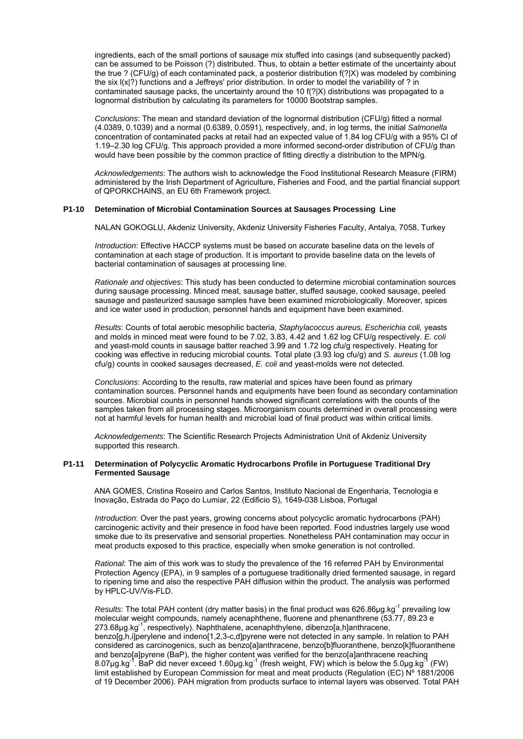ingredients, each of the small portions of sausage mix stuffed into casings (and subsequently packed) can be assumed to be Poisson (?) distributed. Thus, to obtain a better estimate of the uncertainty about the true ? (CFU/g) of each contaminated pack, a posterior distribution f(?|X) was modeled by combining the six l(x|?) functions and a Jeffreys' prior distribution. In order to model the variability of ? in contaminated sausage packs, the uncertainty around the 10 f(?|X) distributions was propagated to a lognormal distribution by calculating its parameters for 10000 Bootstrap samples.

*Conclusions*: The mean and standard deviation of the lognormal distribution (CFU/g) fitted a normal (4.0389, 0.1039) and a normal (0.6389, 0.0591), respectively, and, in log terms, the initial *Salmonella* concentration of contaminated packs at retail had an expected value of 1.84 log CFU/g with a 95% CI of 1.19–2.30 log CFU/g. This approach provided a more informed second-order distribution of CFU/g than would have been possible by the common practice of fitting directly a distribution to the MPN/g.

*Acknowledgements*: The authors wish to acknowledge the Food Institutional Research Measure (FIRM) administered by the Irish Department of Agriculture, Fisheries and Food, and the partial financial support of QPORKCHAINS, an EU 6th Framework project.

### P1-10 Detemination of Microbial Contamination Sources at Sausages Processing Line

NALAN GOKOGLU, Akdeniz University, Akdeniz University Fisheries Faculty, Antalya, 7058, Turkey

*Introduction*: Effective HACCP systems must be based on accurate baseline data on the levels of contamination at each stage of production. It is important to provide baseline data on the levels of bacterial contamination of sausages at processing line.

*Rationale and objectives*: This study has been conducted to determine microbial contamination sources during sausage processing. Minced meat, sausage batter, stuffed sausage, cooked sausage, peeled sausage and pasteurized sausage samples have been examined microbiologically. Moreover, spices and ice water used in production, personnel hands and equipment have been examined.

*Results*: Counts of total aerobic mesophilic bacteria, *Staphylacoccus aureus, Escherichia coli,* yeasts and molds in minced meat were found to be 7.02, 3.83, 4.42 and 1.62 log CFU/g respectively. *E. coli* and yeast-mold counts in sausage batter reached 3.99 and 1.72 log cfu/g respectively. Heating for cooking was effective in reducing microbial counts. Total plate (3.93 log cfu/g) and *S. aureus* (1.08 log cfu/g) counts in cooked sausages decreased, *E. coli* and yeast-molds were not detected.

*Conclusions*: According to the results, raw material and spices have been found as primary contamination sources. Personnel hands and equipments have been found as secondary contamination sources. Microbial counts in personnel hands showed significant correlations with the counts of the samples taken from all processing stages. Microorganism counts determined in overall processing were not at harmful levels for human health and microbial load of final product was within critical limits.

*Acknowledgements*: The Scientific Research Projects Administration Unit of Akdeniz University supported this research.

### P1-11 Determination of Polycyclic Aromatic Hydrocarbons Profile in Portuguese Traditional Dry Fermented Sausage

ANA GOMES, Cristina Roseiro and Carlos Santos, Instituto Nacional de Engenharia, Tecnologia e Inovação, Estrada do Paço do Lumiar, 22 (Edificio S), 1649-038 Lisboa, Portugal

*Introduction*: Over the past years, growing concerns about polycyclic aromatic hydrocarbons (PAH) carcinogenic activity and their presence in food have been reported. Food industries largely use wood smoke due to its preservative and sensorial properties. Nonetheless PAH contamination may occur in meat products exposed to this practice, especially when smoke generation is not controlled.

*Rational*: The aim of this work was to study the prevalence of the 16 referred PAH by Environmental Protection Agency (EPA), in 9 samples of a portuguese traditionally dried fermented sausage, in regard to ripening time and also the respective PAH diffusion within the product. The analysis was performed by HPLC-UV/Vis-FLD.

*Results*: The total PAH content (dry matter basis) in the final product was 626.86µg.kg$^{-1}$ prevailing low molecular weight compounds, namely acenaphthene, fluorene and phenanthrene (53.77, 89.23 e 273.68µg.kg$^{-1}$, respectively). Naphthalene, acenaphthylene, dibenzo[a,h]anthracene, benzo[g,h,i]perylene and indeno[1,2,3-c,d]pyrene were not detected in any sample. In relation to PAH considered as carcinogenics, such as benzo[a]anthracene, benzo[b]fluoranthene, benzo[k]fluoranthene and benzo[a]pyrene (BaP), the higher content was verified for the benzo[a]anthracene reaching 8.07µg.kg$^{-1}$. BaP did never exceed 1.60µg.kg$^{-1}$ (fresh weight, FW) which is below the 5.0µg.kg$^{-1}$ (FW) limit established by European Commission for meat and meat products (Regulation (EC) Nº 1881/2006 of 19 December 2006). PAH migration from products surface to internal layers was observed. Total PAH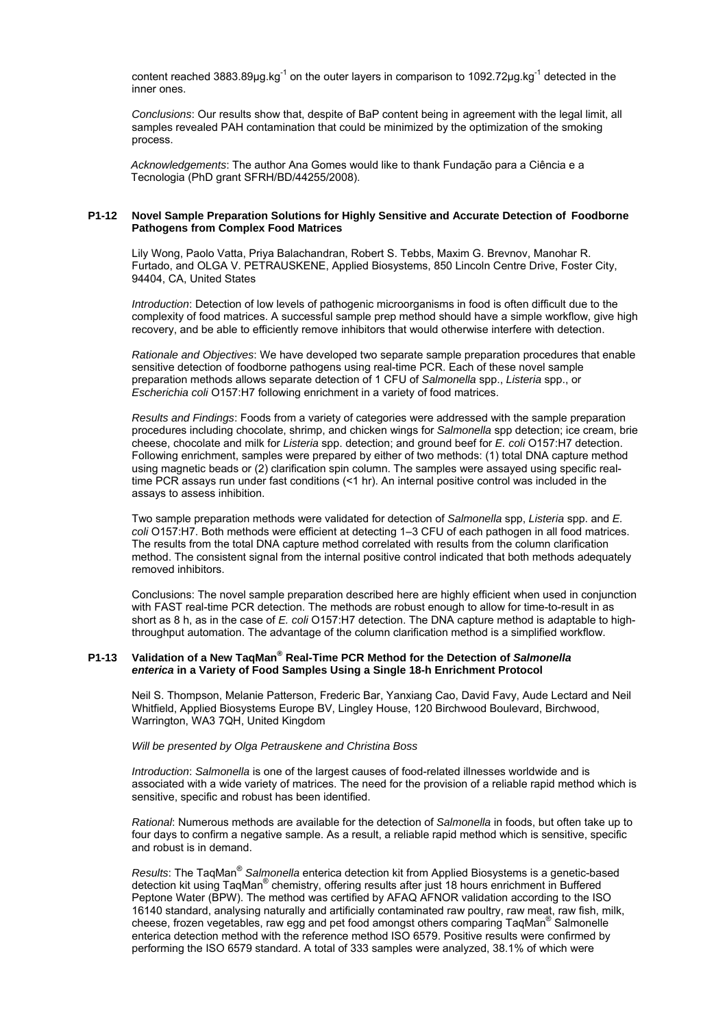content reached 3883.89µg.kg$^{-1}$ on the outer layers in comparison to 1092.72µg.kg$^{-1}$ detected in the inner ones.

*Conclusions*: Our results show that, despite of BaP content being in agreement with the legal limit, all samples revealed PAH contamination that could be minimized by the optimization of the smoking process.

*Acknowledgements*: The author Ana Gomes would like to thank Fundação para a Ciência e a Tecnologia (PhD grant SFRH/BD/44255/2008).

### P1-12 Novel Sample Preparation Solutions for Highly Sensitive and Accurate Detection of Foodborne Pathogens from Complex Food Matrices

Lily Wong, Paolo Vatta, Priya Balachandran, Robert S. Tebbs, Maxim G. Brevnov, Manohar R. Furtado, and OLGA V. PETRAUSKENE, Applied Biosystems, 850 Lincoln Centre Drive, Foster City, 94404, CA, United States

*Introduction*: Detection of low levels of pathogenic microorganisms in food is often difficult due to the complexity of food matrices. A successful sample prep method should have a simple workflow, give high recovery, and be able to efficiently remove inhibitors that would otherwise interfere with detection.

*Rationale and Objectives*: We have developed two separate sample preparation procedures that enable sensitive detection of foodborne pathogens using real-time PCR. Each of these novel sample preparation methods allows separate detection of 1 CFU of *Salmonella* spp., *Listeria* spp., or *Escherichia coli* O157:H7 following enrichment in a variety of food matrices.

*Results and Findings*: Foods from a variety of categories were addressed with the sample preparation procedures including chocolate, shrimp, and chicken wings for *Salmonella* spp detection; ice cream, brie cheese, chocolate and milk for *Listeria* spp. detection; and ground beef for *E. coli* O157:H7 detection. Following enrichment, samples were prepared by either of two methods: (1) total DNA capture method using magnetic beads or (2) clarification spin column. The samples were assayed using specific real-time PCR assays run under fast conditions (<1 hr). An internal positive control was included in the assays to assess inhibition.

Two sample preparation methods were validated for detection of *Salmonella* spp, *Listeria* spp. and *E. coli* O157:H7. Both methods were efficient at detecting 1–3 CFU of each pathogen in all food matrices. The results from the total DNA capture method correlated with results from the column clarification method. The consistent signal from the internal positive control indicated that both methods adequately removed inhibitors.

Conclusions: The novel sample preparation described here are highly efficient when used in conjunction with FAST real-time PCR detection. The methods are robust enough to allow for time-to-result in as short as 8 h, as in the case of *E. coli* O157:H7 detection. The DNA capture method is adaptable to high-throughput automation. The advantage of the column clarification method is a simplified workflow.

### P1-13 Validation of a New TaqMan® Real-Time PCR Method for the Detection of *Salmonella enterica* in a Variety of Food Samples Using a Single 18-h Enrichment Protocol

Neil S. Thompson, Melanie Patterson, Frederic Bar, Yanxiang Cao, David Favy, Aude Lectard and Neil Whitfield, Applied Biosystems Europe BV, Lingley House, 120 Birchwood Boulevard, Birchwood, Warrington, WA3 7QH, United Kingdom

*Will be presented by Olga Petrauskene and Christina Boss*

*Introduction*: *Salmonella* is one of the largest causes of food-related illnesses worldwide and is associated with a wide variety of matrices. The need for the provision of a reliable rapid method which is sensitive, specific and robust has been identified.

*Rational*: Numerous methods are available for the detection of *Salmonella* in foods, but often take up to four days to confirm a negative sample. As a result, a reliable rapid method which is sensitive, specific and robust is in demand.

*Results*: The TaqMan® *Salmonella* enterica detection kit from Applied Biosystems is a genetic-based detection kit using TaqMan® chemistry, offering results after just 18 hours enrichment in Buffered Peptone Water (BPW). The method was certified by AFAQ AFNOR validation according to the ISO 16140 standard, analysing naturally and artificially contaminated raw poultry, raw meat, raw fish, milk, cheese, frozen vegetables, raw egg and pet food amongst others comparing TaqMan® Salmonelle enterica detection method with the reference method ISO 6579. Positive results were confirmed by performing the ISO 6579 standard. A total of 333 samples were analyzed, 38.1% of which were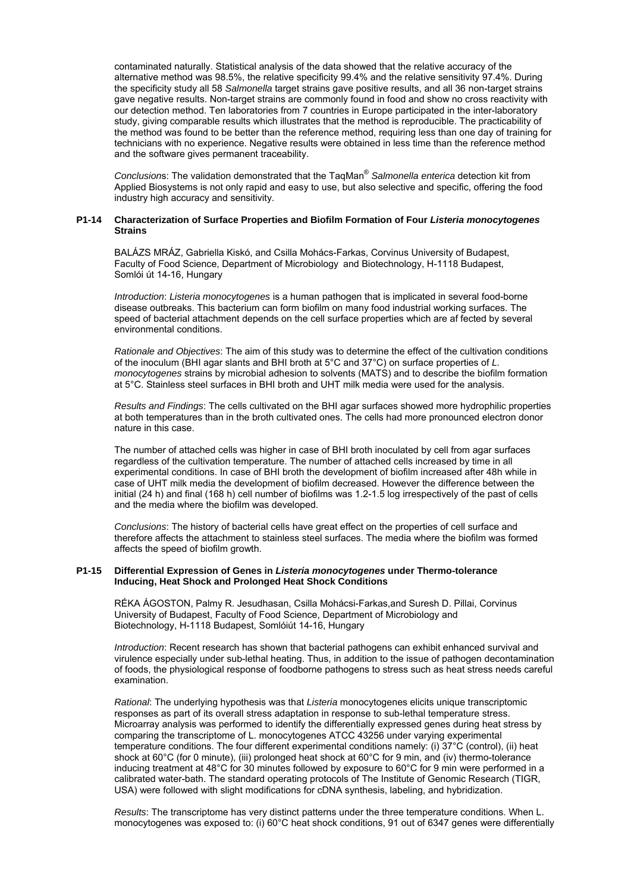contaminated naturally. Statistical analysis of the data showed that the relative accuracy of the alternative method was 98.5%, the relative specificity 99.4% and the relative sensitivity 97.4%. During the specificity study all 58 *Salmonella* target strains gave positive results, and all 36 non-target strains gave negative results. Non-target strains are commonly found in food and show no cross reactivity with our detection method. Ten laboratories from 7 countries in Europe participated in the inter-laboratory study, giving comparable results which illustrates that the method is reproducible. The practicability of the method was found to be better than the reference method, requiring less than one day of training for technicians with no experience. Negative results were obtained in less time than the reference method and the software gives permanent traceability.

*Conclusion*s: The validation demonstrated that the TaqMan® *Salmonella enterica* detection kit from Applied Biosystems is not only rapid and easy to use, but also selective and specific, offering the food industry high accuracy and sensitivity.

### P1-14 Characterization of Surface Properties and Biofilm Formation of Four *Listeria monocytogenes* Strains

BALÁZS MRÁZ, Gabriella Kiskó, and Csilla Mohács-Farkas, Corvinus University of Budapest, Faculty of Food Science, Department of Microbiology and Biotechnology, H-1118 Budapest, Somlói út 14-16, Hungary

*Introduction*: *Listeria monocytogenes* is a human pathogen that is implicated in several food-borne disease outbreaks. This bacterium can form biofilm on many food industrial working surfaces. The speed of bacterial attachment depends on the cell surface properties which are af fected by several environmental conditions.

*Rationale and Objectives*: The aim of this study was to determine the effect of the cultivation conditions of the inoculum (BHI agar slants and BHI broth at 5°C and 37°C) on surface properties of *L. monocytogenes* strains by microbial adhesion to solvents (MATS) and to describe the biofilm formation at 5°C. Stainless steel surfaces in BHI broth and UHT milk media were used for the analysis.

*Results and Findings*: The cells cultivated on the BHI agar surfaces showed more hydrophilic properties at both temperatures than in the broth cultivated ones. The cells had more pronounced electron donor nature in this case.

The number of attached cells was higher in case of BHI broth inoculated by cell from agar surfaces regardless of the cultivation temperature. The number of attached cells increased by time in all experimental conditions. In case of BHI broth the development of biofilm increased after 48h while in case of UHT milk media the development of biofilm decreased. However the difference between the initial (24 h) and final (168 h) cell number of biofilms was 1.2-1.5 log irrespectively of the past of cells and the media where the biofilm was developed.

*Conclusions*: The history of bacterial cells have great effect on the properties of cell surface and therefore affects the attachment to stainless steel surfaces. The media where the biofilm was formed affects the speed of biofilm growth.

### P1-15 Differential Expression of Genes in *Listeria monocytogenes* under Thermo-tolerance Inducing, Heat Shock and Prolonged Heat Shock Conditions

RÉKA ÁGOSTON, Palmy R. Jesudhasan, Csilla Mohácsi-Farkas,and Suresh D. Pillai, Corvinus University of Budapest, Faculty of Food Science, Department of Microbiology and Biotechnology, H-1118 Budapest, Somlóiút 14-16, Hungary

*Introduction*: Recent research has shown that bacterial pathogens can exhibit enhanced survival and virulence especially under sub-lethal heating. Thus, in addition to the issue of pathogen decontamination of foods, the physiological response of foodborne pathogens to stress such as heat stress needs careful examination.

*Rational*: The underlying hypothesis was that *Listeria* monocytogenes elicits unique transcriptomic responses as part of its overall stress adaptation in response to sub-lethal temperature stress. Microarray analysis was performed to identify the differentially expressed genes during heat stress by comparing the transcriptome of L. monocytogenes ATCC 43256 under varying experimental temperature conditions. The four different experimental conditions namely: (i) 37°C (control), (ii) heat shock at 60°C (for 0 minute), (iii) prolonged heat shock at 60°C for 9 min, and (iv) thermo-tolerance inducing treatment at 48°C for 30 minutes followed by exposure to 60°C for 9 min were performed in a calibrated water-bath. The standard operating protocols of The Institute of Genomic Research (TIGR, USA) were followed with slight modifications for cDNA synthesis, labeling, and hybridization.

*Results*: The transcriptome has very distinct patterns under the three temperature conditions. When L. monocytogenes was exposed to: (i) 60°C heat shock conditions, 91 out of 6347 genes were differentially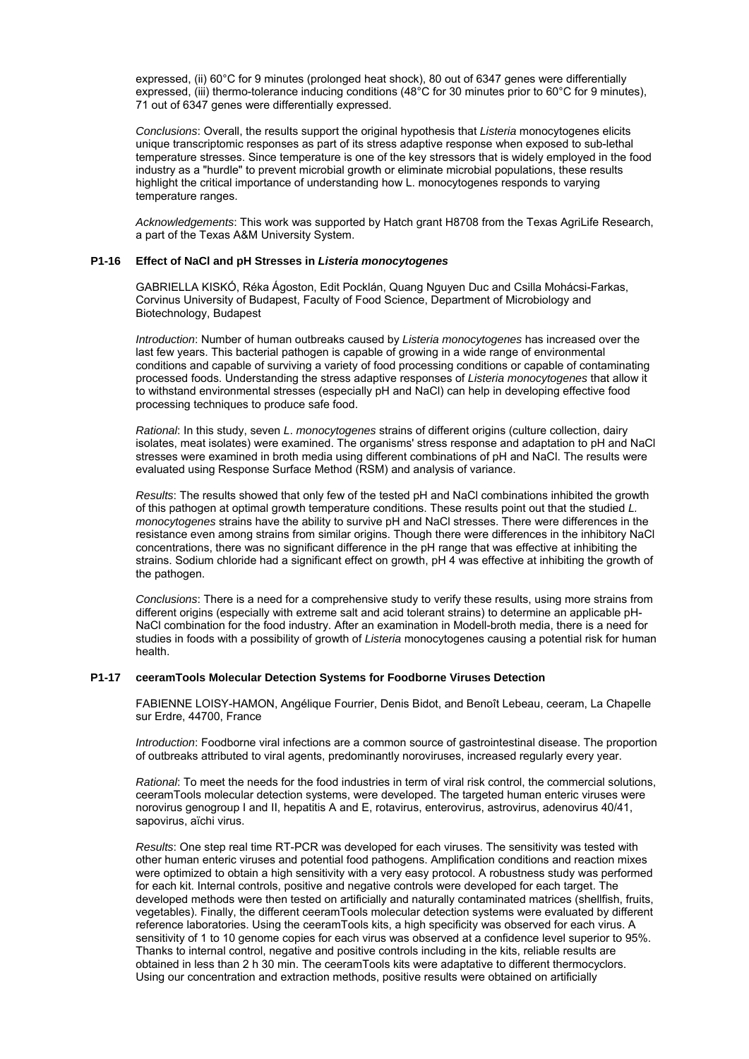expressed, (ii) 60°C for 9 minutes (prolonged heat shock), 80 out of 6347 genes were differentially expressed, (iii) thermo-tolerance inducing conditions (48°C for 30 minutes prior to 60°C for 9 minutes), 71 out of 6347 genes were differentially expressed.

*Conclusions*: Overall, the results support the original hypothesis that *Listeria* monocytogenes elicits unique transcriptomic responses as part of its stress adaptive response when exposed to sub-lethal temperature stresses. Since temperature is one of the key stressors that is widely employed in the food industry as a "hurdle" to prevent microbial growth or eliminate microbial populations, these results highlight the critical importance of understanding how L. monocytogenes responds to varying temperature ranges.

*Acknowledgements*: This work was supported by Hatch grant H8708 from the Texas AgriLife Research, a part of the Texas A&M University System.

### P1-16 Effect of NaCl and pH Stresses in *Listeria monocytogenes*

GABRIELLA KISKÓ, Réka Ágoston, Edit Pocklán, Quang Nguyen Duc and Csilla Mohácsi-Farkas, Corvinus University of Budapest, Faculty of Food Science, Department of Microbiology and Biotechnology, Budapest

*Introduction*: Number of human outbreaks caused by *Listeria monocytogenes* has increased over the last few years. This bacterial pathogen is capable of growing in a wide range of environmental conditions and capable of surviving a variety of food processing conditions or capable of contaminating processed foods. Understanding the stress adaptive responses of *Listeria monocytogenes* that allow it to withstand environmental stresses (especially pH and NaCl) can help in developing effective food processing techniques to produce safe food.

*Rational*: In this study, seven *L. monocytogenes* strains of different origins (culture collection, dairy isolates, meat isolates) were examined. The organisms' stress response and adaptation to pH and NaCl stresses were examined in broth media using different combinations of pH and NaCl. The results were evaluated using Response Surface Method (RSM) and analysis of variance.

*Results*: The results showed that only few of the tested pH and NaCl combinations inhibited the growth of this pathogen at optimal growth temperature conditions. These results point out that the studied *L. monocytogenes* strains have the ability to survive pH and NaCl stresses. There were differences in the resistance even among strains from similar origins. Though there were differences in the inhibitory NaCl concentrations, there was no significant difference in the pH range that was effective at inhibiting the strains. Sodium chloride had a significant effect on growth, pH 4 was effective at inhibiting the growth of the pathogen.

*Conclusions*: There is a need for a comprehensive study to verify these results, using more strains from different origins (especially with extreme salt and acid tolerant strains) to determine an applicable pH-NaCl combination for the food industry. After an examination in Modell-broth media, there is a need for studies in foods with a possibility of growth of *Listeria* monocytogenes causing a potential risk for human health.

### P1-17 ceeramTools Molecular Detection Systems for Foodborne Viruses Detection

FABIENNE LOISY-HAMON, Angélique Fourrier, Denis Bidot, and Benoît Lebeau, ceeram, La Chapelle sur Erdre, 44700, France

*Introduction*: Foodborne viral infections are a common source of gastrointestinal disease. The proportion of outbreaks attributed to viral agents, predominantly noroviruses, increased regularly every year.

*Rational*: To meet the needs for the food industries in term of viral risk control, the commercial solutions, ceeramTools molecular detection systems, were developed. The targeted human enteric viruses were norovirus genogroup I and II, hepatitis A and E, rotavirus, enterovirus, astrovirus, adenovirus 40/41, sapovirus, aïchi virus.

*Results*: One step real time RT-PCR was developed for each viruses. The sensitivity was tested with other human enteric viruses and potential food pathogens. Amplification conditions and reaction mixes were optimized to obtain a high sensitivity with a very easy protocol. A robustness study was performed for each kit. Internal controls, positive and negative controls were developed for each target. The developed methods were then tested on artificially and naturally contaminated matrices (shellfish, fruits, vegetables). Finally, the different ceeramTools molecular detection systems were evaluated by different reference laboratories. Using the ceeramTools kits, a high specificity was observed for each virus. A sensitivity of 1 to 10 genome copies for each virus was observed at a confidence level superior to 95%. Thanks to internal control, negative and positive controls including in the kits, reliable results are obtained in less than 2 h 30 min. The ceeramTools kits were adaptative to different thermocyclors. Using our concentration and extraction methods, positive results were obtained on artificially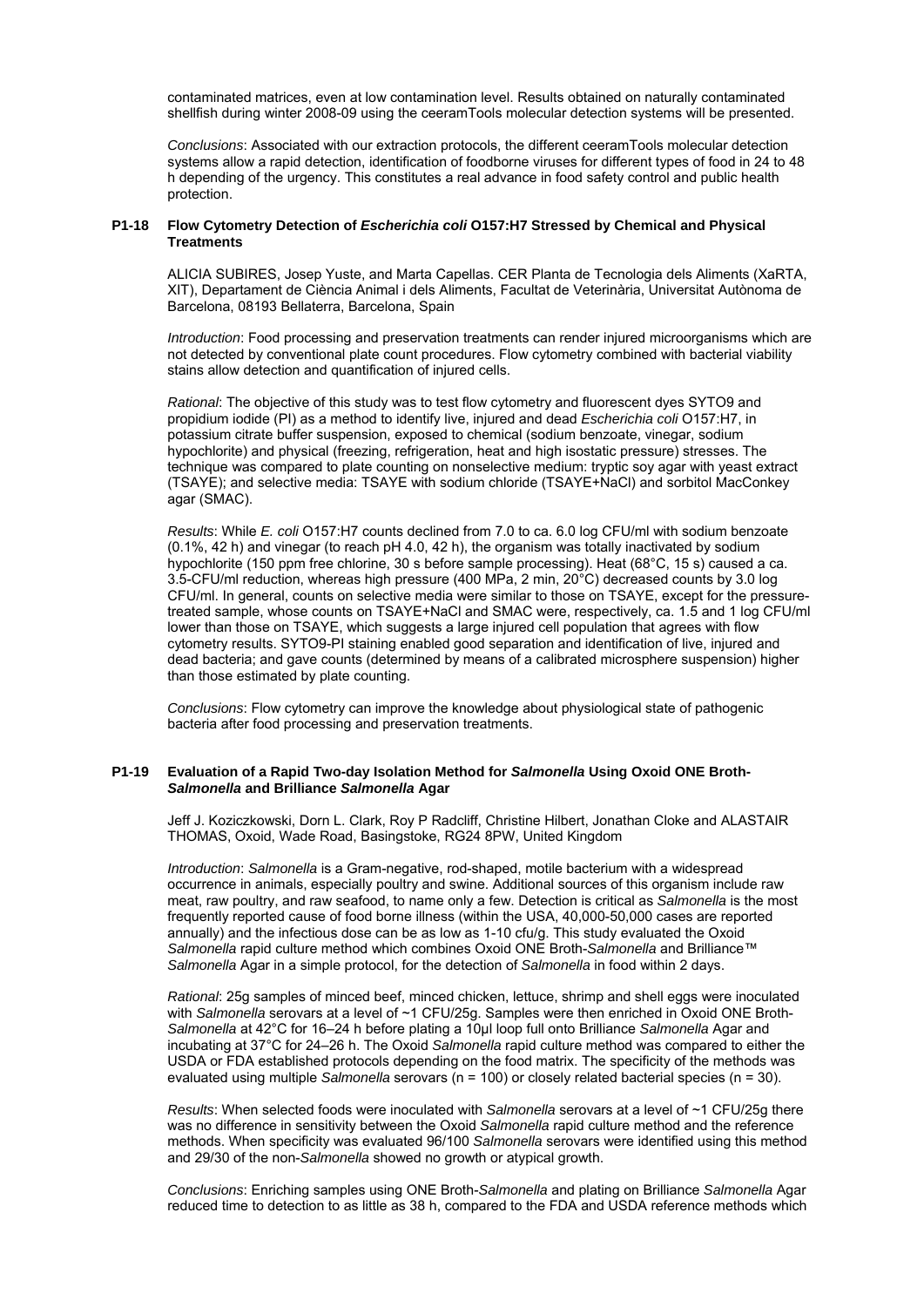contaminated matrices, even at low contamination level. Results obtained on naturally contaminated shellfish during winter 2008-09 using the ceeramTools molecular detection systems will be presented.

*Conclusions*: Associated with our extraction protocols, the different ceeramTools molecular detection systems allow a rapid detection, identification of foodborne viruses for different types of food in 24 to 48 h depending of the urgency. This constitutes a real advance in food safety control and public health protection.

### P1-18 Flow Cytometry Detection of *Escherichia coli* O157:H7 Stressed by Chemical and Physical Treatments

ALICIA SUBIRES, Josep Yuste, and Marta Capellas. CER Planta de Tecnologia dels Aliments (XaRTA, XIT), Departament de Ciència Animal i dels Aliments, Facultat de Veterinària, Universitat Autònoma de Barcelona, 08193 Bellaterra, Barcelona, Spain

*Introduction*: Food processing and preservation treatments can render injured microorganisms which are not detected by conventional plate count procedures. Flow cytometry combined with bacterial viability stains allow detection and quantification of injured cells.

*Rational*: The objective of this study was to test flow cytometry and fluorescent dyes SYTO9 and propidium iodide (PI) as a method to identify live, injured and dead *Escherichia coli* O157:H7, in potassium citrate buffer suspension, exposed to chemical (sodium benzoate, vinegar, sodium hypochlorite) and physical (freezing, refrigeration, heat and high isostatic pressure) stresses. The technique was compared to plate counting on nonselective medium: tryptic soy agar with yeast extract (TSAYE); and selective media: TSAYE with sodium chloride (TSAYE+NaCl) and sorbitol MacConkey agar (SMAC).

*Results*: While *E. coli* O157:H7 counts declined from 7.0 to ca. 6.0 log CFU/ml with sodium benzoate (0.1%, 42 h) and vinegar (to reach pH 4.0, 42 h), the organism was totally inactivated by sodium hypochlorite (150 ppm free chlorine, 30 s before sample processing). Heat (68°C, 15 s) caused a ca. 3.5-CFU/ml reduction, whereas high pressure (400 MPa, 2 min, 20°C) decreased counts by 3.0 log CFU/ml. In general, counts on selective media were similar to those on TSAYE, except for the pressure-treated sample, whose counts on TSAYE+NaCl and SMAC were, respectively, ca. 1.5 and 1 log CFU/ml lower than those on TSAYE, which suggests a large injured cell population that agrees with flow cytometry results. SYTO9-PI staining enabled good separation and identification of live, injured and dead bacteria; and gave counts (determined by means of a calibrated microsphere suspension) higher than those estimated by plate counting.

*Conclusions*: Flow cytometry can improve the knowledge about physiological state of pathogenic bacteria after food processing and preservation treatments.

### P1-19 Evaluation of a Rapid Two-day Isolation Method for *Salmonella* Using Oxoid ONE Broth-*Salmonella* and Brilliance *Salmonella* Agar

Jeff J. Koziczkowski, Dorn L. Clark, Roy P Radcliff, Christine Hilbert, Jonathan Cloke and ALASTAIR THOMAS, Oxoid, Wade Road, Basingstoke, RG24 8PW, United Kingdom

*Introduction*: *Salmonella* is a Gram-negative, rod-shaped, motile bacterium with a widespread occurrence in animals, especially poultry and swine. Additional sources of this organism include raw meat, raw poultry, and raw seafood, to name only a few. Detection is critical as *Salmonella* is the most frequently reported cause of food borne illness (within the USA, 40,000-50,000 cases are reported annually) and the infectious dose can be as low as 1-10 cfu/g. This study evaluated the Oxoid *Salmonella* rapid culture method which combines Oxoid ONE Broth-*Salmonella* and Brilliance™ *Salmonella* Agar in a simple protocol, for the detection of *Salmonella* in food within 2 days.

*Rational*: 25g samples of minced beef, minced chicken, lettuce, shrimp and shell eggs were inoculated with *Salmonella* serovars at a level of ~1 CFU/25g. Samples were then enriched in Oxoid ONE Broth-*Salmonella* at 42°C for 16–24 h before plating a 10µl loop full onto Brilliance *Salmonella* Agar and incubating at 37°C for 24–26 h. The Oxoid *Salmonella* rapid culture method was compared to either the USDA or FDA established protocols depending on the food matrix. The specificity of the methods was evaluated using multiple *Salmonella* serovars (n = 100) or closely related bacterial species (n = 30).

*Results*: When selected foods were inoculated with *Salmonella* serovars at a level of ~1 CFU/25g there was no difference in sensitivity between the Oxoid *Salmonella* rapid culture method and the reference methods. When specificity was evaluated 96/100 *Salmonella* serovars were identified using this method and 29/30 of the non-*Salmonella* showed no growth or atypical growth.

*Conclusions*: Enriching samples using ONE Broth-*Salmonella* and plating on Brilliance *Salmonella* Agar reduced time to detection to as little as 38 h, compared to the FDA and USDA reference methods which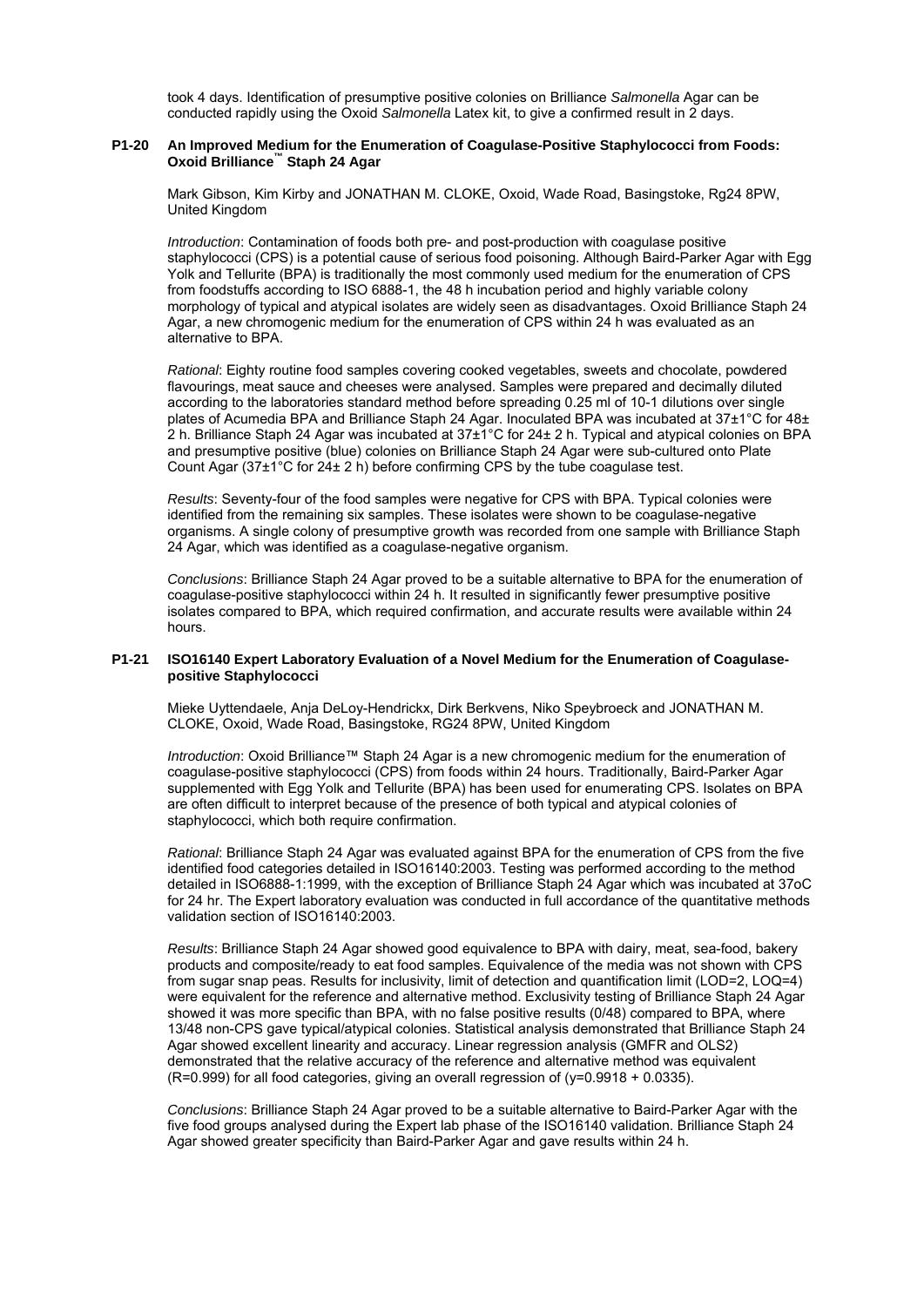took 4 days. Identification of presumptive positive colonies on Brilliance *Salmonella* Agar can be conducted rapidly using the Oxoid *Salmonella* Latex kit, to give a confirmed result in 2 days.

### P1-20 An Improved Medium for the Enumeration of Coagulase-Positive Staphylococci from Foods: Oxoid Brilliance™ Staph 24 Agar

Mark Gibson, Kim Kirby and JONATHAN M. CLOKE, Oxoid, Wade Road, Basingstoke, Rg24 8PW, United Kingdom

*Introduction*: Contamination of foods both pre- and post-production with coagulase positive staphylococci (CPS) is a potential cause of serious food poisoning. Although Baird-Parker Agar with Egg Yolk and Tellurite (BPA) is traditionally the most commonly used medium for the enumeration of CPS from foodstuffs according to ISO 6888-1, the 48 h incubation period and highly variable colony morphology of typical and atypical isolates are widely seen as disadvantages. Oxoid Brilliance Staph 24 Agar, a new chromogenic medium for the enumeration of CPS within 24 h was evaluated as an alternative to BPA.

*Rational*: Eighty routine food samples covering cooked vegetables, sweets and chocolate, powdered flavourings, meat sauce and cheeses were analysed. Samples were prepared and decimally diluted according to the laboratories standard method before spreading 0.25 ml of 10-1 dilutions over single plates of Acumedia BPA and Brilliance Staph 24 Agar. Inoculated BPA was incubated at 37±1°C for 48± 2 h. Brilliance Staph 24 Agar was incubated at 37±1°C for 24± 2 h. Typical and atypical colonies on BPA and presumptive positive (blue) colonies on Brilliance Staph 24 Agar were sub-cultured onto Plate Count Agar (37±1°C for 24± 2 h) before confirming CPS by the tube coagulase test.

*Results*: Seventy-four of the food samples were negative for CPS with BPA. Typical colonies were identified from the remaining six samples. These isolates were shown to be coagulase-negative organisms. A single colony of presumptive growth was recorded from one sample with Brilliance Staph 24 Agar, which was identified as a coagulase-negative organism.

*Conclusions*: Brilliance Staph 24 Agar proved to be a suitable alternative to BPA for the enumeration of coagulase-positive staphylococci within 24 h. It resulted in significantly fewer presumptive positive isolates compared to BPA, which required confirmation, and accurate results were available within 24 hours.

### P1-21 ISO16140 Expert Laboratory Evaluation of a Novel Medium for the Enumeration of Coagulase-positive Staphylococci

Mieke Uyttendaele, Anja DeLoy-Hendrickx, Dirk Berkvens, Niko Speybroeck and JONATHAN M. CLOKE, Oxoid, Wade Road, Basingstoke, RG24 8PW, United Kingdom

*Introduction*: Oxoid Brilliance™ Staph 24 Agar is a new chromogenic medium for the enumeration of coagulase-positive staphylococci (CPS) from foods within 24 hours. Traditionally, Baird-Parker Agar supplemented with Egg Yolk and Tellurite (BPA) has been used for enumerating CPS. Isolates on BPA are often difficult to interpret because of the presence of both typical and atypical colonies of staphylococci, which both require confirmation.

*Rational*: Brilliance Staph 24 Agar was evaluated against BPA for the enumeration of CPS from the five identified food categories detailed in ISO16140:2003. Testing was performed according to the method detailed in ISO6888-1:1999, with the exception of Brilliance Staph 24 Agar which was incubated at 37oC for 24 hr. The Expert laboratory evaluation was conducted in full accordance of the quantitative methods validation section of ISO16140:2003.

*Results*: Brilliance Staph 24 Agar showed good equivalence to BPA with dairy, meat, sea-food, bakery products and composite/ready to eat food samples. Equivalence of the media was not shown with CPS from sugar snap peas. Results for inclusivity, limit of detection and quantification limit (LOD=2, LOQ=4) were equivalent for the reference and alternative method. Exclusivity testing of Brilliance Staph 24 Agar showed it was more specific than BPA, with no false positive results (0/48) compared to BPA, where 13/48 non-CPS gave typical/atypical colonies. Statistical analysis demonstrated that Brilliance Staph 24 Agar showed excellent linearity and accuracy. Linear regression analysis (GMFR and OLS2) demonstrated that the relative accuracy of the reference and alternative method was equivalent (R=0.999) for all food categories, giving an overall regression of (y=0.9918 + 0.0335).

*Conclusions*: Brilliance Staph 24 Agar proved to be a suitable alternative to Baird-Parker Agar with the five food groups analysed during the Expert lab phase of the ISO16140 validation. Brilliance Staph 24 Agar showed greater specificity than Baird-Parker Agar and gave results within 24 h.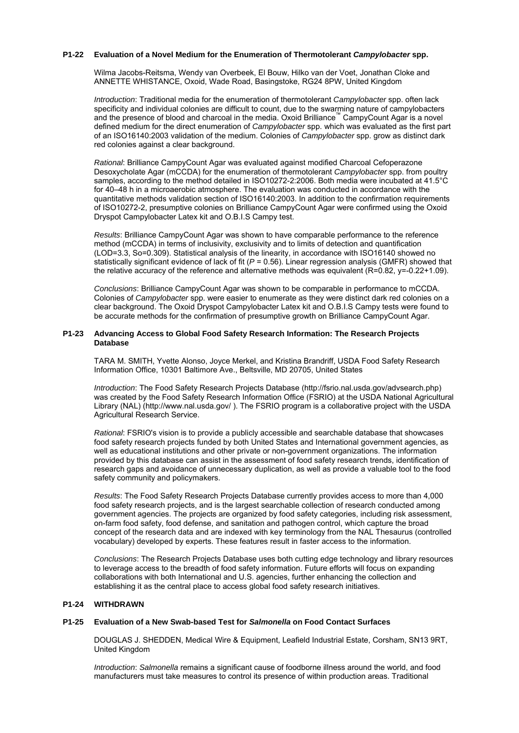### P1-22 Evaluation of a Novel Medium for the Enumeration of Thermotolerant *Campylobacter* spp.

Wilma Jacobs-Reitsma, Wendy van Overbeek, El Bouw, Hilko van der Voet, Jonathan Cloke and ANNETTE WHISTANCE, Oxoid, Wade Road, Basingstoke, RG24 8PW, United Kingdom

*Introduction*: Traditional media for the enumeration of thermotolerant *Campylobacter* spp. often lack specificity and individual colonies are difficult to count, due to the swarming nature of campylobacters and the presence of blood and charcoal in the media. Oxoid Brilliance™ CampyCount Agar is a novel defined medium for the direct enumeration of *Campylobacter* spp. which was evaluated as the first part of an ISO16140:2003 validation of the medium. Colonies of *Campylobacter* spp. grow as distinct dark red colonies against a clear background.

*Rational*: Brilliance CampyCount Agar was evaluated against modified Charcoal Cefoperazone Desoxycholate Agar (mCCDA) for the enumeration of thermotolerant *Campylobacter* spp. from poultry samples, according to the method detailed in ISO10272-2:2006. Both media were incubated at 41.5°C for 40–48 h in a microaerobic atmosphere. The evaluation was conducted in accordance with the quantitative methods validation section of ISO16140:2003. In addition to the confirmation requirements of ISO10272-2, presumptive colonies on Brilliance CampyCount Agar were confirmed using the Oxoid Dryspot Campylobacter Latex kit and O.B.I.S Campy test.

*Results*: Brilliance CampyCount Agar was shown to have comparable performance to the reference method (mCCDA) in terms of inclusivity, exclusivity and to limits of detection and quantification (LOD=3.3, So=0.309). Statistical analysis of the linearity, in accordance with ISO16140 showed no statistically significant evidence of lack of fit ($P$ = 0.56). Linear regression analysis (GMFR) showed that the relative accuracy of the reference and alternative methods was equivalent (R=0.82, y=-0.22+1.09).

*Conclusions*: Brilliance CampyCount Agar was shown to be comparable in performance to mCCDA. Colonies of *Campylobacter* spp. were easier to enumerate as they were distinct dark red colonies on a clear background. The Oxoid Dryspot Campylobacter Latex kit and O.B.I.S Campy tests were found to be accurate methods for the confirmation of presumptive growth on Brilliance CampyCount Agar.

### P1-23 Advancing Access to Global Food Safety Research Information: The Research Projects Database

TARA M. SMITH, Yvette Alonso, Joyce Merkel, and Kristina Brandriff, USDA Food Safety Research Information Office, 10301 Baltimore Ave., Beltsville, MD 20705, United States

*Introduction*: The Food Safety Research Projects Database (http://fsrio.nal.usda.gov/advsearch.php) was created by the Food Safety Research Information Office (FSRIO) at the USDA National Agricultural Library (NAL) (http://www.nal.usda.gov/ ). The FSRIO program is a collaborative project with the USDA Agricultural Research Service.

*Rational*: FSRIO's vision is to provide a publicly accessible and searchable database that showcases food safety research projects funded by both United States and International government agencies, as well as educational institutions and other private or non-government organizations. The information provided by this database can assist in the assessment of food safety research trends, identification of research gaps and avoidance of unnecessary duplication, as well as provide a valuable tool to the food safety community and policymakers.

*Results*: The Food Safety Research Projects Database currently provides access to more than 4,000 food safety research projects, and is the largest searchable collection of research conducted among government agencies. The projects are organized by food safety categories, including risk assessment, on-farm food safety, food defense, and sanitation and pathogen control, which capture the broad concept of the research data and are indexed with key terminology from the NAL Thesaurus (controlled vocabulary) developed by experts. These features result in faster access to the information.

*Conclusions*: The Research Projects Database uses both cutting edge technology and library resources to leverage access to the breadth of food safety information. Future efforts will focus on expanding collaborations with both International and U.S. agencies, further enhancing the collection and establishing it as the central place to access global food safety research initiatives.

### P1-24 WITHDRAWN

### P1-25 Evaluation of a New Swab-based Test for *Salmonella* on Food Contact Surfaces

DOUGLAS J. SHEDDEN, Medical Wire & Equipment, Leafield Industrial Estate, Corsham, SN13 9RT, United Kingdom

*Introduction*: *Salmonella* remains a significant cause of foodborne illness around the world, and food manufacturers must take measures to control its presence of within production areas. Traditional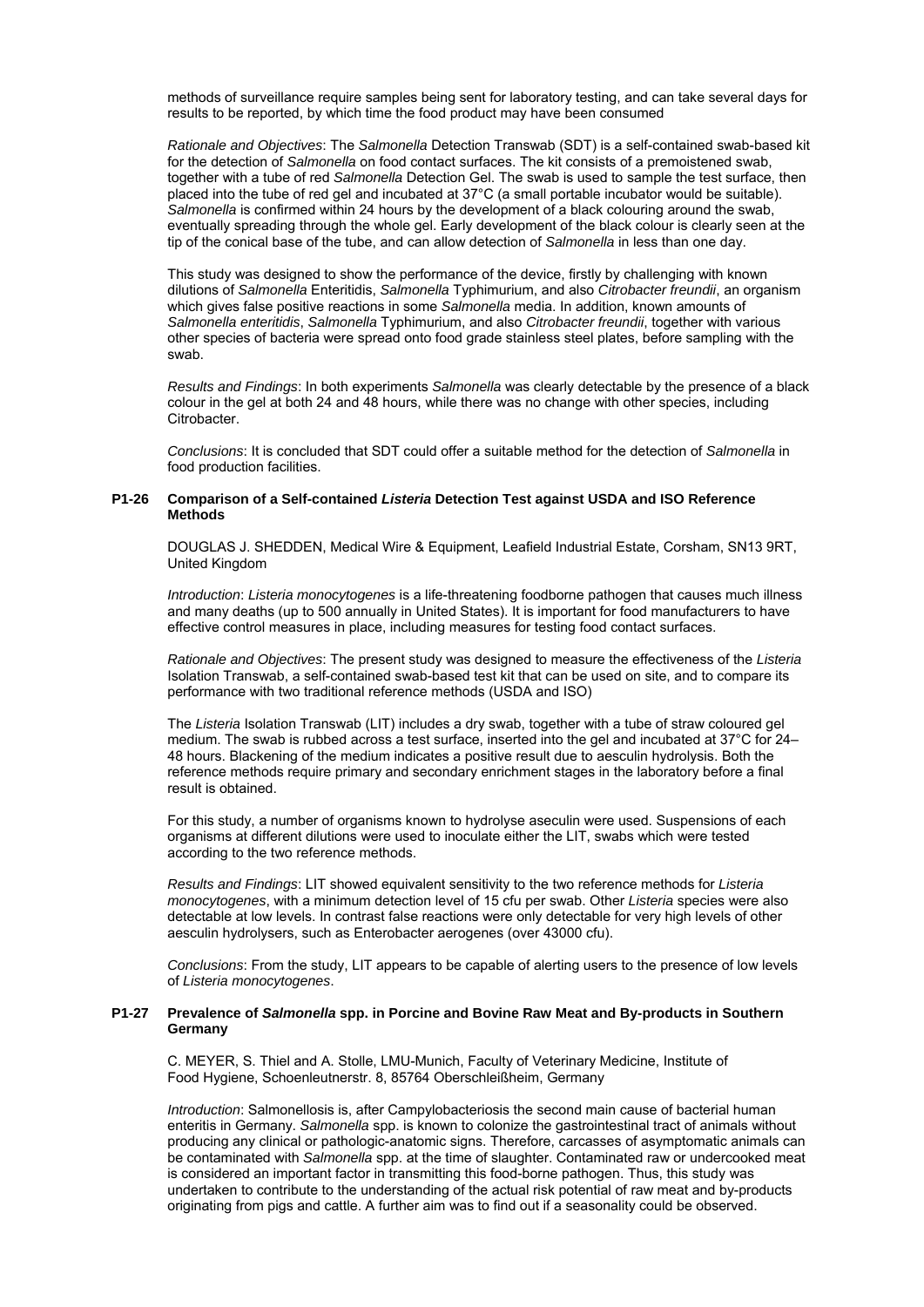methods of surveillance require samples being sent for laboratory testing, and can take several days for results to be reported, by which time the food product may have been consumed

*Rationale and Objectives*: The *Salmonella* Detection Transwab (SDT) is a self-contained swab-based kit for the detection of *Salmonella* on food contact surfaces. The kit consists of a premoistened swab, together with a tube of red *Salmonella* Detection Gel. The swab is used to sample the test surface, then placed into the tube of red gel and incubated at 37°C (a small portable incubator would be suitable). *Salmonella* is confirmed within 24 hours by the development of a black colouring around the swab, eventually spreading through the whole gel. Early development of the black colour is clearly seen at the tip of the conical base of the tube, and can allow detection of *Salmonella* in less than one day.

This study was designed to show the performance of the device, firstly by challenging with known dilutions of *Salmonella* Enteritidis, *Salmonella* Typhimurium, and also *Citrobacter freundii*, an organism which gives false positive reactions in some *Salmonella* media. In addition, known amounts of *Salmonella enteritidis*, *Salmonella* Typhimurium, and also *Citrobacter freundii*, together with various other species of bacteria were spread onto food grade stainless steel plates, before sampling with the swab.

*Results and Findings*: In both experiments *Salmonella* was clearly detectable by the presence of a black colour in the gel at both 24 and 48 hours, while there was no change with other species, including Citrobacter.

*Conclusions*: It is concluded that SDT could offer a suitable method for the detection of *Salmonella* in food production facilities.

### P1-26 Comparison of a Self-contained *Listeria* Detection Test against USDA and ISO Reference Methods

DOUGLAS J. SHEDDEN, Medical Wire & Equipment, Leafield Industrial Estate, Corsham, SN13 9RT, United Kingdom

*Introduction*: *Listeria monocytogenes* is a life-threatening foodborne pathogen that causes much illness and many deaths (up to 500 annually in United States). It is important for food manufacturers to have effective control measures in place, including measures for testing food contact surfaces.

*Rationale and Objectives*: The present study was designed to measure the effectiveness of the *Listeria* Isolation Transwab, a self-contained swab-based test kit that can be used on site, and to compare its performance with two traditional reference methods (USDA and ISO)

The *Listeria* Isolation Transwab (LIT) includes a dry swab, together with a tube of straw coloured gel medium. The swab is rubbed across a test surface, inserted into the gel and incubated at 37°C for 24–48 hours. Blackening of the medium indicates a positive result due to aesculin hydrolysis. Both the reference methods require primary and secondary enrichment stages in the laboratory before a final result is obtained.

For this study, a number of organisms known to hydrolyse aseculin were used. Suspensions of each organisms at different dilutions were used to inoculate either the LIT, swabs which were tested according to the two reference methods.

*Results and Findings*: LIT showed equivalent sensitivity to the two reference methods for *Listeria monocytogenes*, with a minimum detection level of 15 cfu per swab. Other *Listeria* species were also detectable at low levels. In contrast false reactions were only detectable for very high levels of other aesculin hydrolysers, such as Enterobacter aerogenes (over 43000 cfu).

*Conclusions*: From the study, LIT appears to be capable of alerting users to the presence of low levels of *Listeria monocytogenes*.

### P1-27 Prevalence of *Salmonella* spp. in Porcine and Bovine Raw Meat and By-products in Southern Germany

C. MEYER, S. Thiel and A. Stolle, LMU-Munich, Faculty of Veterinary Medicine, Institute of Food Hygiene, Schoenleutnerstr. 8, 85764 Oberschleißheim, Germany

*Introduction*: Salmonellosis is, after Campylobacteriosis the second main cause of bacterial human enteritis in Germany. *Salmonella* spp. is known to colonize the gastrointestinal tract of animals without producing any clinical or pathologic-anatomic signs. Therefore, carcasses of asymptomatic animals can be contaminated with *Salmonella* spp. at the time of slaughter. Contaminated raw or undercooked meat is considered an important factor in transmitting this food-borne pathogen. Thus, this study was undertaken to contribute to the understanding of the actual risk potential of raw meat and by-products originating from pigs and cattle. A further aim was to find out if a seasonality could be observed.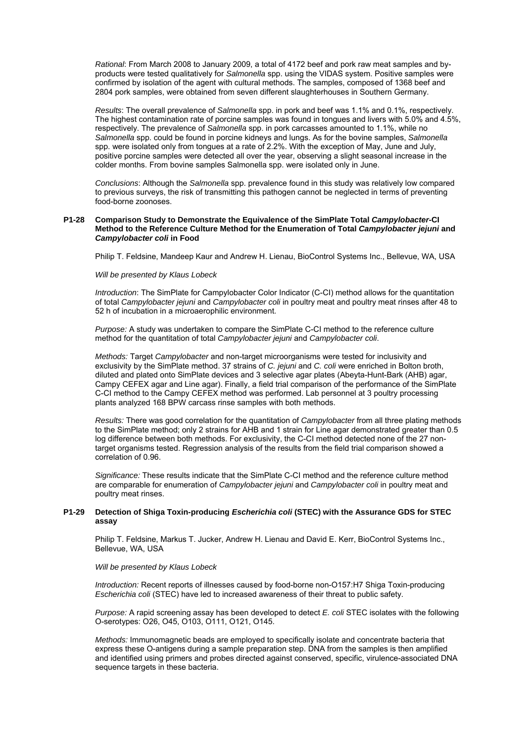*Rational*: From March 2008 to January 2009, a total of 4172 beef and pork raw meat samples and by-products were tested qualitatively for *Salmonella* spp. using the VIDAS system. Positive samples were confirmed by isolation of the agent with cultural methods. The samples, composed of 1368 beef and 2804 pork samples, were obtained from seven different slaughterhouses in Southern Germany.

*Results*: The overall prevalence of *Salmonella* spp. in pork and beef was 1.1% and 0.1%, respectively. The highest contamination rate of porcine samples was found in tongues and livers with 5.0% and 4.5%, respectively. The prevalence of *Salmonella* spp. in pork carcasses amounted to 1.1%, while no *Salmonella* spp. could be found in porcine kidneys and lungs. As for the bovine samples, *Salmonella* spp. were isolated only from tongues at a rate of 2.2%. With the exception of May, June and July, positive porcine samples were detected all over the year, observing a slight seasonal increase in the colder months. From bovine samples Salmonella spp. were isolated only in June.

*Conclusions*: Although the *Salmonella* spp. prevalence found in this study was relatively low compared to previous surveys, the risk of transmitting this pathogen cannot be neglected in terms of preventing food-borne zoonoses.

### P1-28 Comparison Study to Demonstrate the Equivalence of the SimPlate Total *Campylobacter*-CI Method to the Reference Culture Method for the Enumeration of Total *Campylobacter jejuni* and *Campylobacter coli* in Food

Philip T. Feldsine, Mandeep Kaur and Andrew H. Lienau, BioControl Systems Inc., Bellevue, WA, USA

*Will be presented by Klaus Lobeck*

*Introduction*: The SimPlate for Campylobacter Color Indicator (C-CI) method allows for the quantitation of total *Campylobacter jejuni* and *Campylobacter coli* in poultry meat and poultry meat rinses after 48 to 52 h of incubation in a microaerophilic environment.

*Purpose:* A study was undertaken to compare the SimPlate C-CI method to the reference culture method for the quantitation of total *Campylobacter jejuni* and *Campylobacter coli*.

*Methods:* Target *Campylobacter* and non-target microorganisms were tested for inclusivity and exclusivity by the SimPlate method. 37 strains of *C. jejuni* and *C. coli* were enriched in Bolton broth, diluted and plated onto SimPlate devices and 3 selective agar plates (Abeyta-Hunt-Bark (AHB) agar, Campy CEFEX agar and Line agar). Finally, a field trial comparison of the performance of the SimPlate C-CI method to the Campy CEFEX method was performed. Lab personnel at 3 poultry processing plants analyzed 168 BPW carcass rinse samples with both methods.

*Results:* There was good correlation for the quantitation of *Campylobacter* from all three plating methods to the SimPlate method; only 2 strains for AHB and 1 strain for Line agar demonstrated greater than 0.5 log difference between both methods. For exclusivity, the C-CI method detected none of the 27 non-target organisms tested. Regression analysis of the results from the field trial comparison showed a correlation of 0.96.

*Significance:* These results indicate that the SimPlate C-CI method and the reference culture method are comparable for enumeration of *Campylobacter jejuni* and *Campylobacter coli* in poultry meat and poultry meat rinses.

### P1-29 Detection of Shiga Toxin-producing *Escherichia coli* (STEC) with the Assurance GDS for STEC assay

Philip T. Feldsine, Markus T. Jucker, Andrew H. Lienau and David E. Kerr, BioControl Systems Inc., Bellevue, WA, USA

*Will be presented by Klaus Lobeck*

*Introduction:* Recent reports of illnesses caused by food-borne non-O157:H7 Shiga Toxin-producing *Escherichia coli* (STEC) have led to increased awareness of their threat to public safety.

*Purpose:* A rapid screening assay has been developed to detect *E. coli* STEC isolates with the following O-serotypes: O26, O45, O103, O111, O121, O145.

*Methods:* Immunomagnetic beads are employed to specifically isolate and concentrate bacteria that express these O-antigens during a sample preparation step. DNA from the samples is then amplified and identified using primers and probes directed against conserved, specific, virulence-associated DNA sequence targets in these bacteria.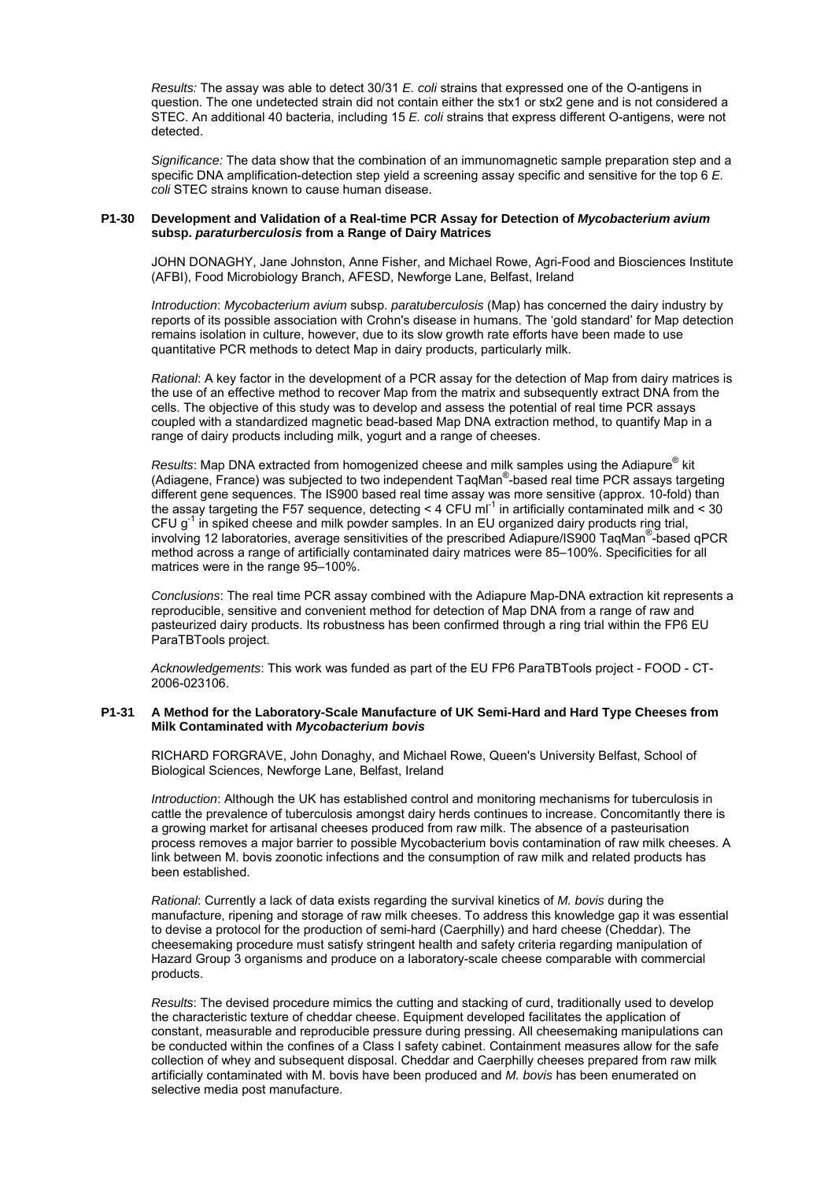*Results:* The assay was able to detect 30/31 *E. coli* strains that expressed one of the O-antigens in question. The one undetected strain did not contain either the stx1 or stx2 gene and is not considered a STEC. An additional 40 bacteria, including 15 *E. coli* strains that express different O-antigens, were not detected.

*Significance:* The data show that the combination of an immunomagnetic sample preparation step and a specific DNA amplification-detection step yield a screening assay specific and sensitive for the top 6 *E. coli* STEC strains known to cause human disease.

### P1-30 Development and Validation of a Real-time PCR Assay for Detection of *Mycobacterium avium* subsp. *paraturberculosis* from a Range of Dairy Matrices

JOHN DONAGHY, Jane Johnston, Anne Fisher, and Michael Rowe, Agri-Food and Biosciences Institute (AFBI), Food Microbiology Branch, AFESD, Newforge Lane, Belfast, Ireland

*Introduction*: *Mycobacterium avium* subsp. *paratuberculosis* (Map) has concerned the dairy industry by reports of its possible association with Crohn's disease in humans. The 'gold standard' for Map detection remains isolation in culture, however, due to its slow growth rate efforts have been made to use quantitative PCR methods to detect Map in dairy products, particularly milk.

*Rational*: A key factor in the development of a PCR assay for the detection of Map from dairy matrices is the use of an effective method to recover Map from the matrix and subsequently extract DNA from the cells. The objective of this study was to develop and assess the potential of real time PCR assays coupled with a standardized magnetic bead-based Map DNA extraction method, to quantify Map in a range of dairy products including milk, yogurt and a range of cheeses.

*Results*: Map DNA extracted from homogenized cheese and milk samples using the Adiapure® kit (Adiagene, France) was subjected to two independent TaqMan®-based real time PCR assays targeting different gene sequences. The IS900 based real time assay was more sensitive (approx. 10-fold) than the assay targeting the F57 sequence, detecting < 4 CFU $ml^{-1}$ in artificially contaminated milk and < 30 CFU $g^{-1}$ in spiked cheese and milk powder samples. In an EU organized dairy products ring trial, involving 12 laboratories, average sensitivities of the prescribed Adiapure/IS900 TaqMan®-based qPCR method across a range of artificially contaminated dairy matrices were 85–100%. Specificities for all matrices were in the range 95–100%.

*Conclusions*: The real time PCR assay combined with the Adiapure Map-DNA extraction kit represents a reproducible, sensitive and convenient method for detection of Map DNA from a range of raw and pasteurized dairy products. Its robustness has been confirmed through a ring trial within the FP6 EU ParaTBTools project.

*Acknowledgements*: This work was funded as part of the EU FP6 ParaTBTools project - FOOD - CT-2006-023106.

### P1-31 A Method for the Laboratory-Scale Manufacture of UK Semi-Hard and Hard Type Cheeses from Milk Contaminated with *Mycobacterium bovis*

RICHARD FORGRAVE, John Donaghy, and Michael Rowe, Queen's University Belfast, School of Biological Sciences, Newforge Lane, Belfast, Ireland

*Introduction*: Although the UK has established control and monitoring mechanisms for tuberculosis in cattle the prevalence of tuberculosis amongst dairy herds continues to increase. Concomitantly there is a growing market for artisanal cheeses produced from raw milk. The absence of a pasteurisation process removes a major barrier to possible Mycobacterium bovis contamination of raw milk cheeses. A link between M. bovis zoonotic infections and the consumption of raw milk and related products has been established.

*Rational*: Currently a lack of data exists regarding the survival kinetics of *M. bovis* during the manufacture, ripening and storage of raw milk cheeses. To address this knowledge gap it was essential to devise a protocol for the production of semi-hard (Caerphilly) and hard cheese (Cheddar). The cheesemaking procedure must satisfy stringent health and safety criteria regarding manipulation of Hazard Group 3 organisms and produce on a laboratory-scale cheese comparable with commercial products.

*Results*: The devised procedure mimics the cutting and stacking of curd, traditionally used to develop the characteristic texture of cheddar cheese. Equipment developed facilitates the application of constant, measurable and reproducible pressure during pressing. All cheesemaking manipulations can be conducted within the confines of a Class I safety cabinet. Containment measures allow for the safe collection of whey and subsequent disposal. Cheddar and Caerphilly cheeses prepared from raw milk artificially contaminated with M. bovis have been produced and *M. bovis* has been enumerated on selective media post manufacture.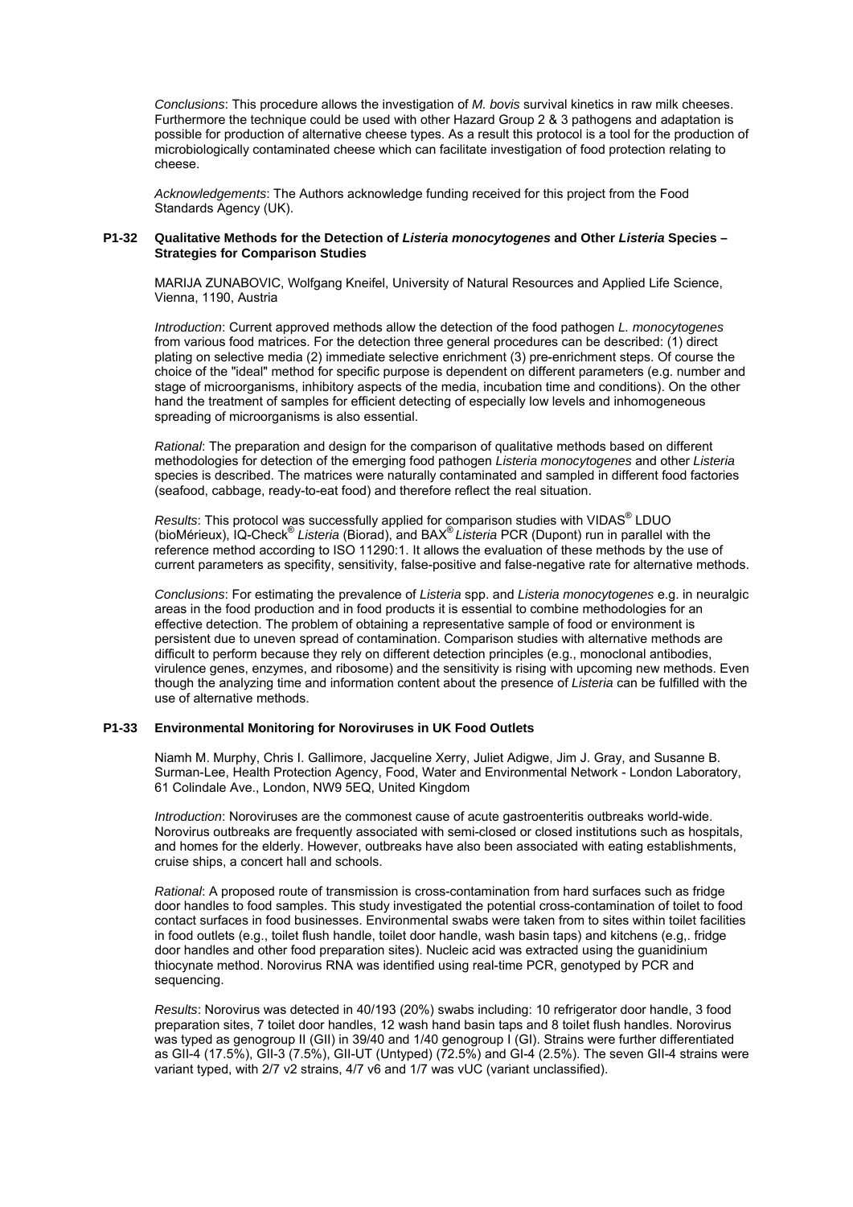*Conclusions*: This procedure allows the investigation of *M. bovis* survival kinetics in raw milk cheeses. Furthermore the technique could be used with other Hazard Group 2 & 3 pathogens and adaptation is possible for production of alternative cheese types. As a result this protocol is a tool for the production of microbiologically contaminated cheese which can facilitate investigation of food protection relating to cheese.

*Acknowledgements*: The Authors acknowledge funding received for this project from the Food Standards Agency (UK).

### P1-32 Qualitative Methods for the Detection of *Listeria monocytogenes* and Other *Listeria* Species – Strategies for Comparison Studies

MARIJA ZUNABOVIC, Wolfgang Kneifel, University of Natural Resources and Applied Life Science, Vienna, 1190, Austria

*Introduction*: Current approved methods allow the detection of the food pathogen *L. monocytogenes* from various food matrices. For the detection three general procedures can be described: (1) direct plating on selective media (2) immediate selective enrichment (3) pre-enrichment steps. Of course the choice of the "ideal" method for specific purpose is dependent on different parameters (e.g. number and stage of microorganisms, inhibitory aspects of the media, incubation time and conditions). On the other hand the treatment of samples for efficient detecting of especially low levels and inhomogeneous spreading of microorganisms is also essential.

*Rational*: The preparation and design for the comparison of qualitative methods based on different methodologies for detection of the emerging food pathogen *Listeria monocytogenes* and other *Listeria* species is described. The matrices were naturally contaminated and sampled in different food factories (seafood, cabbage, ready-to-eat food) and therefore reflect the real situation.

*Results*: This protocol was successfully applied for comparison studies with VIDAS® LDUO (bioMérieux), IQ-Check® *Listeria* (Biorad), and BAX® *Listeria* PCR (Dupont) run in parallel with the reference method according to ISO 11290:1. It allows the evaluation of these methods by the use of current parameters as specifity, sensitivity, false-positive and false-negative rate for alternative methods.

*Conclusions*: For estimating the prevalence of *Listeria* spp. and *Listeria monocytogenes* e.g. in neuralgic areas in the food production and in food products it is essential to combine methodologies for an effective detection. The problem of obtaining a representative sample of food or environment is persistent due to uneven spread of contamination. Comparison studies with alternative methods are difficult to perform because they rely on different detection principles (e.g., monoclonal antibodies, virulence genes, enzymes, and ribosome) and the sensitivity is rising with upcoming new methods. Even though the analyzing time and information content about the presence of *Listeria* can be fulfilled with the use of alternative methods.

### P1-33 Environmental Monitoring for Noroviruses in UK Food Outlets

Niamh M. Murphy, Chris I. Gallimore, Jacqueline Xerry, Juliet Adigwe, Jim J. Gray, and Susanne B. Surman-Lee, Health Protection Agency, Food, Water and Environmental Network - London Laboratory, 61 Colindale Ave., London, NW9 5EQ, United Kingdom

*Introduction*: Noroviruses are the commonest cause of acute gastroenteritis outbreaks world-wide. Norovirus outbreaks are frequently associated with semi-closed or closed institutions such as hospitals, and homes for the elderly. However, outbreaks have also been associated with eating establishments, cruise ships, a concert hall and schools.

*Rational*: A proposed route of transmission is cross-contamination from hard surfaces such as fridge door handles to food samples. This study investigated the potential cross-contamination of toilet to food contact surfaces in food businesses. Environmental swabs were taken from to sites within toilet facilities in food outlets (e.g., toilet flush handle, toilet door handle, wash basin taps) and kitchens (e.g,. fridge door handles and other food preparation sites). Nucleic acid was extracted using the guanidinium thiocynate method. Norovirus RNA was identified using real-time PCR, genotyped by PCR and sequencing.

*Results*: Norovirus was detected in 40/193 (20%) swabs including: 10 refrigerator door handle, 3 food preparation sites, 7 toilet door handles, 12 wash hand basin taps and 8 toilet flush handles. Norovirus was typed as genogroup II (GII) in 39/40 and 1/40 genogroup I (GI). Strains were further differentiated as GII-4 (17.5%), GII-3 (7.5%), GII-UT (Untyped) (72.5%) and GI-4 (2.5%). The seven GII-4 strains were variant typed, with 2/7 v2 strains, 4/7 v6 and 1/7 was vUC (variant unclassified).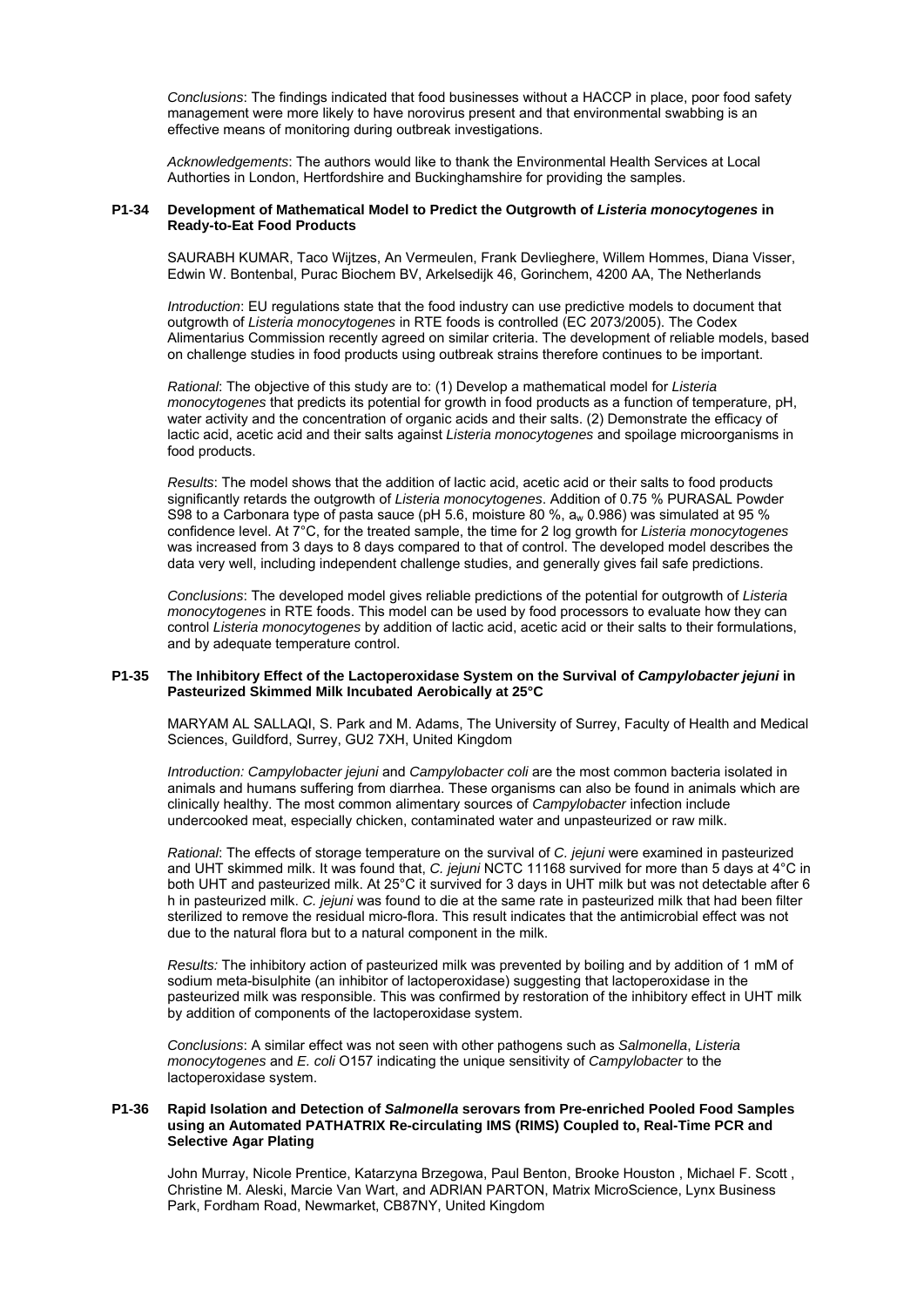*Conclusions*: The findings indicated that food businesses without a HACCP in place, poor food safety management were more likely to have norovirus present and that environmental swabbing is an effective means of monitoring during outbreak investigations.

*Acknowledgements*: The authors would like to thank the Environmental Health Services at Local Authorties in London, Hertfordshire and Buckinghamshire for providing the samples.

### P1-34 Development of Mathematical Model to Predict the Outgrowth of *Listeria monocytogenes* in Ready-to-Eat Food Products

SAURABH KUMAR, Taco Wijtzes, An Vermeulen, Frank Devlieghere, Willem Hommes, Diana Visser, Edwin W. Bontenbal, Purac Biochem BV, Arkelsedijk 46, Gorinchem, 4200 AA, The Netherlands

*Introduction*: EU regulations state that the food industry can use predictive models to document that outgrowth of *Listeria monocytogenes* in RTE foods is controlled (EC 2073/2005). The Codex Alimentarius Commission recently agreed on similar criteria. The development of reliable models, based on challenge studies in food products using outbreak strains therefore continues to be important.

*Rational*: The objective of this study are to: (1) Develop a mathematical model for *Listeria monocytogenes* that predicts its potential for growth in food products as a function of temperature, pH, water activity and the concentration of organic acids and their salts. (2) Demonstrate the efficacy of lactic acid, acetic acid and their salts against *Listeria monocytogenes* and spoilage microorganisms in food products.

*Results*: The model shows that the addition of lactic acid, acetic acid or their salts to food products significantly retards the outgrowth of *Listeria monocytogenes*. Addition of 0.75 % PURASAL Powder S98 to a Carbonara type of pasta sauce (pH 5.6, moisture 80 %, $a_w$ 0.986) was simulated at 95 % confidence level. At 7°C, for the treated sample, the time for 2 log growth for *Listeria monocytogenes* was increased from 3 days to 8 days compared to that of control. The developed model describes the data very well, including independent challenge studies, and generally gives fail safe predictions.

*Conclusions*: The developed model gives reliable predictions of the potential for outgrowth of *Listeria monocytogenes* in RTE foods. This model can be used by food processors to evaluate how they can control *Listeria monocytogenes* by addition of lactic acid, acetic acid or their salts to their formulations, and by adequate temperature control.

### P1-35 The Inhibitory Effect of the Lactoperoxidase System on the Survival of *Campylobacter jejuni* in Pasteurized Skimmed Milk Incubated Aerobically at 25°C

MARYAM AL SALLAQI, S. Park and M. Adams, The University of Surrey, Faculty of Health and Medical Sciences, Guildford, Surrey, GU2 7XH, United Kingdom

*Introduction: Campylobacter jejuni* and *Campylobacter coli* are the most common bacteria isolated in animals and humans suffering from diarrhea. These organisms can also be found in animals which are clinically healthy. The most common alimentary sources of *Campylobacter* infection include undercooked meat, especially chicken, contaminated water and unpasteurized or raw milk.

*Rational*: The effects of storage temperature on the survival of *C. jejuni* were examined in pasteurized and UHT skimmed milk. It was found that, *C. jejuni* NCTC 11168 survived for more than 5 days at 4°C in both UHT and pasteurized milk. At 25°C it survived for 3 days in UHT milk but was not detectable after 6 h in pasteurized milk. *C. jejuni* was found to die at the same rate in pasteurized milk that had been filter sterilized to remove the residual micro-flora. This result indicates that the antimicrobial effect was not due to the natural flora but to a natural component in the milk.

*Results:* The inhibitory action of pasteurized milk was prevented by boiling and by addition of 1 mM of sodium meta-bisulphite (an inhibitor of lactoperoxidase) suggesting that lactoperoxidase in the pasteurized milk was responsible. This was confirmed by restoration of the inhibitory effect in UHT milk by addition of components of the lactoperoxidase system.

*Conclusions*: A similar effect was not seen with other pathogens such as *Salmonella*, *Listeria monocytogenes* and *E. coli* O157 indicating the unique sensitivity of *Campylobacter* to the lactoperoxidase system.

### P1-36 Rapid Isolation and Detection of *Salmonella* serovars from Pre-enriched Pooled Food Samples using an Automated PATHATRIX Re-circulating IMS (RIMS) Coupled to, Real-Time PCR and Selective Agar Plating

John Murray, Nicole Prentice, Katarzyna Brzegowa, Paul Benton, Brooke Houston , Michael F. Scott , Christine M. Aleski, Marcie Van Wart, and ADRIAN PARTON, Matrix MicroScience, Lynx Business Park, Fordham Road, Newmarket, CB87NY, United Kingdom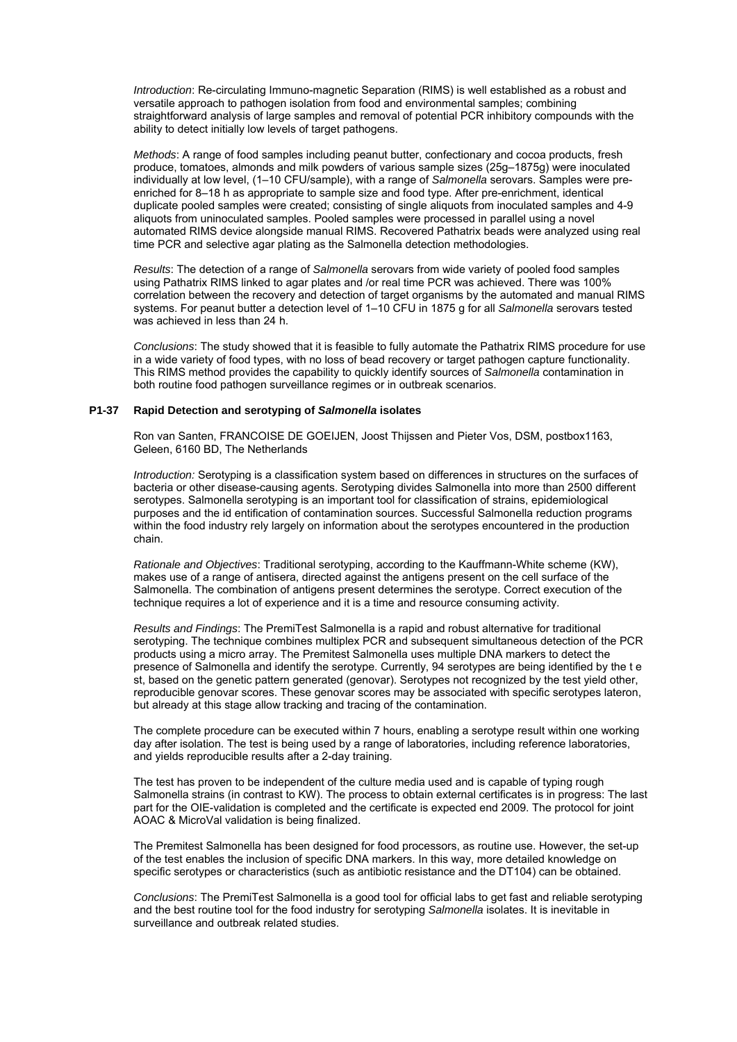*Introduction*: Re-circulating Immuno-magnetic Separation (RIMS) is well established as a robust and versatile approach to pathogen isolation from food and environmental samples; combining straightforward analysis of large samples and removal of potential PCR inhibitory compounds with the ability to detect initially low levels of target pathogens.

*Methods*: A range of food samples including peanut butter, confectionary and cocoa products, fresh produce, tomatoes, almonds and milk powders of various sample sizes (25g–1875g) were inoculated individually at low level, (1–10 CFU/sample), with a range of *Salmonella* serovars. Samples were pre-enriched for 8–18 h as appropriate to sample size and food type. After pre-enrichment, identical duplicate pooled samples were created; consisting of single aliquots from inoculated samples and 4-9 aliquots from uninoculated samples. Pooled samples were processed in parallel using a novel automated RIMS device alongside manual RIMS. Recovered Pathatrix beads were analyzed using real time PCR and selective agar plating as the Salmonella detection methodologies.

*Results*: The detection of a range of *Salmonella* serovars from wide variety of pooled food samples using Pathatrix RIMS linked to agar plates and /or real time PCR was achieved. There was 100% correlation between the recovery and detection of target organisms by the automated and manual RIMS systems. For peanut butter a detection level of 1–10 CFU in 1875 g for all *Salmonella* serovars tested was achieved in less than 24 h.

*Conclusions*: The study showed that it is feasible to fully automate the Pathatrix RIMS procedure for use in a wide variety of food types, with no loss of bead recovery or target pathogen capture functionality. This RIMS method provides the capability to quickly identify sources of *Salmonella* contamination in both routine food pathogen surveillance regimes or in outbreak scenarios.

### P1-37 Rapid Detection and serotyping of *Salmonella* isolates

Ron van Santen, FRANCOISE DE GOEIJEN, Joost Thijssen and Pieter Vos, DSM, postbox1163, Geleen, 6160 BD, The Netherlands

*Introduction:* Serotyping is a classification system based on differences in structures on the surfaces of bacteria or other disease-causing agents. Serotyping divides Salmonella into more than 2500 different serotypes. Salmonella serotyping is an important tool for classification of strains, epidemiological purposes and the id entification of contamination sources. Successful Salmonella reduction programs within the food industry rely largely on information about the serotypes encountered in the production chain.

*Rationale and Objectives*: Traditional serotyping, according to the Kauffmann-White scheme (KW), makes use of a range of antisera, directed against the antigens present on the cell surface of the Salmonella. The combination of antigens present determines the serotype. Correct execution of the technique requires a lot of experience and it is a time and resource consuming activity.

*Results and Findings*: The PremiTest Salmonella is a rapid and robust alternative for traditional serotyping. The technique combines multiplex PCR and subsequent simultaneous detection of the PCR products using a micro array. The Premitest Salmonella uses multiple DNA markers to detect the presence of Salmonella and identify the serotype. Currently, 94 serotypes are being identified by the t e st, based on the genetic pattern generated (genovar). Serotypes not recognized by the test yield other, reproducible genovar scores. These genovar scores may be associated with specific serotypes lateron, but already at this stage allow tracking and tracing of the contamination.

The complete procedure can be executed within 7 hours, enabling a serotype result within one working day after isolation. The test is being used by a range of laboratories, including reference laboratories, and yields reproducible results after a 2-day training.

The test has proven to be independent of the culture media used and is capable of typing rough Salmonella strains (in contrast to KW). The process to obtain external certificates is in progress: The last part for the OIE-validation is completed and the certificate is expected end 2009. The protocol for joint AOAC & MicroVal validation is being finalized.

The Premitest Salmonella has been designed for food processors, as routine use. However, the set-up of the test enables the inclusion of specific DNA markers. In this way, more detailed knowledge on specific serotypes or characteristics (such as antibiotic resistance and the DT104) can be obtained.

*Conclusions*: The PremiTest Salmonella is a good tool for official labs to get fast and reliable serotyping and the best routine tool for the food industry for serotyping *Salmonella* isolates. It is inevitable in surveillance and outbreak related studies.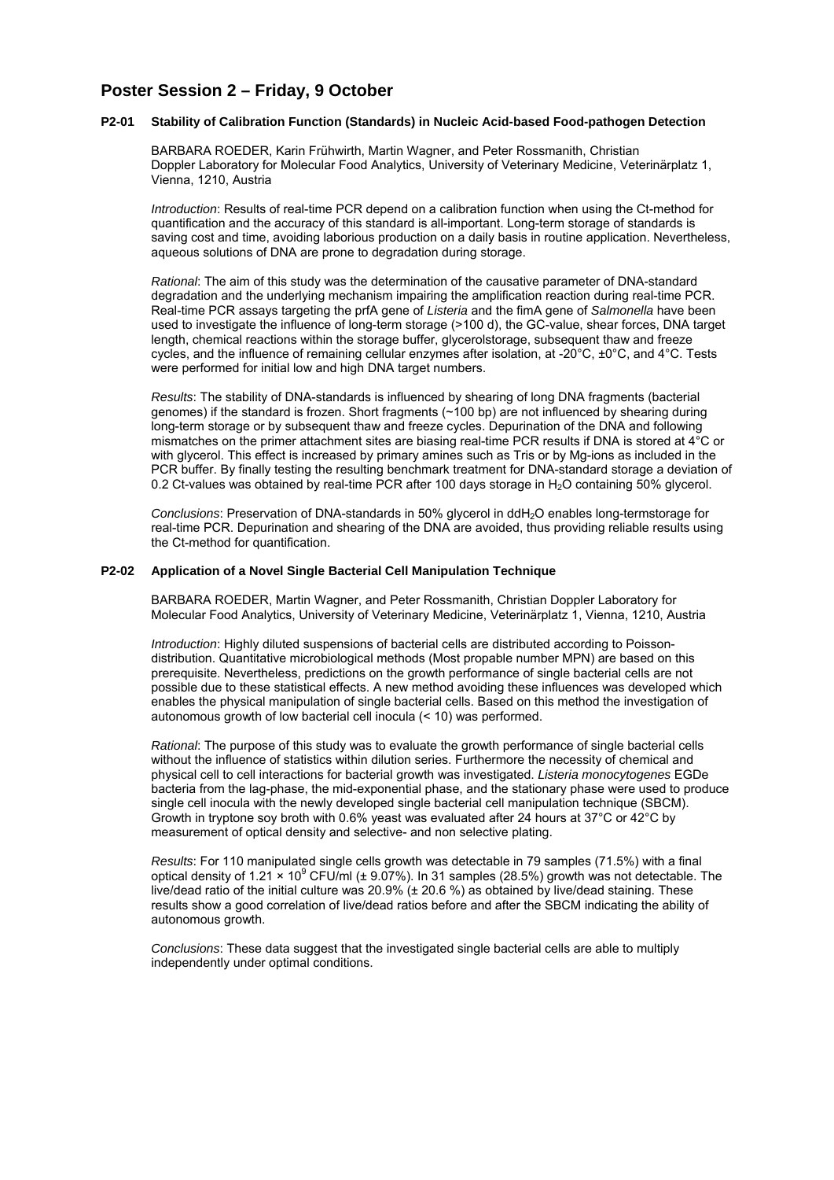## Poster Session 2 – Friday, 9 October

### P2-01 Stability of Calibration Function (Standards) in Nucleic Acid-based Food-pathogen Detection

BARBARA ROEDER, Karin Frühwirth, Martin Wagner, and Peter Rossmanith, Christian Doppler Laboratory for Molecular Food Analytics, University of Veterinary Medicine, Veterinärplatz 1, Vienna, 1210, Austria

*Introduction*: Results of real-time PCR depend on a calibration function when using the Ct-method for quantification and the accuracy of this standard is all-important. Long-term storage of standards is saving cost and time, avoiding laborious production on a daily basis in routine application. Nevertheless, aqueous solutions of DNA are prone to degradation during storage.

*Rational*: The aim of this study was the determination of the causative parameter of DNA-standard degradation and the underlying mechanism impairing the amplification reaction during real-time PCR. Real-time PCR assays targeting the prfA gene of *Listeria* and the fimA gene of *Salmonella* have been used to investigate the influence of long-term storage (>100 d), the GC-value, shear forces, DNA target length, chemical reactions within the storage buffer, glycerolstorage, subsequent thaw and freeze cycles, and the influence of remaining cellular enzymes after isolation, at -20°C, ±0°C, and 4°C. Tests were performed for initial low and high DNA target numbers.

*Results*: The stability of DNA-standards is influenced by shearing of long DNA fragments (bacterial genomes) if the standard is frozen. Short fragments (~100 bp) are not influenced by shearing during long-term storage or by subsequent thaw and freeze cycles. Depurination of the DNA and following mismatches on the primer attachment sites are biasing real-time PCR results if DNA is stored at 4°C or with glycerol. This effect is increased by primary amines such as Tris or by Mg-ions as included in the PCR buffer. By finally testing the resulting benchmark treatment for DNA-standard storage a deviation of 0.2 Ct-values was obtained by real-time PCR after 100 days storage in $H_2O$ containing 50% glycerol.

*Conclusions*: Preservation of DNA-standards in 50% glycerol in dd$H_2O$ enables long-termstorage for real-time PCR. Depurination and shearing of the DNA are avoided, thus providing reliable results using the Ct-method for quantification.

### P2-02 Application of a Novel Single Bacterial Cell Manipulation Technique

BARBARA ROEDER, Martin Wagner, and Peter Rossmanith, Christian Doppler Laboratory for Molecular Food Analytics, University of Veterinary Medicine, Veterinärplatz 1, Vienna, 1210, Austria

*Introduction*: Highly diluted suspensions of bacterial cells are distributed according to Poisson-distribution. Quantitative microbiological methods (Most propable number MPN) are based on this prerequisite. Nevertheless, predictions on the growth performance of single bacterial cells are not possible due to these statistical effects. A new method avoiding these influences was developed which enables the physical manipulation of single bacterial cells. Based on this method the investigation of autonomous growth of low bacterial cell inocula (< 10) was performed.

*Rational*: The purpose of this study was to evaluate the growth performance of single bacterial cells without the influence of statistics within dilution series. Furthermore the necessity of chemical and physical cell to cell interactions for bacterial growth was investigated. *Listeria monocytogenes* EGDe bacteria from the lag-phase, the mid-exponential phase, and the stationary phase were used to produce single cell inocula with the newly developed single bacterial cell manipulation technique (SBCM). Growth in tryptone soy broth with 0.6% yeast was evaluated after 24 hours at 37°C or 42°C by measurement of optical density and selective- and non selective plating.

*Results*: For 110 manipulated single cells growth was detectable in 79 samples (71.5%) with a final optical density of $1.21 \times 10^9$ CFU/ml (± 9.07%). In 31 samples (28.5%) growth was not detectable. The live/dead ratio of the initial culture was 20.9% (± 20.6 %) as obtained by live/dead staining. These results show a good correlation of live/dead ratios before and after the SBCM indicating the ability of autonomous growth.

*Conclusions*: These data suggest that the investigated single bacterial cells are able to multiply independently under optimal conditions.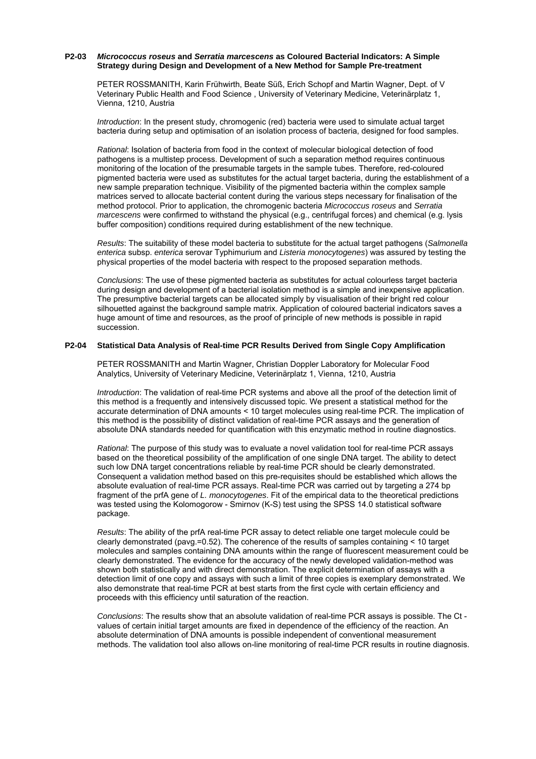## P2-03 *Micrococcus roseus* and *Serratia marcescens* as Coloured Bacterial Indicators: A Simple Strategy during Design and Development of a New Method for Sample Pre-treatment

PETER ROSSMANITH, Karin Frühwirth, Beate Süß, Erich Schopf and Martin Wagner, Dept. of V Veterinary Public Health and Food Science , University of Veterinary Medicine, Veterinärplatz 1, Vienna, 1210, Austria

*Introduction*: In the present study, chromogenic (red) bacteria were used to simulate actual target bacteria during setup and optimisation of an isolation process of bacteria, designed for food samples.

*Rational*: Isolation of bacteria from food in the context of molecular biological detection of food pathogens is a multistep process. Development of such a separation method requires continuous monitoring of the location of the presumable targets in the sample tubes. Therefore, red-coloured pigmented bacteria were used as substitutes for the actual target bacteria, during the establishment of a new sample preparation technique. Visibility of the pigmented bacteria within the complex sample matrices served to allocate bacterial content during the various steps necessary for finalisation of the method protocol. Prior to application, the chromogenic bacteria *Micrococcus roseus* and *Serratia marcescens* were confirmed to withstand the physical (e.g., centrifugal forces) and chemical (e.g. lysis buffer composition) conditions required during establishment of the new technique.

*Results*: The suitability of these model bacteria to substitute for the actual target pathogens (*Salmonella enterica* subsp. *enterica* serovar Typhimurium and *Listeria monocytogenes*) was assured by testing the physical properties of the model bacteria with respect to the proposed separation methods.

*Conclusions*: The use of these pigmented bacteria as substitutes for actual colourless target bacteria during design and development of a bacterial isolation method is a simple and inexpensive application. The presumptive bacterial targets can be allocated simply by visualisation of their bright red colour silhouetted against the background sample matrix. Application of coloured bacterial indicators saves a huge amount of time and resources, as the proof of principle of new methods is possible in rapid succession.

## P2-04 Statistical Data Analysis of Real-time PCR Results Derived from Single Copy Amplification

PETER ROSSMANITH and Martin Wagner, Christian Doppler Laboratory for Molecular Food Analytics, University of Veterinary Medicine, Veterinärplatz 1, Vienna, 1210, Austria

*Introduction*: The validation of real-time PCR systems and above all the proof of the detection limit of this method is a frequently and intensively discussed topic. We present a statistical method for the accurate determination of DNA amounts < 10 target molecules using real-time PCR. The implication of this method is the possibility of distinct validation of real-time PCR assays and the generation of absolute DNA standards needed for quantification with this enzymatic method in routine diagnostics.

*Rational*: The purpose of this study was to evaluate a novel validation tool for real-time PCR assays based on the theoretical possibility of the amplification of one single DNA target. The ability to detect such low DNA target concentrations reliable by real-time PCR should be clearly demonstrated. Consequent a validation method based on this pre-requisites should be established which allows the absolute evaluation of real-time PCR assays. Real-time PCR was carried out by targeting a 274 bp fragment of the prfA gene of *L. monocytogenes*. Fit of the empirical data to the theoretical predictions was tested using the Kolomogorow - Smirnov (K-S) test using the SPSS 14.0 statistical software package.

*Results*: The ability of the prfA real-time PCR assay to detect reliable one target molecule could be clearly demonstrated ($p_{avg}$=0.52). The coherence of the results of samples containing < 10 target molecules and samples containing DNA amounts within the range of fluorescent measurement could be clearly demonstrated. The evidence for the accuracy of the newly developed validation-method was shown both statistically and with direct demonstration. The explicit determination of assays with a detection limit of one copy and assays with such a limit of three copies is exemplary demonstrated. We also demonstrate that real-time PCR at best starts from the first cycle with certain efficiency and proceeds with this efficiency until saturation of the reaction.

*Conclusions*: The results show that an absolute validation of real-time PCR assays is possible. The Ct - values of certain initial target amounts are fixed in dependence of the efficiency of the reaction. An absolute determination of DNA amounts is possible independent of conventional measurement methods. The validation tool also allows on-line monitoring of real-time PCR results in routine diagnosis.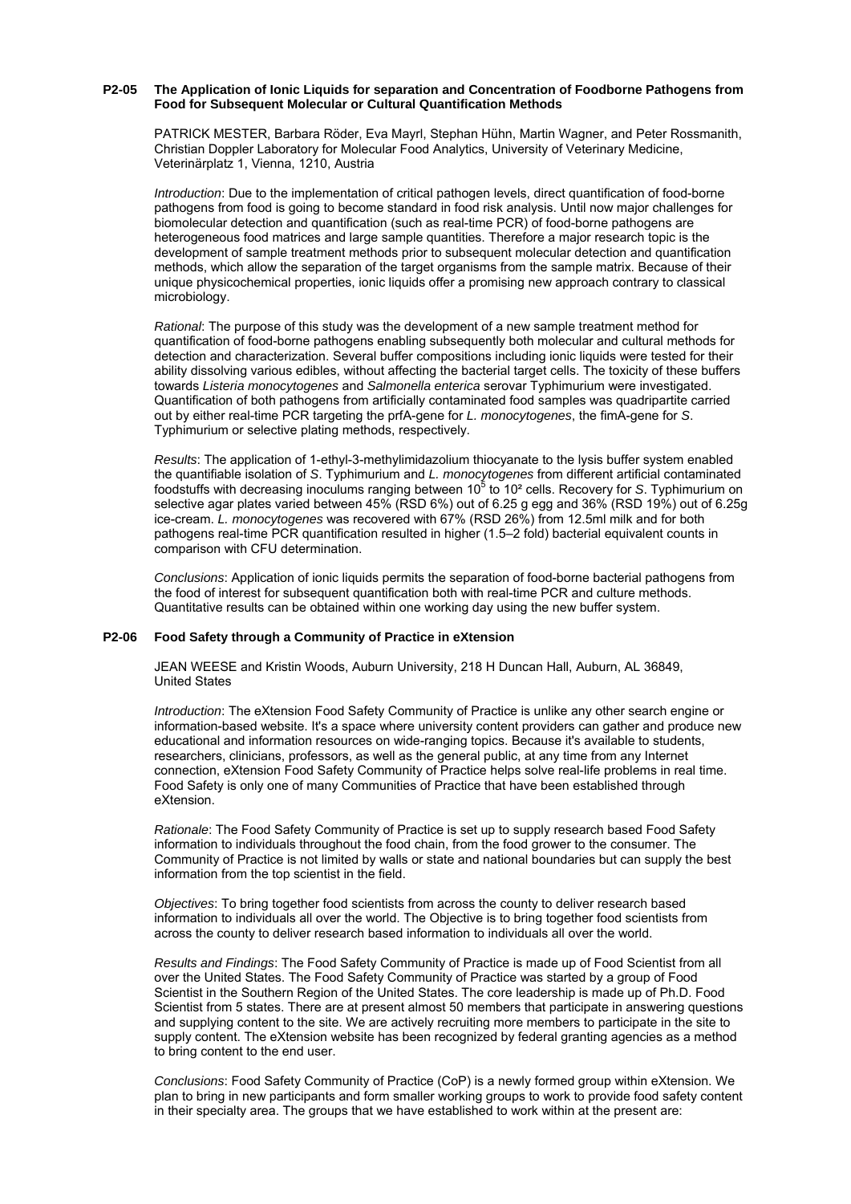## P2-05 The Application of Ionic Liquids for separation and Concentration of Foodborne Pathogens from Food for Subsequent Molecular or Cultural Quantification Methods

PATRICK MESTER, Barbara Röder, Eva Mayrl, Stephan Hühn, Martin Wagner, and Peter Rossmanith, Christian Doppler Laboratory for Molecular Food Analytics, University of Veterinary Medicine, Veterinärplatz 1, Vienna, 1210, Austria

*Introduction*: Due to the implementation of critical pathogen levels, direct quantification of food-borne pathogens from food is going to become standard in food risk analysis. Until now major challenges for biomolecular detection and quantification (such as real-time PCR) of food-borne pathogens are heterogeneous food matrices and large sample quantities. Therefore a major research topic is the development of sample treatment methods prior to subsequent molecular detection and quantification methods, which allow the separation of the target organisms from the sample matrix. Because of their unique physicochemical properties, ionic liquids offer a promising new approach contrary to classical microbiology.

*Rational*: The purpose of this study was the development of a new sample treatment method for quantification of food-borne pathogens enabling subsequently both molecular and cultural methods for detection and characterization. Several buffer compositions including ionic liquids were tested for their ability dissolving various edibles, without affecting the bacterial target cells. The toxicity of these buffers towards *Listeria monocytogenes* and *Salmonella enterica* serovar Typhimurium were investigated. Quantification of both pathogens from artificially contaminated food samples was quadripartite carried out by either real-time PCR targeting the prfA-gene for *L. monocytogenes*, the fimA-gene for *S*. Typhimurium or selective plating methods, respectively.

*Results*: The application of 1-ethyl-3-methylimidazolium thiocyanate to the lysis buffer system enabled the quantifiable isolation of *S*. Typhimurium and *L. monocytogenes* from different artificial contaminated foodstuffs with decreasing inoculums ranging between $10^5$ to $10^2$ cells. Recovery for *S*. Typhimurium on selective agar plates varied between 45% (RSD 6%) out of 6.25 g egg and 36% (RSD 19%) out of 6.25g ice-cream. *L. monocytogenes* was recovered with 67% (RSD 26%) from 12.5ml milk and for both pathogens real-time PCR quantification resulted in higher (1.5–2 fold) bacterial equivalent counts in comparison with CFU determination.

*Conclusions*: Application of ionic liquids permits the separation of food-borne bacterial pathogens from the food of interest for subsequent quantification both with real-time PCR and culture methods. Quantitative results can be obtained within one working day using the new buffer system.

## P2-06 Food Safety through a Community of Practice in eXtension

JEAN WEESE and Kristin Woods, Auburn University, 218 H Duncan Hall, Auburn, AL 36849, United States

*Introduction*: The eXtension Food Safety Community of Practice is unlike any other search engine or information-based website. It's a space where university content providers can gather and produce new educational and information resources on wide-ranging topics. Because it's available to students, researchers, clinicians, professors, as well as the general public, at any time from any Internet connection, eXtension Food Safety Community of Practice helps solve real-life problems in real time. Food Safety is only one of many Communities of Practice that have been established through eXtension.

*Rationale*: The Food Safety Community of Practice is set up to supply research based Food Safety information to individuals throughout the food chain, from the food grower to the consumer. The Community of Practice is not limited by walls or state and national boundaries but can supply the best information from the top scientist in the field.

*Objectives*: To bring together food scientists from across the county to deliver research based information to individuals all over the world. The Objective is to bring together food scientists from across the county to deliver research based information to individuals all over the world.

*Results and Findings*: The Food Safety Community of Practice is made up of Food Scientist from all over the United States. The Food Safety Community of Practice was started by a group of Food Scientist in the Southern Region of the United States. The core leadership is made up of Ph.D. Food Scientist from 5 states. There are at present almost 50 members that participate in answering questions and supplying content to the site. We are actively recruiting more members to participate in the site to supply content. The eXtension website has been recognized by federal granting agencies as a method to bring content to the end user.

*Conclusions*: Food Safety Community of Practice (CoP) is a newly formed group within eXtension. We plan to bring in new participants and form smaller working groups to work to provide food safety content in their specialty area. The groups that we have established to work within at the present are: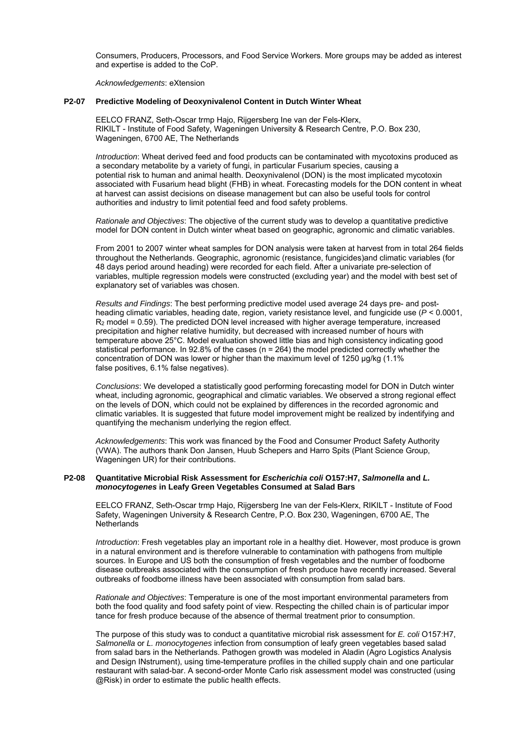Consumers, Producers, Processors, and Food Service Workers. More groups may be added as interest and expertise is added to the CoP.

*Acknowledgements*: eXtension

### P2-07 Predictive Modeling of Deoxynivalenol Content in Dutch Winter Wheat

EELCO FRANZ, Seth-Oscar trmp Hajo, Rijgersberg Ine van der Fels-Klerx, RIKILT - Institute of Food Safety, Wageningen University & Research Centre, P.O. Box 230, Wageningen, 6700 AE, The Netherlands

*Introduction*: Wheat derived feed and food products can be contaminated with mycotoxins produced as a secondary metabolite by a variety of fungi, in particular Fusarium species, causing a potential risk to human and animal health. Deoxynivalenol (DON) is the most implicated mycotoxin associated with Fusarium head blight (FHB) in wheat. Forecasting models for the DON content in wheat at harvest can assist decisions on disease management but can also be useful tools for control authorities and industry to limit potential feed and food safety problems.

*Rationale and Objectives*: The objective of the current study was to develop a quantitative predictive model for DON content in Dutch winter wheat based on geographic, agronomic and climatic variables.

From 2001 to 2007 winter wheat samples for DON analysis were taken at harvest from in total 264 fields throughout the Netherlands. Geographic, agronomic (resistance, fungicides)and climatic variables (for 48 days period around heading) were recorded for each field. After a univariate pre-selection of variables, multiple regression models were constructed (excluding year) and the model with best set of explanatory set of variables was chosen.

*Results and Findings*: The best performing predictive model used average 24 days pre- and post-heading climatic variables, heading date, region, variety resistance level, and fungicide use ($P < 0.0001$, $R_2$ model = 0.59). The predicted DON level increased with higher average temperature, increased precipitation and higher relative humidity, but decreased with increased number of hours with temperature above 25°C. Model evaluation showed little bias and high consistency indicating good statistical performance. In 92.8% of the cases (n = 264) the model predicted correctly whether the concentration of DON was lower or higher than the maximum level of 1250 µg/kg (1.1% false positives, 6.1% false negatives).

*Conclusions*: We developed a statistically good performing forecasting model for DON in Dutch winter wheat, including agronomic, geographical and climatic variables. We observed a strong regional effect on the levels of DON, which could not be explained by differences in the recorded agronomic and climatic variables. It is suggested that future model improvement might be realized by indentifying and quantifying the mechanism underlying the region effect.

*Acknowledgements*: This work was financed by the Food and Consumer Product Safety Authority (VWA). The authors thank Don Jansen, Huub Schepers and Harro Spits (Plant Science Group, Wageningen UR) for their contributions.

### P2-08 Quantitative Microbial Risk Assessment for *Escherichia coli* O157:H7, *Salmonella* and *L. monocytogenes* in Leafy Green Vegetables Consumed at Salad Bars

EELCO FRANZ, Seth-Oscar trmp Hajo, Rijgersberg Ine van der Fels-Klerx, RIKILT - Institute of Food Safety, Wageningen University & Research Centre, P.O. Box 230, Wageningen, 6700 AE, The Netherlands

*Introduction*: Fresh vegetables play an important role in a healthy diet. However, most produce is grown in a natural environment and is therefore vulnerable to contamination with pathogens from multiple sources. In Europe and US both the consumption of fresh vegetables and the number of foodborne disease outbreaks associated with the consumption of fresh produce have recently increased. Several outbreaks of foodborne illness have been associated with consumption from salad bars.

*Rationale and Objectives*: Temperature is one of the most important environmental parameters from both the food quality and food safety point of view. Respecting the chilled chain is of particular impor tance for fresh produce because of the absence of thermal treatment prior to consumption.

The purpose of this study was to conduct a quantitative microbial risk assessment for *E. coli* O157:H7, *Salmonella* or *L. monocytogenes* infection from consumption of leafy green vegetables based salad from salad bars in the Netherlands. Pathogen growth was modeled in Aladin (Agro Logistics Analysis and Design INstrument), using time-temperature profiles in the chilled supply chain and one particular restaurant with salad-bar. A second-order Monte Carlo risk assessment model was constructed (using @Risk) in order to estimate the public health effects.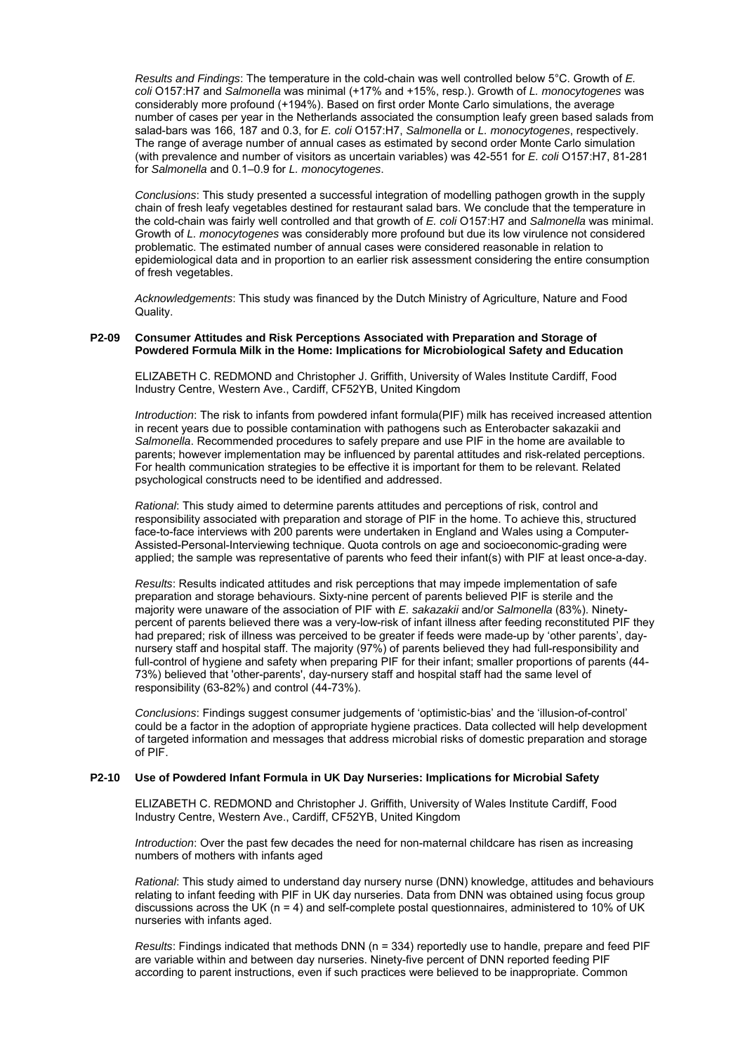*Results and Findings*: The temperature in the cold-chain was well controlled below 5°C. Growth of *E. coli* O157:H7 and *Salmonella* was minimal (+17% and +15%, resp.). Growth of *L. monocytogenes* was considerably more profound (+194%). Based on first order Monte Carlo simulations, the average number of cases per year in the Netherlands associated the consumption leafy green based salads from salad-bars was 166, 187 and 0.3, for *E. coli* O157:H7, *Salmonella* or *L. monocytogenes*, respectively. The range of average number of annual cases as estimated by second order Monte Carlo simulation (with prevalence and number of visitors as uncertain variables) was 42-551 for *E. coli* O157:H7, 81-281 for *Salmonella* and 0.1–0.9 for *L. monocytogenes*.

*Conclusions*: This study presented a successful integration of modelling pathogen growth in the supply chain of fresh leafy vegetables destined for restaurant salad bars. We conclude that the temperature in the cold-chain was fairly well controlled and that growth of *E. coli* O157:H7 and *Salmonella* was minimal. Growth of *L. monocytogenes* was considerably more profound but due its low virulence not considered problematic. The estimated number of annual cases were considered reasonable in relation to epidemiological data and in proportion to an earlier risk assessment considering the entire consumption of fresh vegetables.

*Acknowledgements*: This study was financed by the Dutch Ministry of Agriculture, Nature and Food Quality.

### P2-09 Consumer Attitudes and Risk Perceptions Associated with Preparation and Storage of Powdered Formula Milk in the Home: Implications for Microbiological Safety and Education

ELIZABETH C. REDMOND and Christopher J. Griffith, University of Wales Institute Cardiff, Food Industry Centre, Western Ave., Cardiff, CF52YB, United Kingdom

*Introduction*: The risk to infants from powdered infant formula(PIF) milk has received increased attention in recent years due to possible contamination with pathogens such as Enterobacter sakazakii and *Salmonella*. Recommended procedures to safely prepare and use PIF in the home are available to parents; however implementation may be influenced by parental attitudes and risk-related perceptions. For health communication strategies to be effective it is important for them to be relevant. Related psychological constructs need to be identified and addressed.

*Rational*: This study aimed to determine parents attitudes and perceptions of risk, control and responsibility associated with preparation and storage of PIF in the home. To achieve this, structured face-to-face interviews with 200 parents were undertaken in England and Wales using a Computer-Assisted-Personal-Interviewing technique. Quota controls on age and socioeconomic-grading were applied; the sample was representative of parents who feed their infant(s) with PIF at least once-a-day.

*Results*: Results indicated attitudes and risk perceptions that may impede implementation of safe preparation and storage behaviours. Sixty-nine percent of parents believed PIF is sterile and the majority were unaware of the association of PIF with *E. sakazakii* and/or *Salmonella* (83%). Ninety-percent of parents believed there was a very-low-risk of infant illness after feeding reconstituted PIF they had prepared; risk of illness was perceived to be greater if feeds were made-up by 'other parents', day-nursery staff and hospital staff. The majority (97%) of parents believed they had full-responsibility and full-control of hygiene and safety when preparing PIF for their infant; smaller proportions of parents (44-73%) believed that 'other-parents', day-nursery staff and hospital staff had the same level of responsibility (63-82%) and control (44-73%).

*Conclusions*: Findings suggest consumer judgements of 'optimistic-bias' and the 'illusion-of-control' could be a factor in the adoption of appropriate hygiene practices. Data collected will help development of targeted information and messages that address microbial risks of domestic preparation and storage of PIF.

### P2-10 Use of Powdered Infant Formula in UK Day Nurseries: Implications for Microbial Safety

ELIZABETH C. REDMOND and Christopher J. Griffith, University of Wales Institute Cardiff, Food Industry Centre, Western Ave., Cardiff, CF52YB, United Kingdom

*Introduction*: Over the past few decades the need for non-maternal childcare has risen as increasing numbers of mothers with infants aged

*Rational*: This study aimed to understand day nursery nurse (DNN) knowledge, attitudes and behaviours relating to infant feeding with PIF in UK day nurseries. Data from DNN was obtained using focus group discussions across the UK (n = 4) and self-complete postal questionnaires, administered to 10% of UK nurseries with infants aged.

*Results*: Findings indicated that methods DNN (n = 334) reportedly use to handle, prepare and feed PIF are variable within and between day nurseries. Ninety-five percent of DNN reported feeding PIF according to parent instructions, even if such practices were believed to be inappropriate. Common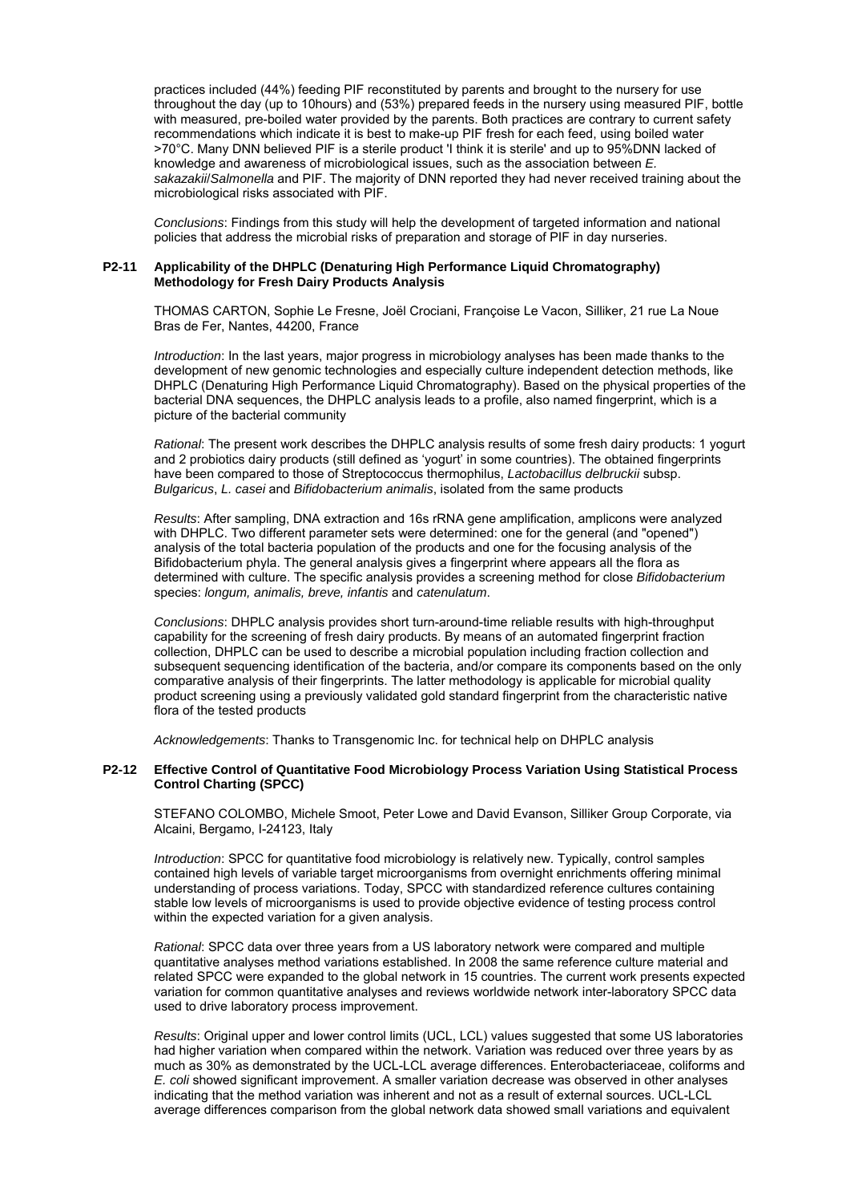practices included (44%) feeding PIF reconstituted by parents and brought to the nursery for use throughout the day (up to 10hours) and (53%) prepared feeds in the nursery using measured PIF, bottle with measured, pre-boiled water provided by the parents. Both practices are contrary to current safety recommendations which indicate it is best to make-up PIF fresh for each feed, using boiled water >70°C. Many DNN believed PIF is a sterile product 'I think it is sterile' and up to 95%DNN lacked of knowledge and awareness of microbiological issues, such as the association between *E. sakazakii*/*Salmonella* and PIF. The majority of DNN reported they had never received training about the microbiological risks associated with PIF.

*Conclusions*: Findings from this study will help the development of targeted information and national policies that address the microbial risks of preparation and storage of PIF in day nurseries.

### P2-11 Applicability of the DHPLC (Denaturing High Performance Liquid Chromatography) Methodology for Fresh Dairy Products Analysis

THOMAS CARTON, Sophie Le Fresne, Joël Crociani, Françoise Le Vacon, Silliker, 21 rue La Noue Bras de Fer, Nantes, 44200, France

*Introduction*: In the last years, major progress in microbiology analyses has been made thanks to the development of new genomic technologies and especially culture independent detection methods, like DHPLC (Denaturing High Performance Liquid Chromatography). Based on the physical properties of the bacterial DNA sequences, the DHPLC analysis leads to a profile, also named fingerprint, which is a picture of the bacterial community

*Rational*: The present work describes the DHPLC analysis results of some fresh dairy products: 1 yogurt and 2 probiotics dairy products (still defined as 'yogurt' in some countries). The obtained fingerprints have been compared to those of Streptococcus thermophilus, *Lactobacillus delbruckii* subsp. *Bulgaricus*, *L. casei* and *Bifidobacterium animalis*, isolated from the same products

*Results*: After sampling, DNA extraction and 16s rRNA gene amplification, amplicons were analyzed with DHPLC. Two different parameter sets were determined: one for the general (and "opened") analysis of the total bacteria population of the products and one for the focusing analysis of the Bifidobacterium phyla. The general analysis gives a fingerprint where appears all the flora as determined with culture. The specific analysis provides a screening method for close *Bifidobacterium* species: *longum, animalis, breve, infantis* and *catenulatum*.

*Conclusions*: DHPLC analysis provides short turn-around-time reliable results with high-throughput capability for the screening of fresh dairy products. By means of an automated fingerprint fraction collection, DHPLC can be used to describe a microbial population including fraction collection and subsequent sequencing identification of the bacteria, and/or compare its components based on the only comparative analysis of their fingerprints. The latter methodology is applicable for microbial quality product screening using a previously validated gold standard fingerprint from the characteristic native flora of the tested products

*Acknowledgements*: Thanks to Transgenomic Inc. for technical help on DHPLC analysis

### P2-12 Effective Control of Quantitative Food Microbiology Process Variation Using Statistical Process Control Charting (SPCC)

STEFANO COLOMBO, Michele Smoot, Peter Lowe and David Evanson, Silliker Group Corporate, via Alcaini, Bergamo, I-24123, Italy

*Introduction*: SPCC for quantitative food microbiology is relatively new. Typically, control samples contained high levels of variable target microorganisms from overnight enrichments offering minimal understanding of process variations. Today, SPCC with standardized reference cultures containing stable low levels of microorganisms is used to provide objective evidence of testing process control within the expected variation for a given analysis.

*Rational*: SPCC data over three years from a US laboratory network were compared and multiple quantitative analyses method variations established. In 2008 the same reference culture material and related SPCC were expanded to the global network in 15 countries. The current work presents expected variation for common quantitative analyses and reviews worldwide network inter-laboratory SPCC data used to drive laboratory process improvement.

*Results*: Original upper and lower control limits (UCL, LCL) values suggested that some US laboratories had higher variation when compared within the network. Variation was reduced over three years by as much as 30% as demonstrated by the UCL-LCL average differences. Enterobacteriaceae, coliforms and *E. coli* showed significant improvement. A smaller variation decrease was observed in other analyses indicating that the method variation was inherent and not as a result of external sources. UCL-LCL average differences comparison from the global network data showed small variations and equivalent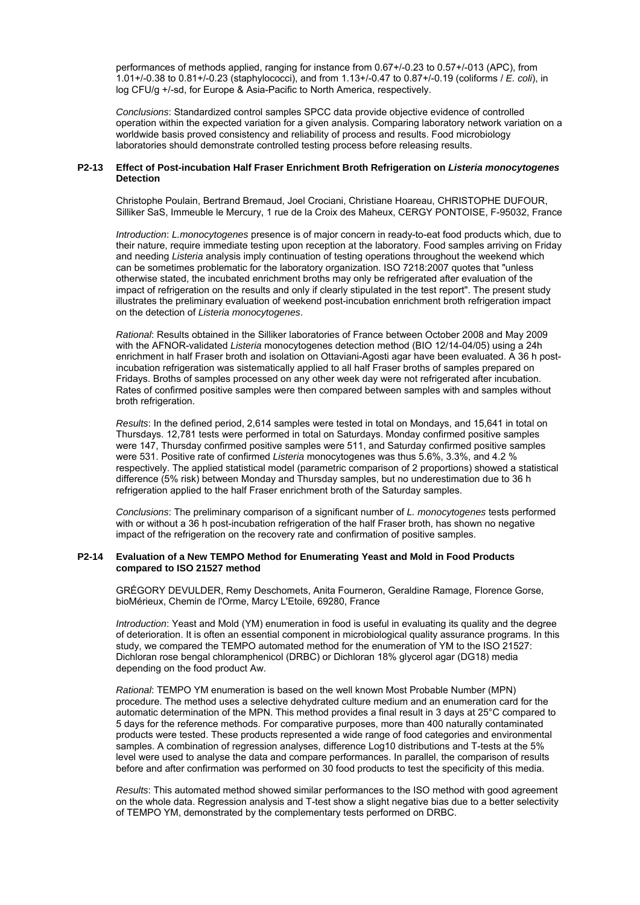performances of methods applied, ranging for instance from 0.67+/-0.23 to 0.57+/-013 (APC), from 1.01+/-0.38 to 0.81+/-0.23 (staphylococci), and from 1.13+/-0.47 to 0.87+/-0.19 (coliforms / *E. coli*), in log CFU/g +/-sd, for Europe & Asia-Pacific to North America, respectively.

*Conclusions*: Standardized control samples SPCC data provide objective evidence of controlled operation within the expected variation for a given analysis. Comparing laboratory network variation on a worldwide basis proved consistency and reliability of process and results. Food microbiology laboratories should demonstrate controlled testing process before releasing results.

### P2-13 Effect of Post-incubation Half Fraser Enrichment Broth Refrigeration on *Listeria monocytogenes* Detection

Christophe Poulain, Bertrand Bremaud, Joel Crociani, Christiane Hoareau, CHRISTOPHE DUFOUR, Silliker SaS, Immeuble le Mercury, 1 rue de la Croix des Maheux, CERGY PONTOISE, F-95032, France

*Introduction*: *L.monocytogenes* presence is of major concern in ready-to-eat food products which, due to their nature, require immediate testing upon reception at the laboratory. Food samples arriving on Friday and needing *Listeria* analysis imply continuation of testing operations throughout the weekend which can be sometimes problematic for the laboratory organization. ISO 7218:2007 quotes that "unless otherwise stated, the incubated enrichment broths may only be refrigerated after evaluation of the impact of refrigeration on the results and only if clearly stipulated in the test report". The present study illustrates the preliminary evaluation of weekend post-incubation enrichment broth refrigeration impact on the detection of *Listeria monocytogenes*.

*Rational*: Results obtained in the Silliker laboratories of France between October 2008 and May 2009 with the AFNOR-validated *Listeria* monocytogenes detection method (BIO 12/14-04/05) using a 24h enrichment in half Fraser broth and isolation on Ottaviani-Agosti agar have been evaluated. A 36 h post-incubation refrigeration was sistematically applied to all half Fraser broths of samples prepared on Fridays. Broths of samples processed on any other week day were not refrigerated after incubation. Rates of confirmed positive samples were then compared between samples with and samples without broth refrigeration.

*Results*: In the defined period, 2,614 samples were tested in total on Mondays, and 15,641 in total on Thursdays. 12,781 tests were performed in total on Saturdays. Monday confirmed positive samples were 147, Thursday confirmed positive samples were 511, and Saturday confirmed positive samples were 531. Positive rate of confirmed *Listeria* monocytogenes was thus 5.6%, 3.3%, and 4.2 % respectively. The applied statistical model (parametric comparison of 2 proportions) showed a statistical difference (5% risk) between Monday and Thursday samples, but no underestimation due to 36 h refrigeration applied to the half Fraser enrichment broth of the Saturday samples.

*Conclusions*: The preliminary comparison of a significant number of *L. monocytogenes* tests performed with or without a 36 h post-incubation refrigeration of the half Fraser broth, has shown no negative impact of the refrigeration on the recovery rate and confirmation of positive samples.

### P2-14 Evaluation of a New TEMPO Method for Enumerating Yeast and Mold in Food Products compared to ISO 21527 method

GRÉGORY DEVULDER, Remy Deschomets, Anita Fourneron, Geraldine Ramage, Florence Gorse, bioMérieux, Chemin de l'Orme, Marcy L'Etoile, 69280, France

*Introduction*: Yeast and Mold (YM) enumeration in food is useful in evaluating its quality and the degree of deterioration. It is often an essential component in microbiological quality assurance programs. In this study, we compared the TEMPO automated method for the enumeration of YM to the ISO 21527: Dichloran rose bengal chloramphenicol (DRBC) or Dichloran 18% glycerol agar (DG18) media depending on the food product Aw.

*Rational*: TEMPO YM enumeration is based on the well known Most Probable Number (MPN) procedure. The method uses a selective dehydrated culture medium and an enumeration card for the automatic determination of the MPN. This method provides a final result in 3 days at 25°C compared to 5 days for the reference methods. For comparative purposes, more than 400 naturally contaminated products were tested. These products represented a wide range of food categories and environmental samples. A combination of regression analyses, difference Log10 distributions and T-tests at the 5% level were used to analyse the data and compare performances. In parallel, the comparison of results before and after confirmation was performed on 30 food products to test the specificity of this media.

*Results*: This automated method showed similar performances to the ISO method with good agreement on the whole data. Regression analysis and T-test show a slight negative bias due to a better selectivity of TEMPO YM, demonstrated by the complementary tests performed on DRBC.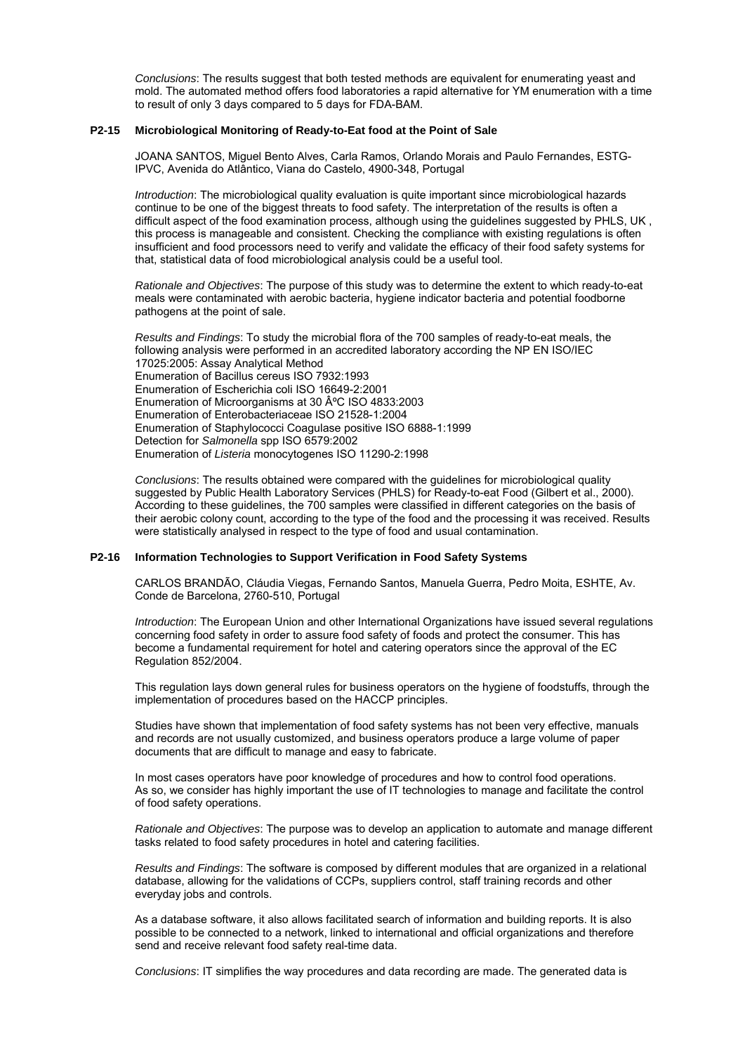*Conclusions*: The results suggest that both tested methods are equivalent for enumerating yeast and mold. The automated method offers food laboratories a rapid alternative for YM enumeration with a time to result of only 3 days compared to 5 days for FDA-BAM.

### P2-15 Microbiological Monitoring of Ready-to-Eat food at the Point of Sale

JOANA SANTOS, Miguel Bento Alves, Carla Ramos, Orlando Morais and Paulo Fernandes, ESTG-IPVC, Avenida do Atlântico, Viana do Castelo, 4900-348, Portugal

*Introduction*: The microbiological quality evaluation is quite important since microbiological hazards continue to be one of the biggest threats to food safety. The interpretation of the results is often a difficult aspect of the food examination process, although using the guidelines suggested by PHLS, UK , this process is manageable and consistent. Checking the compliance with existing regulations is often insufficient and food processors need to verify and validate the efficacy of their food safety systems for that, statistical data of food microbiological analysis could be a useful tool.

*Rationale and Objectives*: The purpose of this study was to determine the extent to which ready-to-eat meals were contaminated with aerobic bacteria, hygiene indicator bacteria and potential foodborne pathogens at the point of sale.

*Results and Findings*: To study the microbial flora of the 700 samples of ready-to-eat meals, the following analysis were performed in an accredited laboratory according the NP EN ISO/IEC 17025:2005: Assay Analytical Method
Enumeration of Bacillus cereus ISO 7932:1993
Enumeration of Escherichia coli ISO 16649-2:2001
Enumeration of Microorganisms at 30 ÂºC ISO 4833:2003
Enumeration of Enterobacteriaceae ISO 21528-1:2004
Enumeration of Staphylococci Coagulase positive ISO 6888-1:1999
Detection for *Salmonella* spp ISO 6579:2002
Enumeration of *Listeria* monocytogenes ISO 11290-2:1998

*Conclusions*: The results obtained were compared with the guidelines for microbiological quality suggested by Public Health Laboratory Services (PHLS) for Ready-to-eat Food (Gilbert et al., 2000). According to these guidelines, the 700 samples were classified in different categories on the basis of their aerobic colony count, according to the type of the food and the processing it was received. Results were statistically analysed in respect to the type of food and usual contamination.

### P2-16 Information Technologies to Support Verification in Food Safety Systems

CARLOS BRANDÃO, Cláudia Viegas, Fernando Santos, Manuela Guerra, Pedro Moita, ESHTE, Av. Conde de Barcelona, 2760-510, Portugal

*Introduction*: The European Union and other International Organizations have issued several regulations concerning food safety in order to assure food safety of foods and protect the consumer. This has become a fundamental requirement for hotel and catering operators since the approval of the EC Regulation 852/2004.

This regulation lays down general rules for business operators on the hygiene of foodstuffs, through the implementation of procedures based on the HACCP principles.

Studies have shown that implementation of food safety systems has not been very effective, manuals and records are not usually customized, and business operators produce a large volume of paper documents that are difficult to manage and easy to fabricate.

In most cases operators have poor knowledge of procedures and how to control food operations. As so, we consider has highly important the use of IT technologies to manage and facilitate the control of food safety operations.

*Rationale and Objectives*: The purpose was to develop an application to automate and manage different tasks related to food safety procedures in hotel and catering facilities.

*Results and Findings*: The software is composed by different modules that are organized in a relational database, allowing for the validations of CCPs, suppliers control, staff training records and other everyday jobs and controls.

As a database software, it also allows facilitated search of information and building reports. It is also possible to be connected to a network, linked to international and official organizations and therefore send and receive relevant food safety real-time data.

*Conclusions*: IT simplifies the way procedures and data recording are made. The generated data is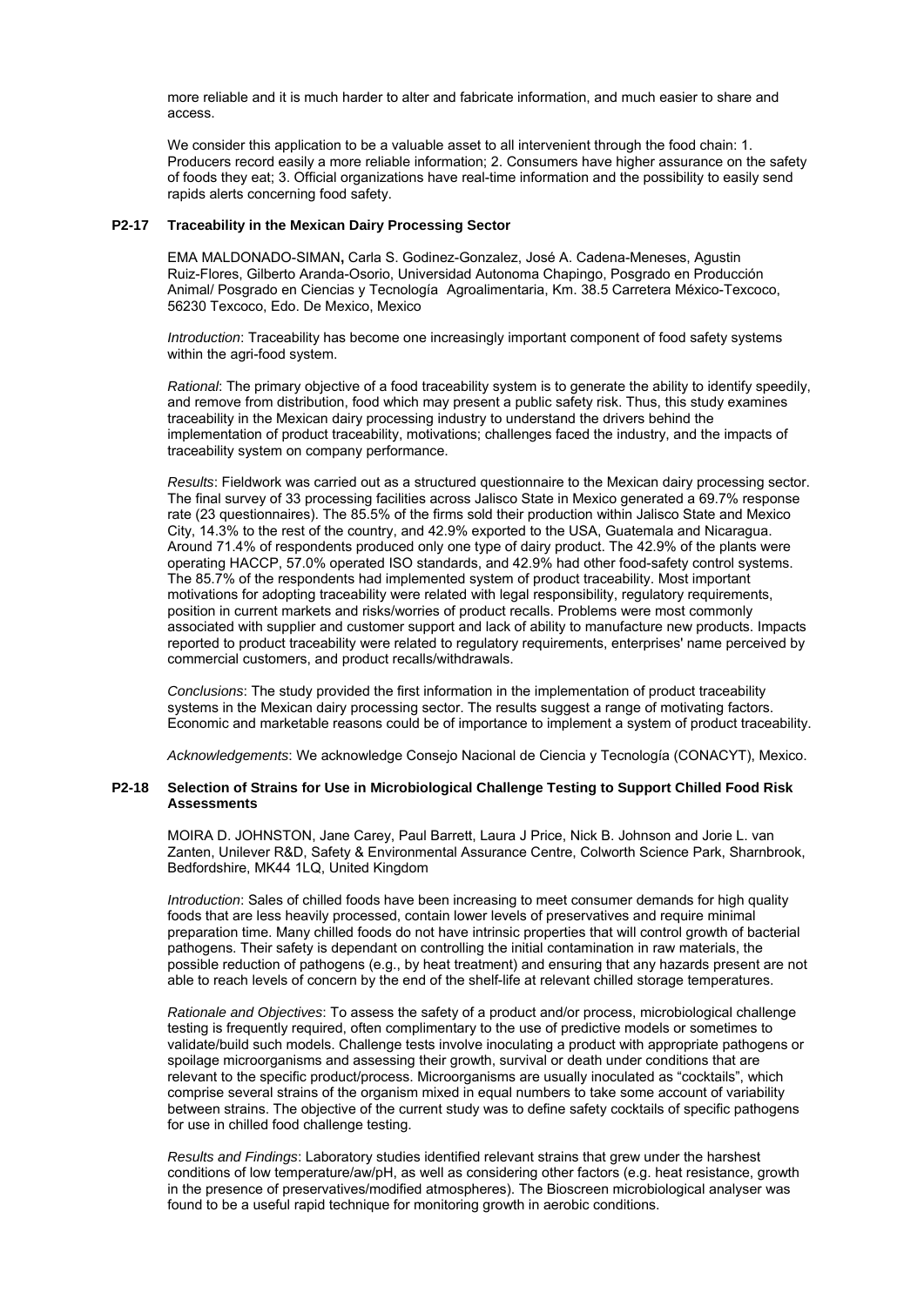more reliable and it is much harder to alter and fabricate information, and much easier to share and access.

We consider this application to be a valuable asset to all intervenient through the food chain: 1. Producers record easily a more reliable information; 2. Consumers have higher assurance on the safety of foods they eat; 3. Official organizations have real-time information and the possibility to easily send rapids alerts concerning food safety.

### P2-17 Traceability in the Mexican Dairy Processing Sector

EMA MALDONADO-SIMAN**,** Carla S. Godinez-Gonzalez, José A. Cadena-Meneses, Agustin Ruiz-Flores, Gilberto Aranda-Osorio, Universidad Autonoma Chapingo, Posgrado en Producción Animal/ Posgrado en Ciencias y Tecnología Agroalimentaria, Km. 38.5 Carretera México-Texcoco, 56230 Texcoco, Edo. De Mexico, Mexico

*Introduction*: Traceability has become one increasingly important component of food safety systems within the agri-food system.

*Rational*: The primary objective of a food traceability system is to generate the ability to identify speedily, and remove from distribution, food which may present a public safety risk. Thus, this study examines traceability in the Mexican dairy processing industry to understand the drivers behind the implementation of product traceability, motivations; challenges faced the industry, and the impacts of traceability system on company performance.

*Results*: Fieldwork was carried out as a structured questionnaire to the Mexican dairy processing sector. The final survey of 33 processing facilities across Jalisco State in Mexico generated a 69.7% response rate (23 questionnaires). The 85.5% of the firms sold their production within Jalisco State and Mexico City, 14.3% to the rest of the country, and 42.9% exported to the USA, Guatemala and Nicaragua. Around 71.4% of respondents produced only one type of dairy product. The 42.9% of the plants were operating HACCP, 57.0% operated ISO standards, and 42.9% had other food-safety control systems. The 85.7% of the respondents had implemented system of product traceability. Most important motivations for adopting traceability were related with legal responsibility, regulatory requirements, position in current markets and risks/worries of product recalls. Problems were most commonly associated with supplier and customer support and lack of ability to manufacture new products. Impacts reported to product traceability were related to regulatory requirements, enterprises' name perceived by commercial customers, and product recalls/withdrawals.

*Conclusions*: The study provided the first information in the implementation of product traceability systems in the Mexican dairy processing sector. The results suggest a range of motivating factors. Economic and marketable reasons could be of importance to implement a system of product traceability.

*Acknowledgements*: We acknowledge Consejo Nacional de Ciencia y Tecnología (CONACYT), Mexico.

### P2-18 Selection of Strains for Use in Microbiological Challenge Testing to Support Chilled Food Risk Assessments

MOIRA D. JOHNSTON, Jane Carey, Paul Barrett, Laura J Price, Nick B. Johnson and Jorie L. van Zanten, Unilever R&D, Safety & Environmental Assurance Centre, Colworth Science Park, Sharnbrook, Bedfordshire, MK44 1LQ, United Kingdom

*Introduction*: Sales of chilled foods have been increasing to meet consumer demands for high quality foods that are less heavily processed, contain lower levels of preservatives and require minimal preparation time. Many chilled foods do not have intrinsic properties that will control growth of bacterial pathogens. Their safety is dependant on controlling the initial contamination in raw materials, the possible reduction of pathogens (e.g., by heat treatment) and ensuring that any hazards present are not able to reach levels of concern by the end of the shelf-life at relevant chilled storage temperatures.

*Rationale and Objectives*: To assess the safety of a product and/or process, microbiological challenge testing is frequently required, often complimentary to the use of predictive models or sometimes to validate/build such models. Challenge tests involve inoculating a product with appropriate pathogens or spoilage microorganisms and assessing their growth, survival or death under conditions that are relevant to the specific product/process. Microorganisms are usually inoculated as "cocktails", which comprise several strains of the organism mixed in equal numbers to take some account of variability between strains. The objective of the current study was to define safety cocktails of specific pathogens for use in chilled food challenge testing.

*Results and Findings*: Laboratory studies identified relevant strains that grew under the harshest conditions of low temperature/aw/pH, as well as considering other factors (e.g. heat resistance, growth in the presence of preservatives/modified atmospheres). The Bioscreen microbiological analyser was found to be a useful rapid technique for monitoring growth in aerobic conditions.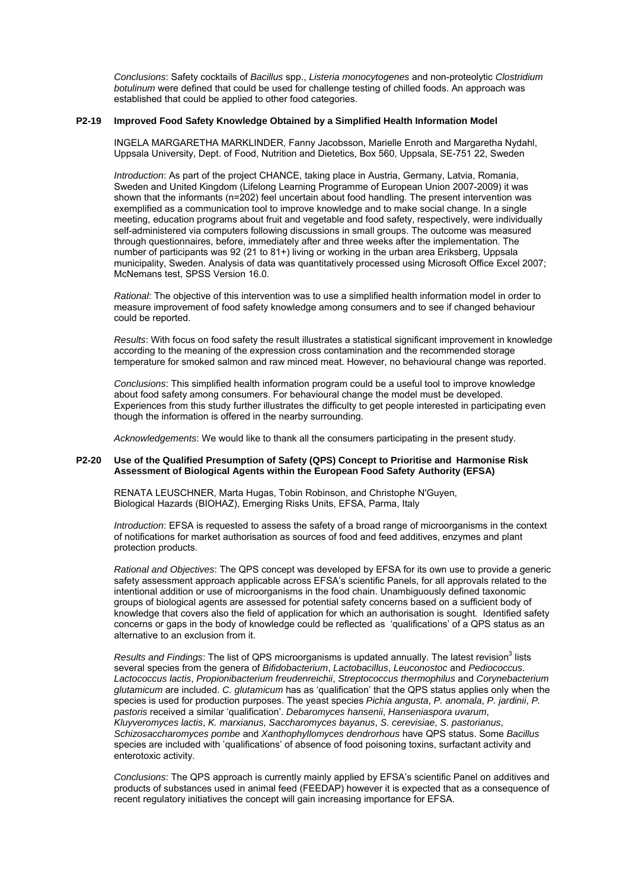*Conclusions*: Safety cocktails of *Bacillus* spp., *Listeria monocytogenes* and non-proteolytic *Clostridium botulinum* were defined that could be used for challenge testing of chilled foods. An approach was established that could be applied to other food categories.

### P2-19 Improved Food Safety Knowledge Obtained by a Simplified Health Information Model

INGELA MARGARETHA MARKLINDER, Fanny Jacobsson, Marielle Enroth and Margaretha Nydahl, Uppsala University, Dept. of Food, Nutrition and Dietetics, Box 560, Uppsala, SE-751 22, Sweden

*Introduction*: As part of the project CHANCE, taking place in Austria, Germany, Latvia, Romania, Sweden and United Kingdom (Lifelong Learning Programme of European Union 2007-2009) it was shown that the informants (n=202) feel uncertain about food handling. The present intervention was exemplified as a communication tool to improve knowledge and to make social change. In a single meeting, education programs about fruit and vegetable and food safety, respectively, were individually self-administered via computers following discussions in small groups. The outcome was measured through questionnaires, before, immediately after and three weeks after the implementation. The number of participants was 92 (21 to 81+) living or working in the urban area Eriksberg, Uppsala municipality, Sweden. Analysis of data was quantitatively processed using Microsoft Office Excel 2007; McNemans test, SPSS Version 16.0.

*Rational*: The objective of this intervention was to use a simplified health information model in order to measure improvement of food safety knowledge among consumers and to see if changed behaviour could be reported.

*Results*: With focus on food safety the result illustrates a statistical significant improvement in knowledge according to the meaning of the expression cross contamination and the recommended storage temperature for smoked salmon and raw minced meat. However, no behavioural change was reported.

*Conclusions*: This simplified health information program could be a useful tool to improve knowledge about food safety among consumers. For behavioural change the model must be developed. Experiences from this study further illustrates the difficulty to get people interested in participating even though the information is offered in the nearby surrounding.

*Acknowledgements*: We would like to thank all the consumers participating in the present study.

### P2-20 Use of the Qualified Presumption of Safety (QPS) Concept to Prioritise and Harmonise Risk Assessment of Biological Agents within the European Food Safety Authority (EFSA)

RENATA LEUSCHNER, Marta Hugas, Tobin Robinson, and Christophe N'Guyen, Biological Hazards (BIOHAZ), Emerging Risks Units, EFSA, Parma, Italy

*Introduction*: EFSA is requested to assess the safety of a broad range of microorganisms in the context of notifications for market authorisation as sources of food and feed additives, enzymes and plant protection products.

*Rational and Objectives*: The QPS concept was developed by EFSA for its own use to provide a generic safety assessment approach applicable across EFSA's scientific Panels, for all approvals related to the intentional addition or use of microorganisms in the food chain. Unambiguously defined taxonomic groups of biological agents are assessed for potential safety concerns based on a sufficient body of knowledge that covers also the field of application for which an authorisation is sought. Identified safety concerns or gaps in the body of knowledge could be reflected as 'qualifications' of a QPS status as an alternative to an exclusion from it.

*Results and Findings*: The list of QPS microorganisms is updated annually. The latest revision[3] lists several species from the genera of *Bifidobacterium*, *Lactobacillus*, *Leuconostoc* and *Pediococcus*. *Lactococcus lactis*, *Propionibacterium freudenreichii*, *Streptococcus thermophilus* and *Corynebacterium glutamicum* are included. *C. glutamicum* has as 'qualification' that the QPS status applies only when the species is used for production purposes. The yeast species *Pichia angusta*, *P. anomala*, *P. jardinii*, *P. pastoris* received a similar 'qualification'. *Debaromyces hansenii*, *Hanseniaspora uvarum*, *Kluyveromyces lactis*, *K. marxianus*, *Saccharomyces bayanus*, *S. cerevisiae*, *S. pastorianus*, *Schizosaccharomyces pombe* and *Xanthophyllomyces dendrorhous* have QPS status. Some *Bacillus* species are included with 'qualifications' of absence of food poisoning toxins, surfactant activity and enterotoxic activity.

*Conclusions*: The QPS approach is currently mainly applied by EFSA's scientific Panel on additives and products of substances used in animal feed (FEEDAP) however it is expected that as a consequence of recent regulatory initiatives the concept will gain increasing importance for EFSA.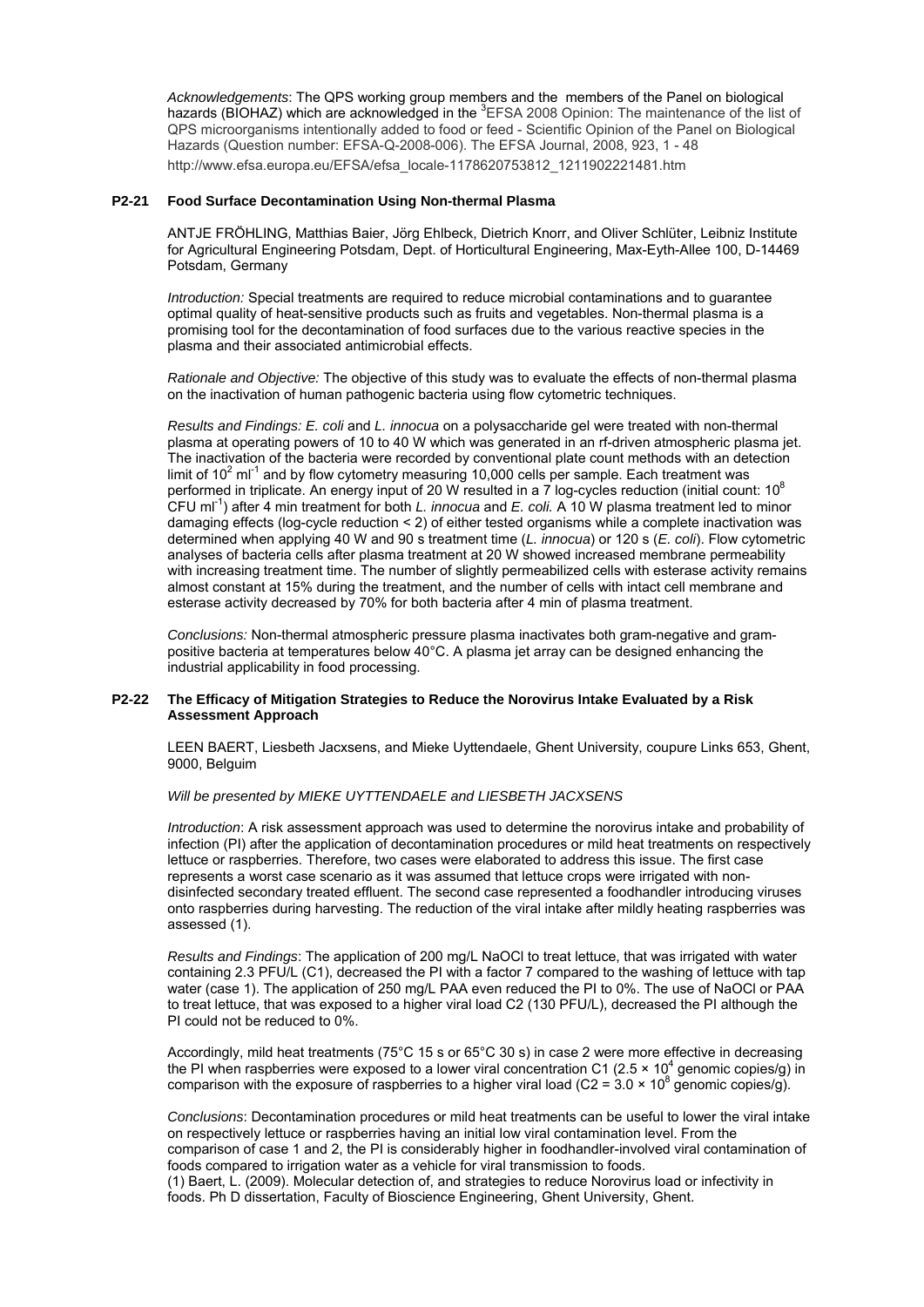*Acknowledgements*: The QPS working group members and the members of the Panel on biological hazards (BIOHAZ) which are acknowledged in the [3]EFSA 2008 Opinion: The maintenance of the list of QPS microorganisms intentionally added to food or feed - Scientific Opinion of the Panel on Biological Hazards (Question number: EFSA-Q-2008-006). The EFSA Journal, 2008, 923, 1 - 48 http://www.efsa.europa.eu/EFSA/efsa_locale-1178620753812_1211902221481.htm

### P2-21 Food Surface Decontamination Using Non-thermal Plasma

ANTJE FRÖHLING, Matthias Baier, Jörg Ehlbeck, Dietrich Knorr, and Oliver Schlüter, Leibniz Institute for Agricultural Engineering Potsdam, Dept. of Horticultural Engineering, Max-Eyth-Allee 100, D-14469 Potsdam, Germany

*Introduction:* Special treatments are required to reduce microbial contaminations and to guarantee optimal quality of heat-sensitive products such as fruits and vegetables. Non-thermal plasma is a promising tool for the decontamination of food surfaces due to the various reactive species in the plasma and their associated antimicrobial effects.

*Rationale and Objective:* The objective of this study was to evaluate the effects of non-thermal plasma on the inactivation of human pathogenic bacteria using flow cytometric techniques.

*Results and Findings: E. coli* and *L. innocua* on a polysaccharide gel were treated with non-thermal plasma at operating powers of 10 to 40 W which was generated in an rf-driven atmospheric plasma jet. The inactivation of the bacteria were recorded by conventional plate count methods with an detection limit of $10^2$ $ml^{-1}$ and by flow cytometry measuring 10,000 cells per sample. Each treatment was performed in triplicate. An energy input of 20 W resulted in a 7 log-cycles reduction (initial count: $10^8$ CFU $ml^{-1}$) after 4 min treatment for both *L. innocua* and *E. coli.* A 10 W plasma treatment led to minor damaging effects (log-cycle reduction < 2) of either tested organisms while a complete inactivation was determined when applying 40 W and 90 s treatment time (*L. innocua*) or 120 s (*E. coli*). Flow cytometric analyses of bacteria cells after plasma treatment at 20 W showed increased membrane permeability with increasing treatment time. The number of slightly permeabilized cells with esterase activity remains almost constant at 15% during the treatment, and the number of cells with intact cell membrane and esterase activity decreased by 70% for both bacteria after 4 min of plasma treatment.

*Conclusions:* Non-thermal atmospheric pressure plasma inactivates both gram-negative and gram-positive bacteria at temperatures below 40°C. A plasma jet array can be designed enhancing the industrial applicability in food processing.

### P2-22 The Efficacy of Mitigation Strategies to Reduce the Norovirus Intake Evaluated by a Risk Assessment Approach

LEEN BAERT, Liesbeth Jacxsens, and Mieke Uyttendaele, Ghent University, coupure Links 653, Ghent, 9000, Belguim

*Will be presented by MIEKE UYTTENDAELE and LIESBETH JACXSENS*

*Introduction*: A risk assessment approach was used to determine the norovirus intake and probability of infection (PI) after the application of decontamination procedures or mild heat treatments on respectively lettuce or raspberries. Therefore, two cases were elaborated to address this issue. The first case represents a worst case scenario as it was assumed that lettuce crops were irrigated with non-disinfected secondary treated effluent. The second case represented a foodhandler introducing viruses onto raspberries during harvesting. The reduction of the viral intake after mildly heating raspberries was assessed (1).

*Results and Findings*: The application of 200 mg/L NaOCl to treat lettuce, that was irrigated with water containing 2.3 PFU/L (C1), decreased the PI with a factor 7 compared to the washing of lettuce with tap water (case 1). The application of 250 mg/L PAA even reduced the PI to 0%. The use of NaOCl or PAA to treat lettuce, that was exposed to a higher viral load C2 (130 PFU/L), decreased the PI although the PI could not be reduced to 0%.

Accordingly, mild heat treatments (75°C 15 s or 65°C 30 s) in case 2 were more effective in decreasing the PI when raspberries were exposed to a lower viral concentration C1 ($2.5 \times 10^4$ genomic copies/g) in comparison with the exposure of raspberries to a higher viral load (C2 = $3.0 \times 10^8$ genomic copies/g).

*Conclusions*: Decontamination procedures or mild heat treatments can be useful to lower the viral intake on respectively lettuce or raspberries having an initial low viral contamination level. From the comparison of case 1 and 2, the PI is considerably higher in foodhandler-involved viral contamination of foods compared to irrigation water as a vehicle for viral transmission to foods.

(1) Baert, L. (2009). Molecular detection of, and strategies to reduce Norovirus load or infectivity in foods. Ph D dissertation, Faculty of Bioscience Engineering, Ghent University, Ghent.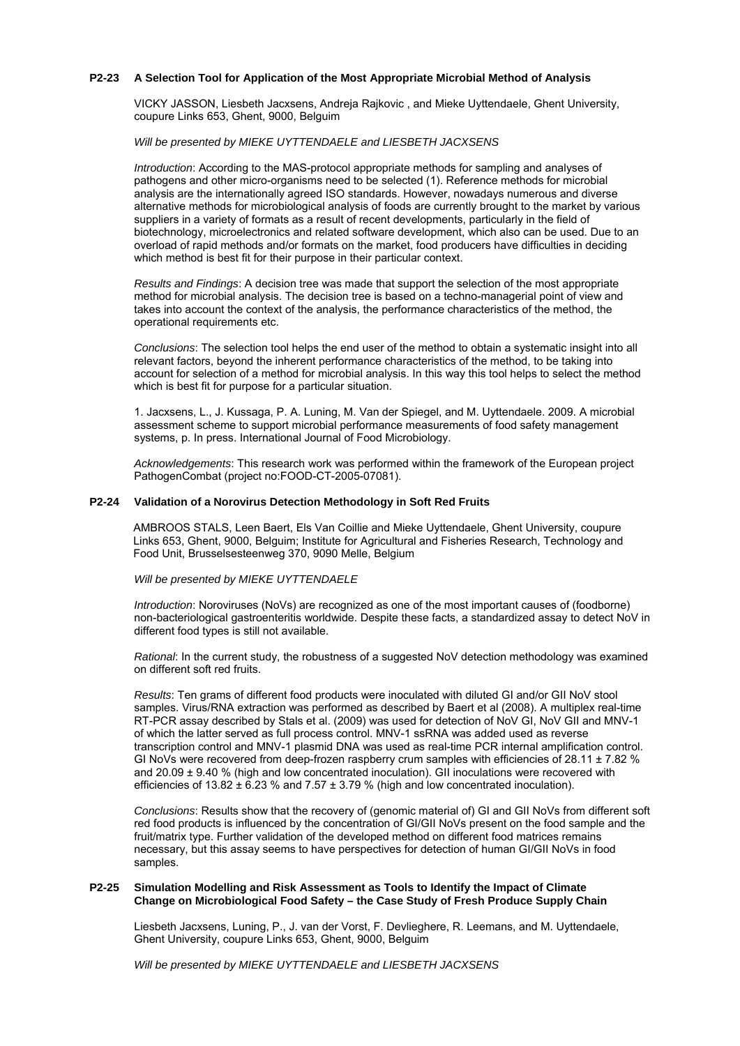### P2-23 A Selection Tool for Application of the Most Appropriate Microbial Method of Analysis

VICKY JASSON, Liesbeth Jacxsens, Andreja Rajkovic , and Mieke Uyttendaele, Ghent University, coupure Links 653, Ghent, 9000, Belguim

*Will be presented by MIEKE UYTTENDAELE and LIESBETH JACXSENS*

*Introduction*: According to the MAS-protocol appropriate methods for sampling and analyses of pathogens and other micro-organisms need to be selected (1). Reference methods for microbial analysis are the internationally agreed ISO standards. However, nowadays numerous and diverse alternative methods for microbiological analysis of foods are currently brought to the market by various suppliers in a variety of formats as a result of recent developments, particularly in the field of biotechnology, microelectronics and related software development, which also can be used. Due to an overload of rapid methods and/or formats on the market, food producers have difficulties in deciding which method is best fit for their purpose in their particular context.

*Results and Findings*: A decision tree was made that support the selection of the most appropriate method for microbial analysis. The decision tree is based on a techno-managerial point of view and takes into account the context of the analysis, the performance characteristics of the method, the operational requirements etc.

*Conclusions*: The selection tool helps the end user of the method to obtain a systematic insight into all relevant factors, beyond the inherent performance characteristics of the method, to be taking into account for selection of a method for microbial analysis. In this way this tool helps to select the method which is best fit for purpose for a particular situation.

1. Jacxsens, L., J. Kussaga, P. A. Luning, M. Van der Spiegel, and M. Uyttendaele. 2009. A microbial assessment scheme to support microbial performance measurements of food safety management systems, p. In press. International Journal of Food Microbiology.

*Acknowledgements*: This research work was performed within the framework of the European project PathogenCombat (project no:FOOD-CT-2005-07081).

### P2-24 Validation of a Norovirus Detection Methodology in Soft Red Fruits

AMBROOS STALS, Leen Baert, Els Van Coillie and Mieke Uyttendaele, Ghent University, coupure Links 653, Ghent, 9000, Belguim; Institute for Agricultural and Fisheries Research, Technology and Food Unit, Brusselsesteenweg 370, 9090 Melle, Belgium

*Will be presented by MIEKE UYTTENDAELE*

*Introduction*: Noroviruses (NoVs) are recognized as one of the most important causes of (foodborne) non-bacteriological gastroenteritis worldwide. Despite these facts, a standardized assay to detect NoV in different food types is still not available.

*Rational*: In the current study, the robustness of a suggested NoV detection methodology was examined on different soft red fruits.

*Results*: Ten grams of different food products were inoculated with diluted GI and/or GII NoV stool samples. Virus/RNA extraction was performed as described by Baert et al (2008). A multiplex real-time RT-PCR assay described by Stals et al. (2009) was used for detection of NoV GI, NoV GII and MNV-1 of which the latter served as full process control. MNV-1 ssRNA was added used as reverse transcription control and MNV-1 plasmid DNA was used as real-time PCR internal amplification control. GI NoVs were recovered from deep-frozen raspberry crum samples with efficiencies of 28.11 ± 7.82 % and 20.09 ± 9.40 % (high and low concentrated inoculation). GII inoculations were recovered with efficiencies of 13.82 ± 6.23 % and 7.57 ± 3.79 % (high and low concentrated inoculation).

*Conclusions*: Results show that the recovery of (genomic material of) GI and GII NoVs from different soft red food products is influenced by the concentration of GI/GII NoVs present on the food sample and the fruit/matrix type. Further validation of the developed method on different food matrices remains necessary, but this assay seems to have perspectives for detection of human GI/GII NoVs in food samples.

### P2-25 Simulation Modelling and Risk Assessment as Tools to Identify the Impact of Climate Change on Microbiological Food Safety – the Case Study of Fresh Produce Supply Chain

Liesbeth Jacxsens, Luning, P., J. van der Vorst, F. Devlieghere, R. Leemans, and M. Uyttendaele, Ghent University, coupure Links 653, Ghent, 9000, Belguim

*Will be presented by MIEKE UYTTENDAELE and LIESBETH JACXSENS*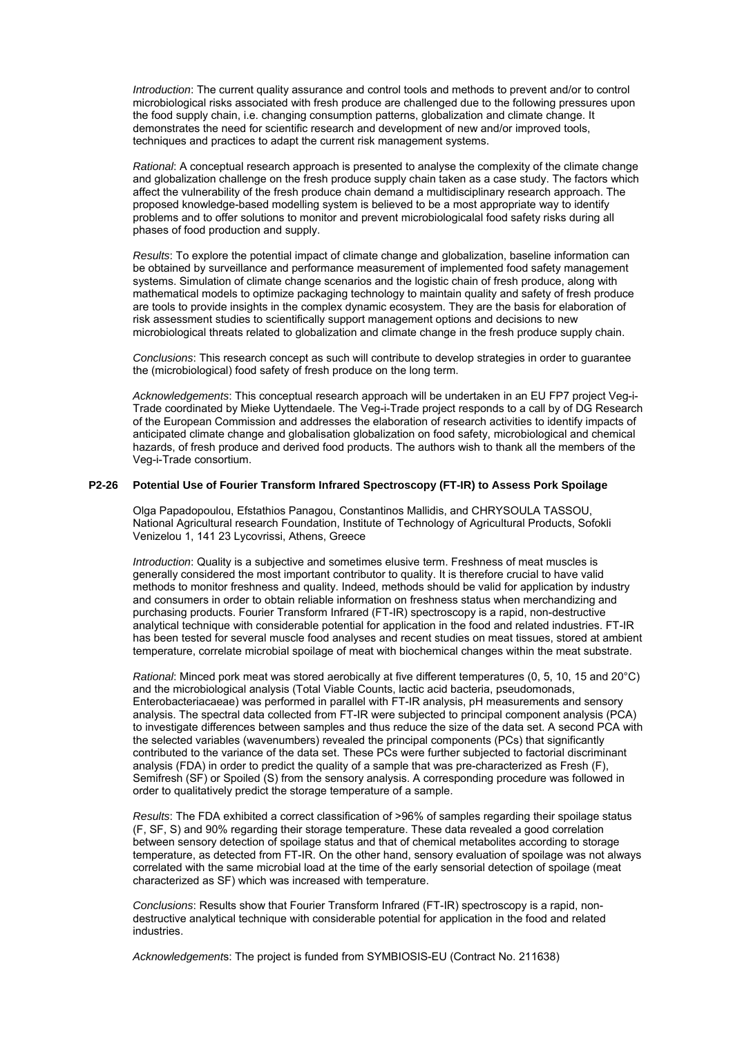*Introduction*: The current quality assurance and control tools and methods to prevent and/or to control microbiological risks associated with fresh produce are challenged due to the following pressures upon the food supply chain, i.e. changing consumption patterns, globalization and climate change. It demonstrates the need for scientific research and development of new and/or improved tools, techniques and practices to adapt the current risk management systems.

*Rational*: A conceptual research approach is presented to analyse the complexity of the climate change and globalization challenge on the fresh produce supply chain taken as a case study. The factors which affect the vulnerability of the fresh produce chain demand a multidisciplinary research approach. The proposed knowledge-based modelling system is believed to be a most appropriate way to identify problems and to offer solutions to monitor and prevent microbiologicalal food safety risks during all phases of food production and supply.

*Results*: To explore the potential impact of climate change and globalization, baseline information can be obtained by surveillance and performance measurement of implemented food safety management systems. Simulation of climate change scenarios and the logistic chain of fresh produce, along with mathematical models to optimize packaging technology to maintain quality and safety of fresh produce are tools to provide insights in the complex dynamic ecosystem. They are the basis for elaboration of risk assessment studies to scientifically support management options and decisions to new microbiological threats related to globalization and climate change in the fresh produce supply chain.

*Conclusions*: This research concept as such will contribute to develop strategies in order to guarantee the (microbiological) food safety of fresh produce on the long term.

*Acknowledgements*: This conceptual research approach will be undertaken in an EU FP7 project Veg-i-Trade coordinated by Mieke Uyttendaele. The Veg-i-Trade project responds to a call by of DG Research of the European Commission and addresses the elaboration of research activities to identify impacts of anticipated climate change and globalisation globalization on food safety, microbiological and chemical hazards, of fresh produce and derived food products. The authors wish to thank all the members of the Veg-i-Trade consortium.

**P2-26 Potential Use of Fourier Transform Infrared Spectroscopy (FT-IR) to Assess Pork Spoilage**

Olga Papadopoulou, Efstathios Panagou, Constantinos Mallidis, and CHRYSOULA TASSOU, National Agricultural research Foundation, Institute of Technology of Agricultural Products, Sofokli Venizelou 1, 141 23 Lycovrissi, Athens, Greece

*Introduction*: Quality is a subjective and sometimes elusive term. Freshness of meat muscles is generally considered the most important contributor to quality. It is therefore crucial to have valid methods to monitor freshness and quality. Indeed, methods should be valid for application by industry and consumers in order to obtain reliable information on freshness status when merchandizing and purchasing products. Fourier Transform Infrared (FT-IR) spectroscopy is a rapid, non-destructive analytical technique with considerable potential for application in the food and related industries. FT-IR has been tested for several muscle food analyses and recent studies on meat tissues, stored at ambient temperature, correlate microbial spoilage of meat with biochemical changes within the meat substrate.

*Rational*: Minced pork meat was stored aerobically at five different temperatures (0, 5, 10, 15 and 20°C) and the microbiological analysis (Total Viable Counts, lactic acid bacteria, pseudomonads, Enterobacteriacaeae) was performed in parallel with FT-IR analysis, pH measurements and sensory analysis. The spectral data collected from FT-IR were subjected to principal component analysis (PCA) to investigate differences between samples and thus reduce the size of the data set. A second PCA with the selected variables (wavenumbers) revealed the principal components (PCs) that significantly contributed to the variance of the data set. These PCs were further subjected to factorial discriminant analysis (FDA) in order to predict the quality of a sample that was pre-characterized as Fresh (F), Semifresh (SF) or Spoiled (S) from the sensory analysis. A corresponding procedure was followed in order to qualitatively predict the storage temperature of a sample.

*Results*: The FDA exhibited a correct classification of >96% of samples regarding their spoilage status (F, SF, S) and 90% regarding their storage temperature. These data revealed a good correlation between sensory detection of spoilage status and that of chemical metabolites according to storage temperature, as detected from FT-IR. On the other hand, sensory evaluation of spoilage was not always correlated with the same microbial load at the time of the early sensorial detection of spoilage (meat characterized as SF) which was increased with temperature.

*Conclusions*: Results show that Fourier Transform Infrared (FT-IR) spectroscopy is a rapid, non-destructive analytical technique with considerable potential for application in the food and related industries.

*Acknowledgements*: The project is funded from SYMBIOSIS-EU (Contract No. 211638)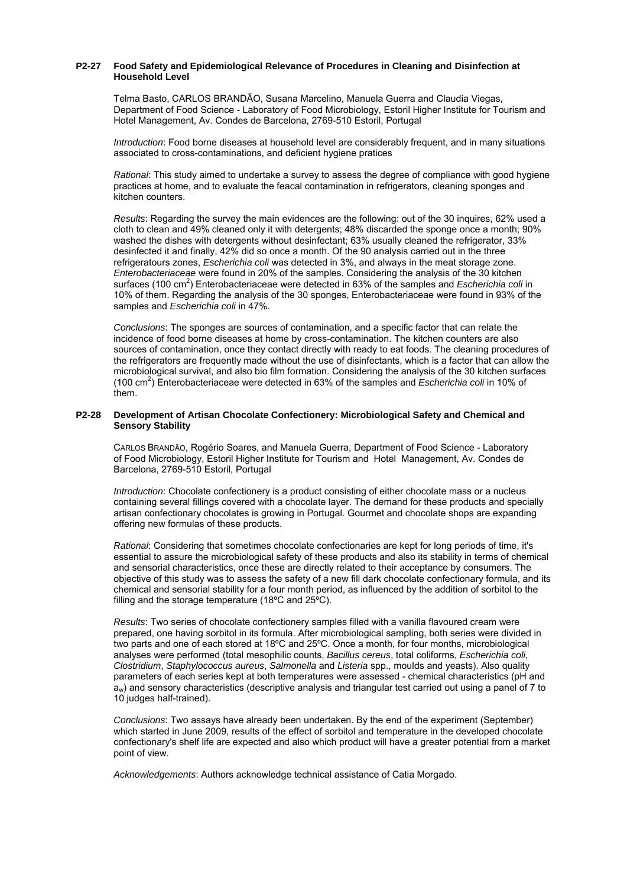### P2-27 Food Safety and Epidemiological Relevance of Procedures in Cleaning and Disinfection at Household Level

Telma Basto, CARLOS BRANDÃO, Susana Marcelino, Manuela Guerra and Claudia Viegas, Department of Food Science - Laboratory of Food Microbiology, Estoril Higher Institute for Tourism and Hotel Management, Av. Condes de Barcelona, 2769-510 Estoril, Portugal

*Introduction*: Food borne diseases at household level are considerably frequent, and in many situations associated to cross-contaminations, and deficient hygiene pratices

*Rational*: This study aimed to undertake a survey to assess the degree of compliance with good hygiene practices at home, and to evaluate the feacal contamination in refrigerators, cleaning sponges and kitchen counters.

*Results*: Regarding the survey the main evidences are the following: out of the 30 inquires, 62% used a cloth to clean and 49% cleaned only it with detergents; 48% discarded the sponge once a month; 90% washed the dishes with detergents without desinfectant; 63% usually cleaned the refrigerator, 33% desinfected it and finally, 42% did so once a month. Of the 90 analysis carried out in the three refrigeratours zones, *Escherichia coli* was detected in 3%, and always in the meat storage zone. *Enterobacteriaceae* were found in 20% of the samples. Considering the analysis of the 30 kitchen surfaces (100 $cm^2$) Enterobacteriaceae were detected in 63% of the samples and *Escherichia coli* in 10% of them. Regarding the analysis of the 30 sponges, Enterobacteriaceae were found in 93% of the samples and *Escherichia coli* in 47%.

*Conclusions*: The sponges are sources of contamination, and a specific factor that can relate the incidence of food borne diseases at home by cross-contamination. The kitchen counters are also sources of contamination, once they contact directly with ready to eat foods. The cleaning procedures of the refrigerators are frequently made without the use of disinfectants, which is a factor that can allow the microbiological survival, and also bio film formation. Considering the analysis of the 30 kitchen surfaces (100 $cm^2$) Enterobacteriaceae were detected in 63% of the samples and *Escherichia coli* in 10% of them.

### P2-28 Development of Artisan Chocolate Confectionery: Microbiological Safety and Chemical and Sensory Stability

CARLOS BRANDÃO, Rogério Soares, and Manuela Guerra, Department of Food Science - Laboratory of Food Microbiology, Estoril Higher Institute for Tourism and Hotel Management, Av. Condes de Barcelona, 2769-510 Estoril, Portugal

*Introduction*: Chocolate confectionery is a product consisting of either chocolate mass or a nucleus containing several fillings covered with a chocolate layer. The demand for these products and specially artisan confectionary chocolates is growing in Portugal. Gourmet and chocolate shops are expanding offering new formulas of these products.

*Rational*: Considering that sometimes chocolate confectionaries are kept for long periods of time, it's essential to assure the microbiological safety of these products and also its stability in terms of chemical and sensorial characteristics, once these are directly related to their acceptance by consumers. The objective of this study was to assess the safety of a new fill dark chocolate confectionary formula, and its chemical and sensorial stability for a four month period, as influenced by the addition of sorbitol to the filling and the storage temperature (18ºC and 25ºC).

*Results*: Two series of chocolate confectionery samples filled with a vanilla flavoured cream were prepared, one having sorbitol in its formula. After microbiological sampling, both series were divided in two parts and one of each stored at 18ºC and 25ºC. Once a month, for four months, microbiological analyses were performed (total mesophilic counts, *Bacillus cereus*, total coliforms, *Escherichia coli*, *Clostridium*, *Staphylococcus aureus*, *Salmonella* and *Listeria* spp., moulds and yeasts). Also quality parameters of each series kept at both temperatures were assessed - chemical characteristics (pH and $a_w$) and sensory characteristics (descriptive analysis and triangular test carried out using a panel of 7 to 10 judges half-trained).

*Conclusions*: Two assays have already been undertaken. By the end of the experiment (September) which started in June 2009, results of the effect of sorbitol and temperature in the developed chocolate confectionary's shelf life are expected and also which product will have a greater potential from a market point of view.

*Acknowledgements*: Authors acknowledge technical assistance of Catia Morgado.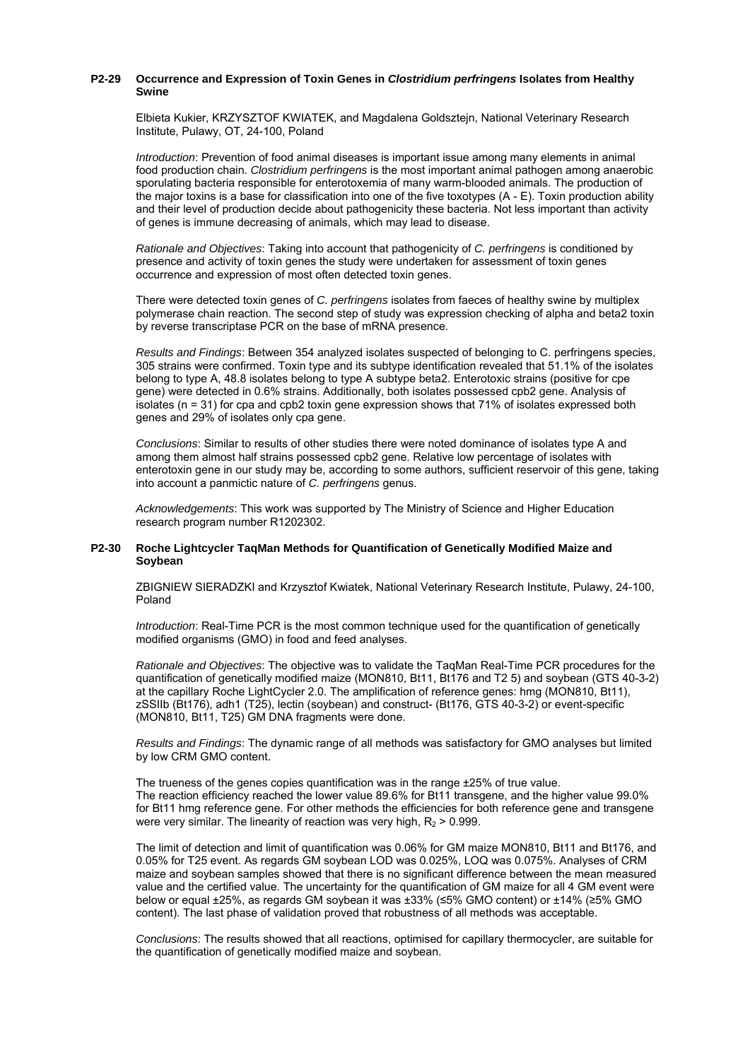### P2-29 Occurrence and Expression of Toxin Genes in *Clostridium perfringens* Isolates from Healthy Swine

Elbieta Kukier, KRZYSZTOF KWIATEK, and Magdalena Goldsztejn, National Veterinary Research Institute, Pulawy, OT, 24-100, Poland

*Introduction*: Prevention of food animal diseases is important issue among many elements in animal food production chain. *Clostridium perfringens* is the most important animal pathogen among anaerobic sporulating bacteria responsible for enterotoxemia of many warm-blooded animals. The production of the major toxins is a base for classification into one of the five toxotypes (A - E). Toxin production ability and their level of production decide about pathogenicity these bacteria. Not less important than activity of genes is immune decreasing of animals, which may lead to disease.

*Rationale and Objectives*: Taking into account that pathogenicity of *C. perfringens* is conditioned by presence and activity of toxin genes the study were undertaken for assessment of toxin genes occurrence and expression of most often detected toxin genes.

There were detected toxin genes of *C. perfringens* isolates from faeces of healthy swine by multiplex polymerase chain reaction. The second step of study was expression checking of alpha and beta2 toxin by reverse transcriptase PCR on the base of mRNA presence.

*Results and Findings*: Between 354 analyzed isolates suspected of belonging to C. perfringens species, 305 strains were confirmed. Toxin type and its subtype identification revealed that 51.1% of the isolates belong to type A, 48.8 isolates belong to type A subtype beta2. Enterotoxic strains (positive for cpe gene) were detected in 0.6% strains. Additionally, both isolates possessed cpb2 gene. Analysis of isolates (n = 31) for cpa and cpb2 toxin gene expression shows that 71% of isolates expressed both genes and 29% of isolates only cpa gene.

*Conclusions*: Similar to results of other studies there were noted dominance of isolates type A and among them almost half strains possessed cpb2 gene. Relative low percentage of isolates with enterotoxin gene in our study may be, according to some authors, sufficient reservoir of this gene, taking into account a panmictic nature of *C. perfringens* genus.

*Acknowledgements*: This work was supported by The Ministry of Science and Higher Education research program number R1202302.

### P2-30 Roche Lightcycler TaqMan Methods for Quantification of Genetically Modified Maize and Soybean

ZBIGNIEW SIERADZKI and Krzysztof Kwiatek, National Veterinary Research Institute, Pulawy, 24-100, Poland

*Introduction*: Real-Time PCR is the most common technique used for the quantification of genetically modified organisms (GMO) in food and feed analyses.

*Rationale and Objectives*: The objective was to validate the TaqMan Real-Time PCR procedures for the quantification of genetically modified maize (MON810, Bt11, Bt176 and T2 5) and soybean (GTS 40-3-2) at the capillary Roche LightCycler 2.0. The amplification of reference genes: hmg (MON810, Bt11), zSSIIb (Bt176), adh1 (T25), lectin (soybean) and construct- (Bt176, GTS 40-3-2) or event-specific (MON810, Bt11, T25) GM DNA fragments were done.

*Results and Findings*: The dynamic range of all methods was satisfactory for GMO analyses but limited by low CRM GMO content.

The trueness of the genes copies quantification was in the range ±25% of true value.
The reaction efficiency reached the lower value 89.6% for Bt11 transgene, and the higher value 99.0% for Bt11 hmg reference gene. For other methods the efficiencies for both reference gene and transgene were very similar. The linearity of reaction was very high, $R_2 > 0.999$.

The limit of detection and limit of quantification was 0.06% for GM maize MON810, Bt11 and Bt176, and 0.05% for T25 event. As regards GM soybean LOD was 0.025%, LOQ was 0.075%. Analyses of CRM maize and soybean samples showed that there is no significant difference between the mean measured value and the certified value. The uncertainty for the quantification of GM maize for all 4 GM event were below or equal ±25%, as regards GM soybean it was ±33% (≤5% GMO content) or ±14% (≥5% GMO content). The last phase of validation proved that robustness of all methods was acceptable.

*Conclusions*: The results showed that all reactions, optimised for capillary thermocycler, are suitable for the quantification of genetically modified maize and soybean.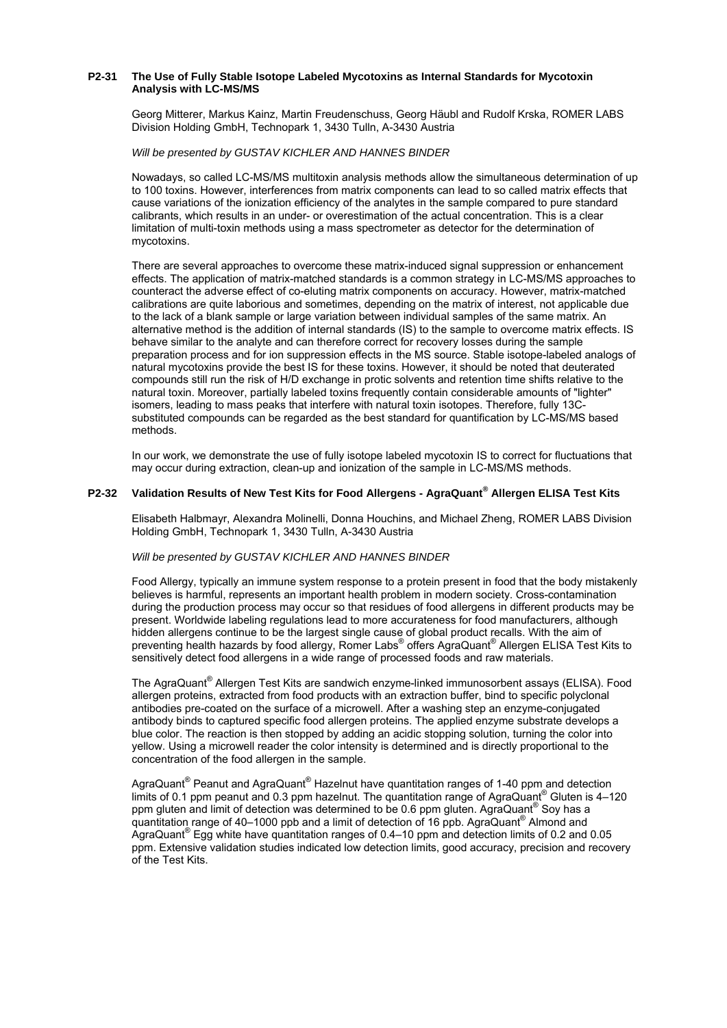### P2-31 The Use of Fully Stable Isotope Labeled Mycotoxins as Internal Standards for Mycotoxin Analysis with LC-MS/MS

Georg Mitterer, Markus Kainz, Martin Freudenschuss, Georg Häubl and Rudolf Krska, ROMER LABS Division Holding GmbH, Technopark 1, 3430 Tulln, A-3430 Austria

*Will be presented by GUSTAV KICHLER AND HANNES BINDER*

Nowadays, so called LC-MS/MS multitoxin analysis methods allow the simultaneous determination of up to 100 toxins. However, interferences from matrix components can lead to so called matrix effects that cause variations of the ionization efficiency of the analytes in the sample compared to pure standard calibrants, which results in an under- or overestimation of the actual concentration. This is a clear limitation of multi-toxin methods using a mass spectrometer as detector for the determination of mycotoxins.

There are several approaches to overcome these matrix-induced signal suppression or enhancement effects. The application of matrix-matched standards is a common strategy in LC-MS/MS approaches to counteract the adverse effect of co-eluting matrix components on accuracy. However, matrix-matched calibrations are quite laborious and sometimes, depending on the matrix of interest, not applicable due to the lack of a blank sample or large variation between individual samples of the same matrix. An alternative method is the addition of internal standards (IS) to the sample to overcome matrix effects. IS behave similar to the analyte and can therefore correct for recovery losses during the sample preparation process and for ion suppression effects in the MS source. Stable isotope-labeled analogs of natural mycotoxins provide the best IS for these toxins. However, it should be noted that deuterated compounds still run the risk of H/D exchange in protic solvents and retention time shifts relative to the natural toxin. Moreover, partially labeled toxins frequently contain considerable amounts of "lighter" isomers, leading to mass peaks that interfere with natural toxin isotopes. Therefore, fully 13C-substituted compounds can be regarded as the best standard for quantification by LC-MS/MS based methods.

In our work, we demonstrate the use of fully isotope labeled mycotoxin IS to correct for fluctuations that may occur during extraction, clean-up and ionization of the sample in LC-MS/MS methods.

### P2-32 Validation Results of New Test Kits for Food Allergens - AgraQuant® Allergen ELISA Test Kits

Elisabeth Halbmayr, Alexandra Molinelli, Donna Houchins, and Michael Zheng, ROMER LABS Division Holding GmbH, Technopark 1, 3430 Tulln, A-3430 Austria

*Will be presented by GUSTAV KICHLER AND HANNES BINDER*

Food Allergy, typically an immune system response to a protein present in food that the body mistakenly believes is harmful, represents an important health problem in modern society. Cross-contamination during the production process may occur so that residues of food allergens in different products may be present. Worldwide labeling regulations lead to more accurateness for food manufacturers, although hidden allergens continue to be the largest single cause of global product recalls. With the aim of preventing health hazards by food allergy, Romer Labs® offers AgraQuant® Allergen ELISA Test Kits to sensitively detect food allergens in a wide range of processed foods and raw materials.

The AgraQuant® Allergen Test Kits are sandwich enzyme-linked immunosorbent assays (ELISA). Food allergen proteins, extracted from food products with an extraction buffer, bind to specific polyclonal antibodies pre-coated on the surface of a microwell. After a washing step an enzyme-conjugated antibody binds to captured specific food allergen proteins. The applied enzyme substrate develops a blue color. The reaction is then stopped by adding an acidic stopping solution, turning the color into yellow. Using a microwell reader the color intensity is determined and is directly proportional to the concentration of the food allergen in the sample.

AgraQuant® Peanut and AgraQuant® Hazelnut have quantitation ranges of 1-40 ppm and detection limits of 0.1 ppm peanut and 0.3 ppm hazelnut. The quantitation range of AgraQuant® Gluten is 4–120 ppm gluten and limit of detection was determined to be 0.6 ppm gluten. AgraQuant® Soy has a quantitation range of 40–1000 ppb and a limit of detection of 16 ppb. AgraQuant® Almond and AgraQuant® Egg white have quantitation ranges of 0.4–10 ppm and detection limits of 0.2 and 0.05 ppm. Extensive validation studies indicated low detection limits, good accuracy, precision and recovery of the Test Kits.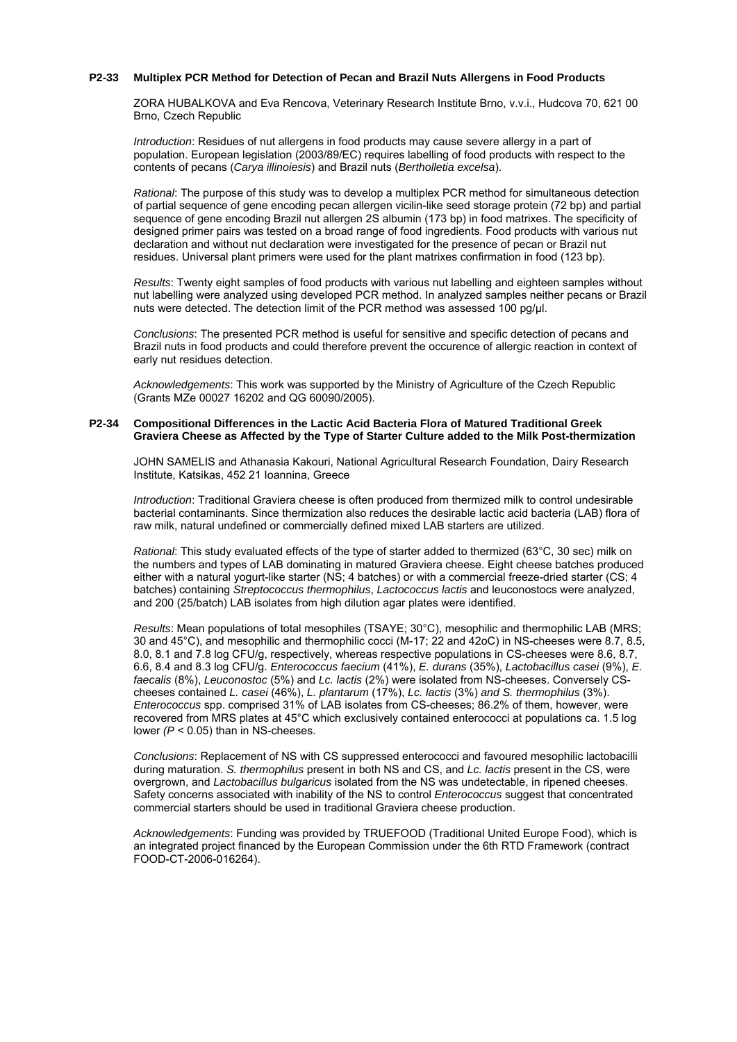### P2-33 Multiplex PCR Method for Detection of Pecan and Brazil Nuts Allergens in Food Products

ZORA HUBALKOVA and Eva Rencova, Veterinary Research Institute Brno, v.v.i., Hudcova 70, 621 00 Brno, Czech Republic

*Introduction*: Residues of nut allergens in food products may cause severe allergy in a part of population. European legislation (2003/89/EC) requires labelling of food products with respect to the contents of pecans (*Carya illinoiesis*) and Brazil nuts (*Bertholletia excelsa*).

*Rational*: The purpose of this study was to develop a multiplex PCR method for simultaneous detection of partial sequence of gene encoding pecan allergen vicilin-like seed storage protein (72 bp) and partial sequence of gene encoding Brazil nut allergen 2S albumin (173 bp) in food matrixes. The specificity of designed primer pairs was tested on a broad range of food ingredients. Food products with various nut declaration and without nut declaration were investigated for the presence of pecan or Brazil nut residues. Universal plant primers were used for the plant matrixes confirmation in food (123 bp).

*Results*: Twenty eight samples of food products with various nut labelling and eighteen samples without nut labelling were analyzed using developed PCR method. In analyzed samples neither pecans or Brazil nuts were detected. The detection limit of the PCR method was assessed 100 pg/µl.

*Conclusions*: The presented PCR method is useful for sensitive and specific detection of pecans and Brazil nuts in food products and could therefore prevent the occurence of allergic reaction in context of early nut residues detection.

*Acknowledgements*: This work was supported by the Ministry of Agriculture of the Czech Republic (Grants MZe 00027 16202 and QG 60090/2005).

### P2-34 Compositional Differences in the Lactic Acid Bacteria Flora of Matured Traditional Greek Graviera Cheese as Affected by the Type of Starter Culture added to the Milk Post-thermization

JOHN SAMELIS and Athanasia Kakouri, National Agricultural Research Foundation, Dairy Research Institute, Katsikas, 452 21 Ioannina, Greece

*Introduction*: Traditional Graviera cheese is often produced from thermized milk to control undesirable bacterial contaminants. Since thermization also reduces the desirable lactic acid bacteria (LAB) flora of raw milk, natural undefined or commercially defined mixed LAB starters are utilized.

*Rational*: This study evaluated effects of the type of starter added to thermized (63°C, 30 sec) milk on the numbers and types of LAB dominating in matured Graviera cheese. Eight cheese batches produced either with a natural yogurt-like starter (NS; 4 batches) or with a commercial freeze-dried starter (CS; 4 batches) containing *Streptococcus thermophilus*, *Lactococcus lactis* and leuconostocs were analyzed, and 200 (25/batch) LAB isolates from high dilution agar plates were identified.

*Results*: Mean populations of total mesophiles (TSAYE; 30°C), mesophilic and thermophilic LAB (MRS; 30 and 45°C), and mesophilic and thermophilic cocci (M-17; 22 and 42oC) in NS-cheeses were 8.7, 8.5, 8.0, 8.1 and 7.8 log CFU/g, respectively, whereas respective populations in CS-cheeses were 8.6, 8.7, 6.6, 8.4 and 8.3 log CFU/g. *Enterococcus faecium* (41%), *E. durans* (35%), *Lactobacillus casei* (9%), *E. faecalis* (8%), *Leuconostoc* (5%) and *Lc. lactis* (2%) were isolated from NS-cheeses. Conversely CS-cheeses contained *L. casei* (46%), *L. plantarum* (17%), *Lc. lactis* (3%) *and S. thermophilus* (3%). *Enterococcus* spp. comprised 31% of LAB isolates from CS-cheeses; 86.2% of them, however, were recovered from MRS plates at 45°C which exclusively contained enterococci at populations ca. 1.5 log lower ($P < 0.05$) than in NS-cheeses.

*Conclusions*: Replacement of NS with CS suppressed enterococci and favoured mesophilic lactobacilli during maturation. *S. thermophilus* present in both NS and CS, and *Lc. lactis* present in the CS, were overgrown, and *Lactobacillus bulgaricus* isolated from the NS was undetectable, in ripened cheeses. Safety concerns associated with inability of the NS to control *Enterococcus* suggest that concentrated commercial starters should be used in traditional Graviera cheese production.

*Acknowledgements*: Funding was provided by TRUEFOOD (Traditional United Europe Food), which is an integrated project financed by the European Commission under the 6th RTD Framework (contract FOOD-CT-2006-016264).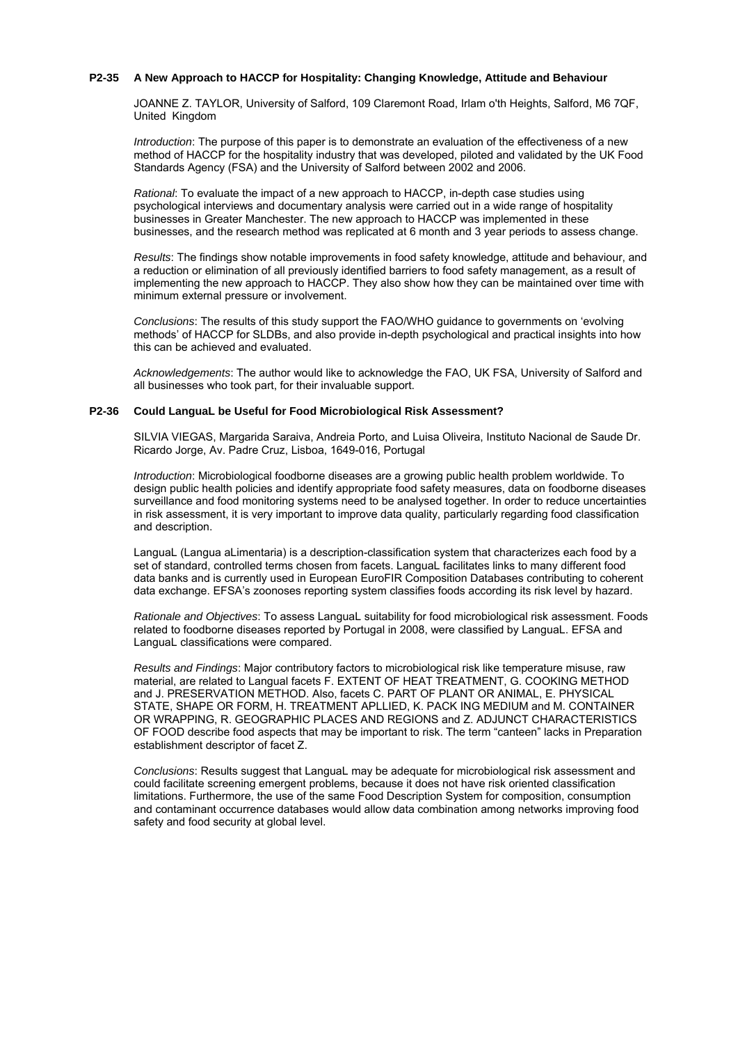### P2-35 A New Approach to HACCP for Hospitality: Changing Knowledge, Attitude and Behaviour

JOANNE Z. TAYLOR, University of Salford, 109 Claremont Road, Irlam o'th Heights, Salford, M6 7QF, United Kingdom

*Introduction*: The purpose of this paper is to demonstrate an evaluation of the effectiveness of a new method of HACCP for the hospitality industry that was developed, piloted and validated by the UK Food Standards Agency (FSA) and the University of Salford between 2002 and 2006.

*Rational*: To evaluate the impact of a new approach to HACCP, in-depth case studies using psychological interviews and documentary analysis were carried out in a wide range of hospitality businesses in Greater Manchester. The new approach to HACCP was implemented in these businesses, and the research method was replicated at 6 month and 3 year periods to assess change.

*Results*: The findings show notable improvements in food safety knowledge, attitude and behaviour, and a reduction or elimination of all previously identified barriers to food safety management, as a result of implementing the new approach to HACCP. They also show how they can be maintained over time with minimum external pressure or involvement.

*Conclusions*: The results of this study support the FAO/WHO guidance to governments on 'evolving methods' of HACCP for SLDBs, and also provide in-depth psychological and practical insights into how this can be achieved and evaluated.

*Acknowledgements*: The author would like to acknowledge the FAO, UK FSA, University of Salford and all businesses who took part, for their invaluable support.

### P2-36 Could LanguaL be Useful for Food Microbiological Risk Assessment?

SILVIA VIEGAS, Margarida Saraiva, Andreia Porto, and Luisa Oliveira, Instituto Nacional de Saude Dr. Ricardo Jorge, Av. Padre Cruz, Lisboa, 1649-016, Portugal

*Introduction*: Microbiological foodborne diseases are a growing public health problem worldwide. To design public health policies and identify appropriate food safety measures, data on foodborne diseases surveillance and food monitoring systems need to be analysed together. In order to reduce uncertainties in risk assessment, it is very important to improve data quality, particularly regarding food classification and description.

LanguaL (Langua aLimentaria) is a description-classification system that characterizes each food by a set of standard, controlled terms chosen from facets. LanguaL facilitates links to many different food data banks and is currently used in European EuroFIR Composition Databases contributing to coherent data exchange. EFSA's zoonoses reporting system classifies foods according its risk level by hazard.

*Rationale and Objectives*: To assess LanguaL suitability for food microbiological risk assessment. Foods related to foodborne diseases reported by Portugal in 2008, were classified by LanguaL. EFSA and LanguaL classifications were compared.

*Results and Findings*: Major contributory factors to microbiological risk like temperature misuse, raw material, are related to Langual facets F. EXTENT OF HEAT TREATMENT, G. COOKING METHOD and J. PRESERVATION METHOD. Also, facets C. PART OF PLANT OR ANIMAL, E. PHYSICAL STATE, SHAPE OR FORM, H. TREATMENT APLLIED, K. PACK ING MEDIUM and M. CONTAINER OR WRAPPING, R. GEOGRAPHIC PLACES AND REGIONS and Z. ADJUNCT CHARACTERISTICS OF FOOD describe food aspects that may be important to risk. The term "canteen" lacks in Preparation establishment descriptor of facet Z.

*Conclusions*: Results suggest that LanguaL may be adequate for microbiological risk assessment and could facilitate screening emergent problems, because it does not have risk oriented classification limitations. Furthermore, the use of the same Food Description System for composition, consumption and contaminant occurrence databases would allow data combination among networks improving food safety and food security at global level.